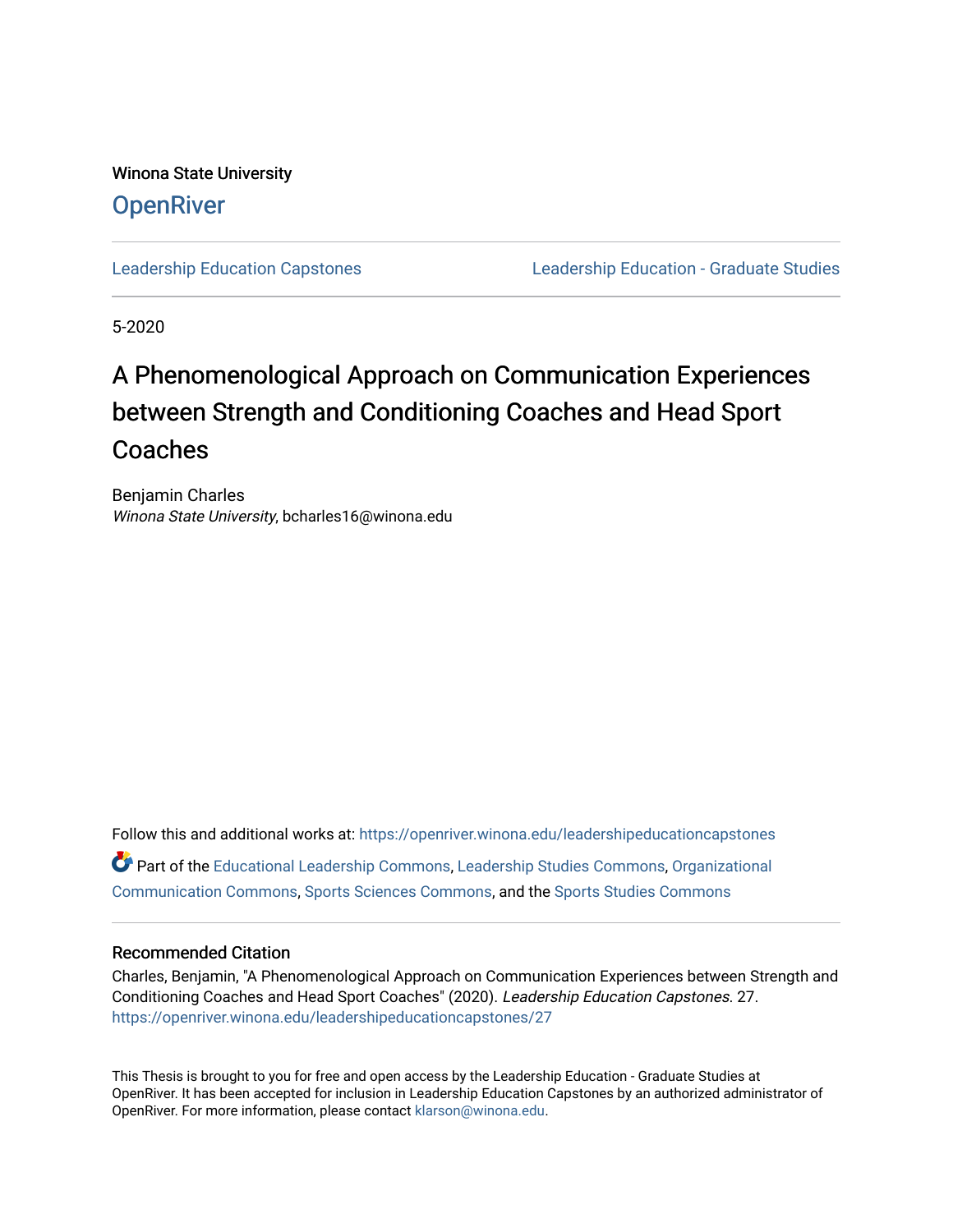Winona State University

**OpenRiver**

Leadership Education Capstones | Leadership Education - Graduate Studies

5-2020

# A Phenomenological Approach on Communication Experiences between Strength and Conditioning Coaches and Head Sport Coaches

Benjamin Charles
*Winona State University*, bcharles16@winona.edu

Follow this and additional works at: https://openriver.winona.edu/leadershipeducationcapstones

Part of the Educational Leadership Commons, Leadership Studies Commons, Organizational Communication Commons, Sports Sciences Commons, and the Sports Studies Commons

## Recommended Citation

Charles, Benjamin, "A Phenomenological Approach on Communication Experiences between Strength and Conditioning Coaches and Head Sport Coaches" (2020). *Leadership Education Capstones*. 27.
https://openriver.winona.edu/leadershipeducationcapstones/27

This Thesis is brought to you for free and open access by the Leadership Education - Graduate Studies at OpenRiver. It has been accepted for inclusion in Leadership Education Capstones by an authorized administrator of OpenRiver. For more information, please contact klarson@winona.edu.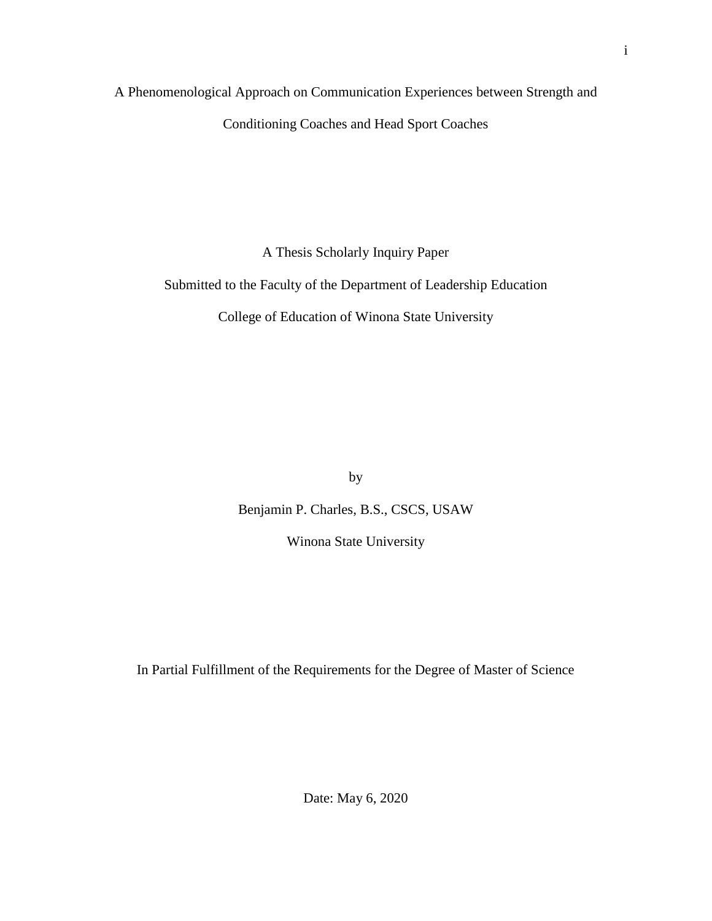# A Phenomenological Approach on Communication Experiences between Strength and Conditioning Coaches and Head Sport Coaches

A Thesis Scholarly Inquiry Paper

Submitted to the Faculty of the Department of Leadership Education

College of Education of Winona State University

by

Benjamin P. Charles, B.S., CSCS, USAW

Winona State University

In Partial Fulfillment of the Requirements for the Degree of Master of Science

Date: May 6, 2020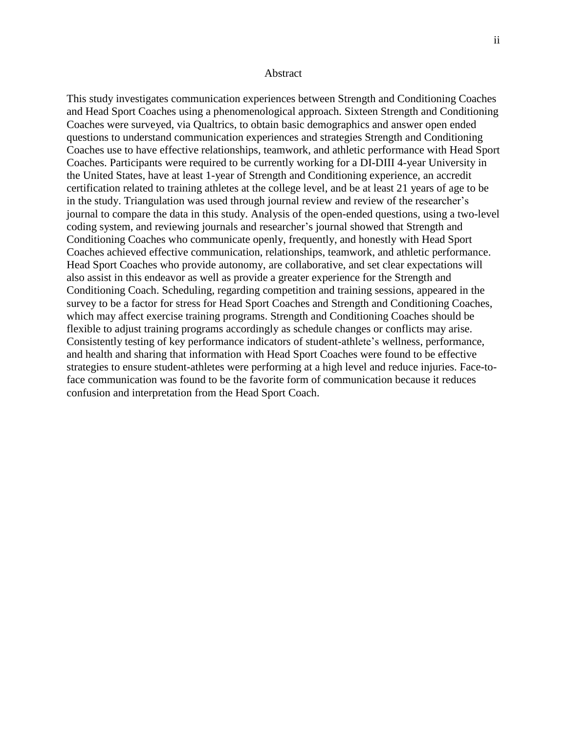# Abstract

This study investigates communication experiences between Strength and Conditioning Coaches and Head Sport Coaches using a phenomenological approach. Sixteen Strength and Conditioning Coaches were surveyed, via Qualtrics, to obtain basic demographics and answer open ended questions to understand communication experiences and strategies Strength and Conditioning Coaches use to have effective relationships, teamwork, and athletic performance with Head Sport Coaches. Participants were required to be currently working for a DI-DIII 4-year University in the United States, have at least 1-year of Strength and Conditioning experience, an accredit certification related to training athletes at the college level, and be at least 21 years of age to be in the study. Triangulation was used through journal review and review of the researcher's journal to compare the data in this study. Analysis of the open-ended questions, using a two-level coding system, and reviewing journals and researcher's journal showed that Strength and Conditioning Coaches who communicate openly, frequently, and honestly with Head Sport Coaches achieved effective communication, relationships, teamwork, and athletic performance. Head Sport Coaches who provide autonomy, are collaborative, and set clear expectations will also assist in this endeavor as well as provide a greater experience for the Strength and Conditioning Coach. Scheduling, regarding competition and training sessions, appeared in the survey to be a factor for stress for Head Sport Coaches and Strength and Conditioning Coaches, which may affect exercise training programs. Strength and Conditioning Coaches should be flexible to adjust training programs accordingly as schedule changes or conflicts may arise. Consistently testing of key performance indicators of student-athlete's wellness, performance, and health and sharing that information with Head Sport Coaches were found to be effective strategies to ensure student-athletes were performing at a high level and reduce injuries. Face-to-face communication was found to be the favorite form of communication because it reduces confusion and interpretation from the Head Sport Coach.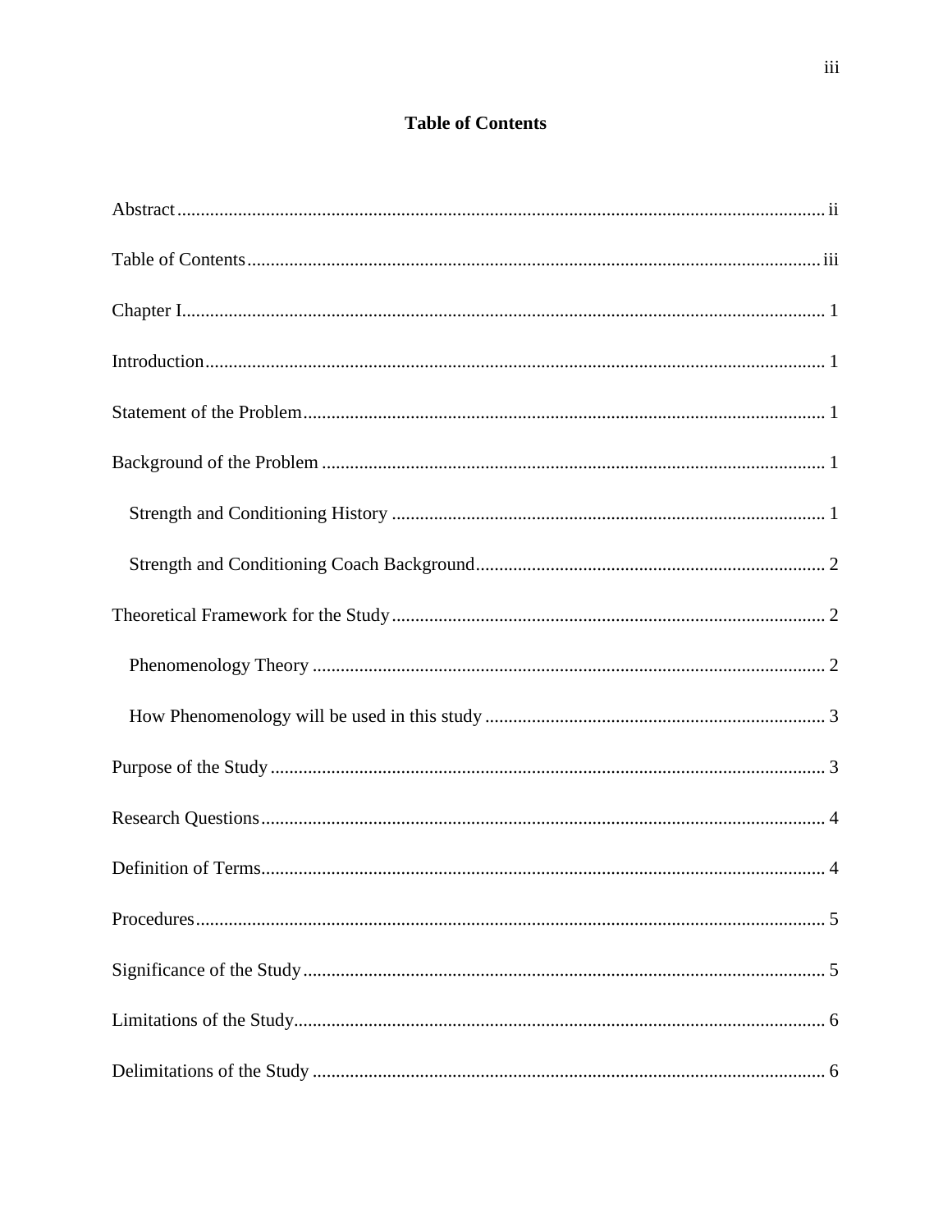# Table of Contents

Abstract ........................................................................................................................ ii

Table of Contents ........................................................................................................ iii

Chapter I ........................................................................................................................ 1

Introduction .................................................................................................................. 1

Statement of the Problem ............................................................................................. 1

Background of the Problem ......................................................................................... 1

  Strength and Conditioning History ........................................................................... 1

  Strength and Conditioning Coach Background ......................................................... 2

Theoretical Framework for the Study ........................................................................... 2

  Phenomenology Theory ............................................................................................ 2

  How Phenomenology will be used in this study ........................................................ 3

Purpose of the Study .................................................................................................... 3

Research Questions ...................................................................................................... 4

Definition of Terms ...................................................................................................... 4

Procedures .................................................................................................................... 5

Significance of the Study .............................................................................................. 5

Limitations of the Study ................................................................................................ 6

Delimitations of the Study ............................................................................................ 6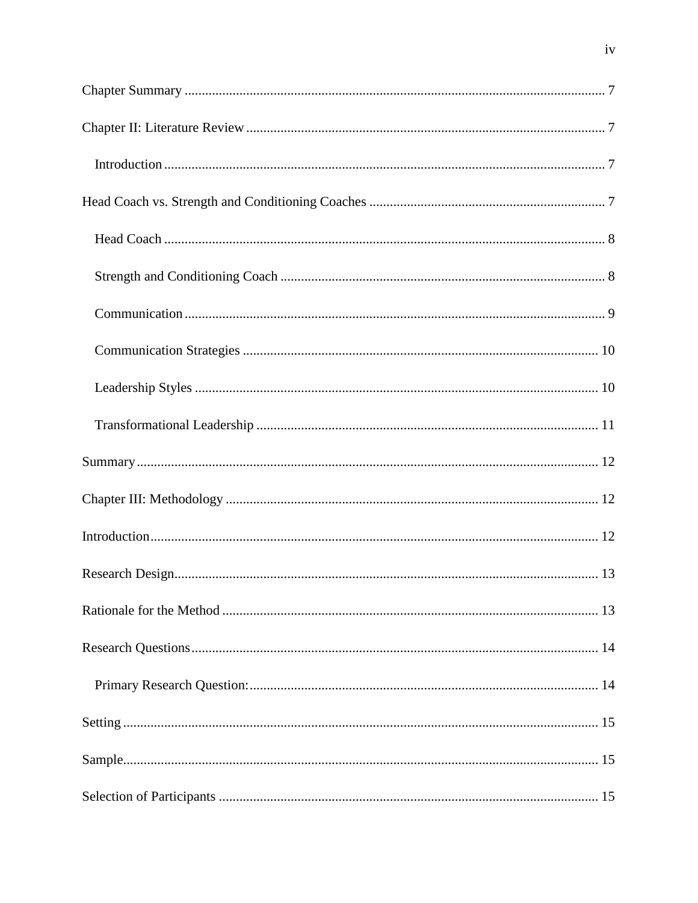Chapter Summary ........................................................................................................................ 7

Chapter II: Literature Review ....................................................................................................... 7

  Introduction ............................................................................................................................... 7

Head Coach vs. Strength and Conditioning Coaches .................................................................... 7

  Head Coach ............................................................................................................................... 8

  Strength and Conditioning Coach ............................................................................................. 8

  Communication ......................................................................................................................... 9

  Communication Strategies ....................................................................................................... 10

  Leadership Styles .................................................................................................................... 10

  Transformational Leadership .................................................................................................. 11

Summary .................................................................................................................................... 12

Chapter III: Methodology ........................................................................................................... 12

Introduction ................................................................................................................................ 12

Research Design .......................................................................................................................... 13

Rationale for the Method ............................................................................................................ 13

Research Questions ..................................................................................................................... 14

  Primary Research Question: .................................................................................................... 14

Setting ........................................................................................................................................ 15

Sample ........................................................................................................................................ 15

Selection of Participants ............................................................................................................. 15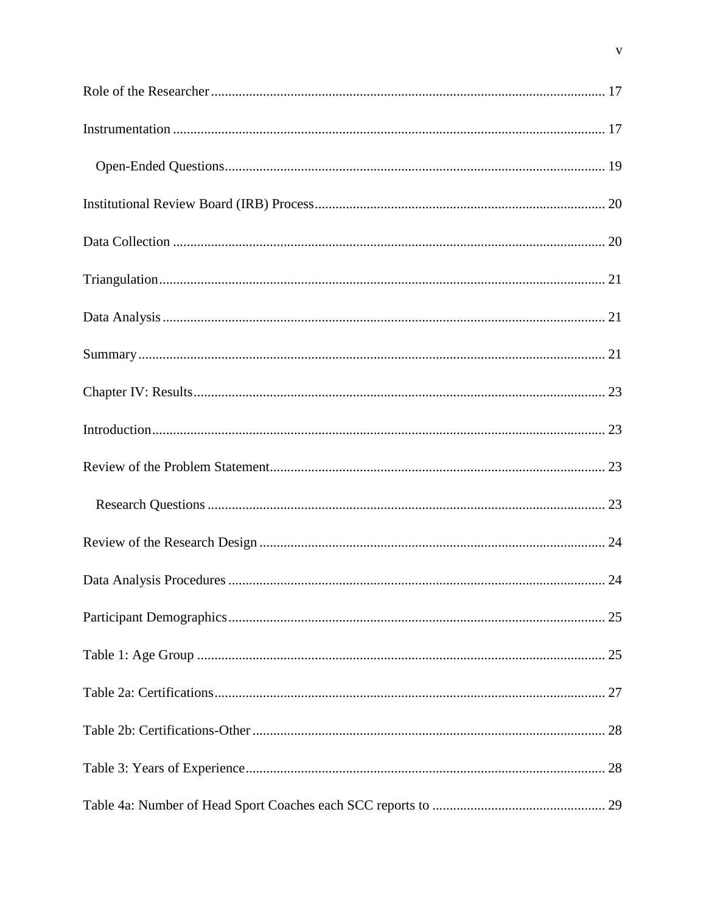Role of the Researcher ........................................................................................................ 17

Instrumentation ................................................................................................................... 17

  Open-Ended Questions.................................................................................................... 19

Institutional Review Board (IRB) Process.......................................................................... 20

Data Collection ................................................................................................................... 20

Triangulation....................................................................................................................... 21

Data Analysis ...................................................................................................................... 21

Summary ............................................................................................................................. 21

Chapter IV: Results............................................................................................................. 23

Introduction......................................................................................................................... 23

Review of the Problem Statement....................................................................................... 23

  Research Questions ......................................................................................................... 23

Review of the Research Design .......................................................................................... 24

Data Analysis Procedures ................................................................................................... 24

Participant Demographics................................................................................................... 25

Table 1: Age Group ............................................................................................................ 25

Table 2a: Certifications....................................................................................................... 27

Table 2b: Certifications-Other ............................................................................................ 28

Table 3: Years of Experience.............................................................................................. 28

Table 4a: Number of Head Sport Coaches each SCC reports to ........................................ 29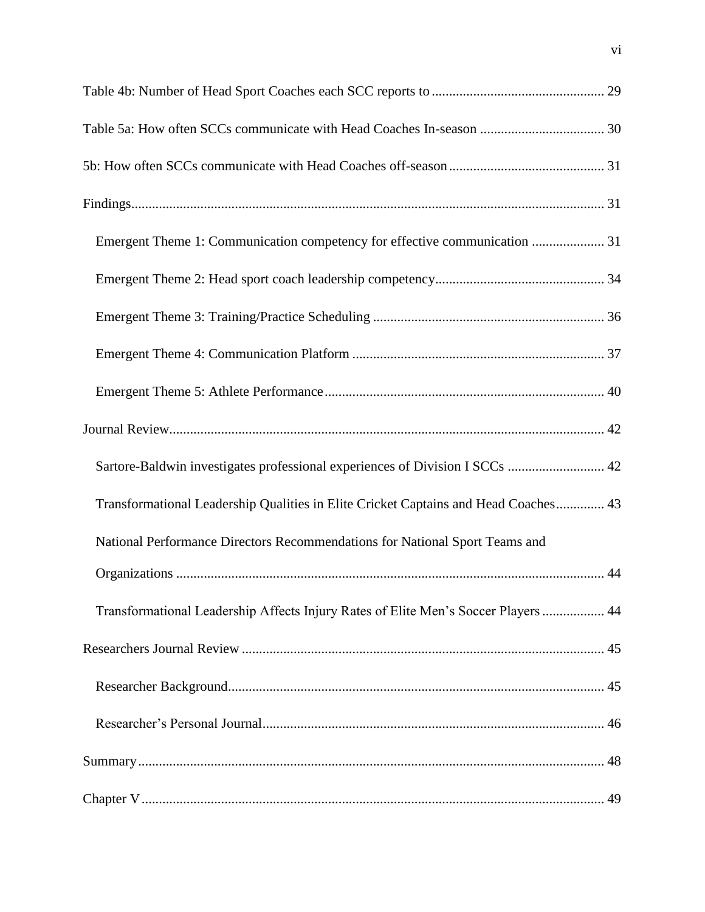Table 4b: Number of Head Sport Coaches each SCC reports to ........................................ 29

Table 5a: How often SCCs communicate with Head Coaches In-season ........................................ 30

5b: How often SCCs communicate with Head Coaches off-season ........................................ 31

Findings ........................................ 31

- Emergent Theme 1: Communication competency for effective communication ........................................ 31
- Emergent Theme 2: Head sport coach leadership competency ........................................ 34
- Emergent Theme 3: Training/Practice Scheduling ........................................ 36
- Emergent Theme 4: Communication Platform ........................................ 37
- Emergent Theme 5: Athlete Performance ........................................ 40

Journal Review ........................................ 42

- Sartore-Baldwin investigates professional experiences of Division I SCCs ........................................ 42
- Transformational Leadership Qualities in Elite Cricket Captains and Head Coaches ........................................ 43
- National Performance Directors Recommendations for National Sport Teams and Organizations ........................................ 44
- Transformational Leadership Affects Injury Rates of Elite Men's Soccer Players ........................................ 44

Researchers Journal Review ........................................ 45

- Researcher Background ........................................ 45
- Researcher's Personal Journal ........................................ 46

Summary ........................................ 48

Chapter V ........................................ 49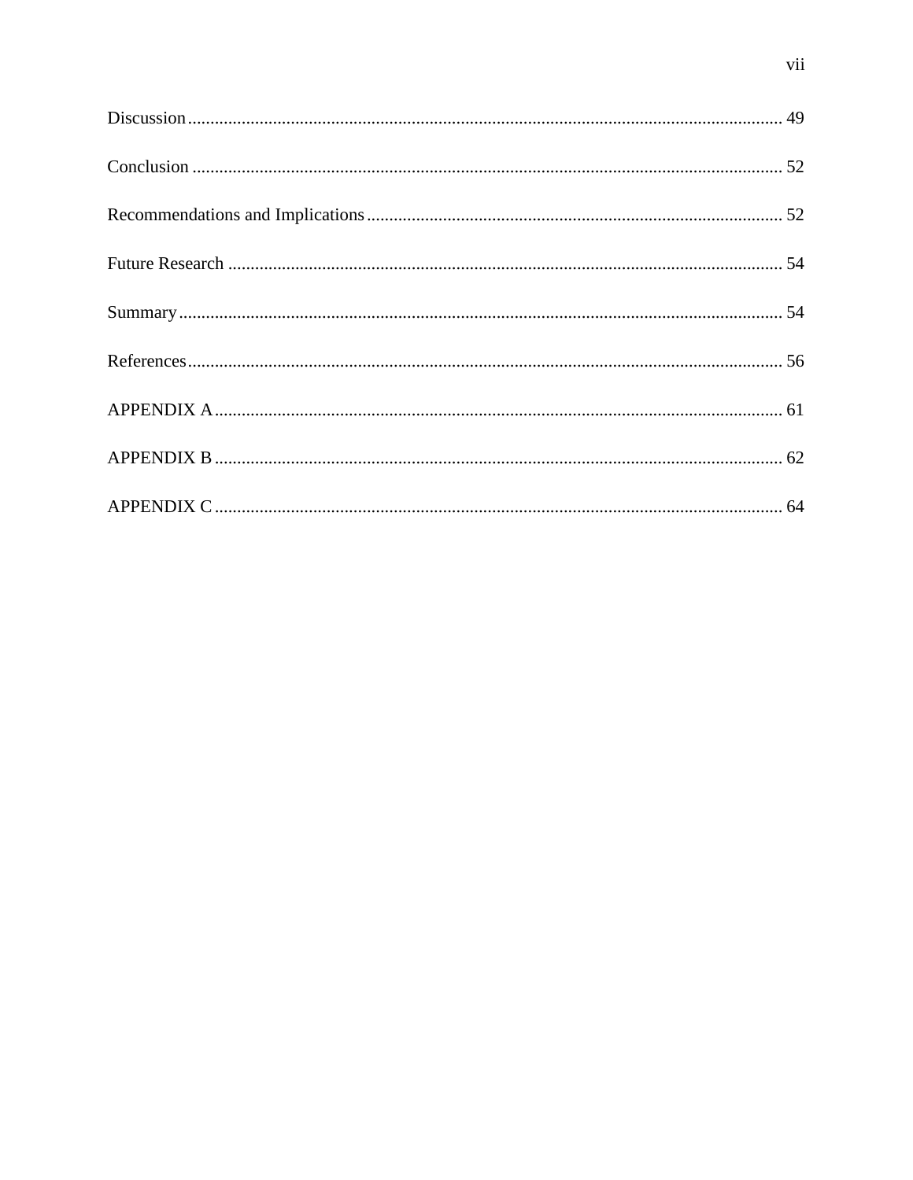Discussion ........................................................................................................................... 49

Conclusion ........................................................................................................................... 52

Recommendations and Implications ........................................................................................... 52

Future Research ........................................................................................................................... 54

Summary ........................................................................................................................... 54

References ........................................................................................................................... 56

APPENDIX A ........................................................................................................................... 61

APPENDIX B ........................................................................................................................... 62

APPENDIX C ........................................................................................................................... 64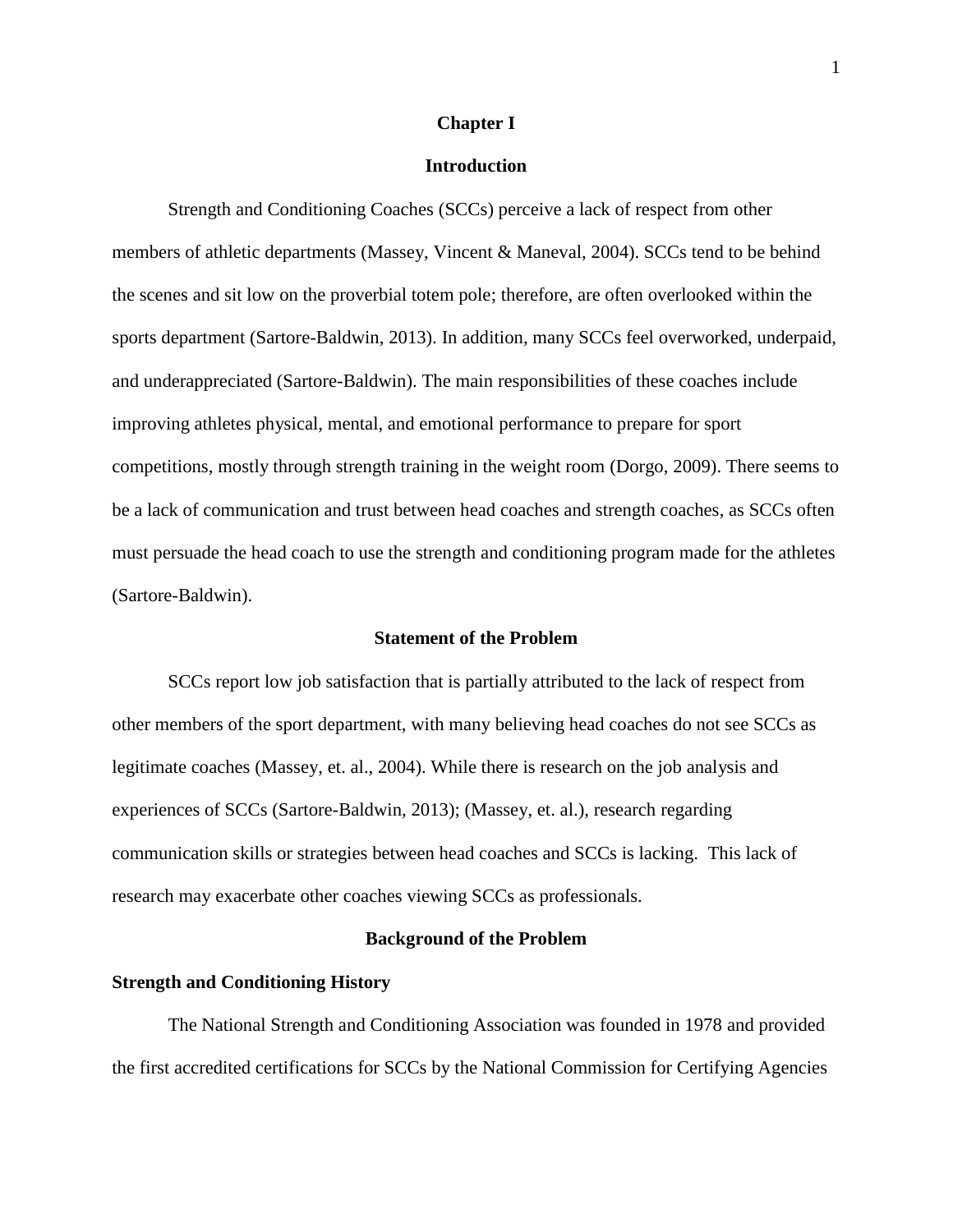# Chapter I

## Introduction

Strength and Conditioning Coaches (SCCs) perceive a lack of respect from other members of athletic departments (Massey, Vincent & Maneval, 2004). SCCs tend to be behind the scenes and sit low on the proverbial totem pole; therefore, are often overlooked within the sports department (Sartore-Baldwin, 2013). In addition, many SCCs feel overworked, underpaid, and underappreciated (Sartore-Baldwin). The main responsibilities of these coaches include improving athletes physical, mental, and emotional performance to prepare for sport competitions, mostly through strength training in the weight room (Dorgo, 2009). There seems to be a lack of communication and trust between head coaches and strength coaches, as SCCs often must persuade the head coach to use the strength and conditioning program made for the athletes (Sartore-Baldwin).

## Statement of the Problem

SCCs report low job satisfaction that is partially attributed to the lack of respect from other members of the sport department, with many believing head coaches do not see SCCs as legitimate coaches (Massey, et. al., 2004). While there is research on the job analysis and experiences of SCCs (Sartore-Baldwin, 2013); (Massey, et. al.), research regarding communication skills or strategies between head coaches and SCCs is lacking. This lack of research may exacerbate other coaches viewing SCCs as professionals.

## Background of the Problem

### Strength and Conditioning History

The National Strength and Conditioning Association was founded in 1978 and provided the first accredited certifications for SCCs by the National Commission for Certifying Agencies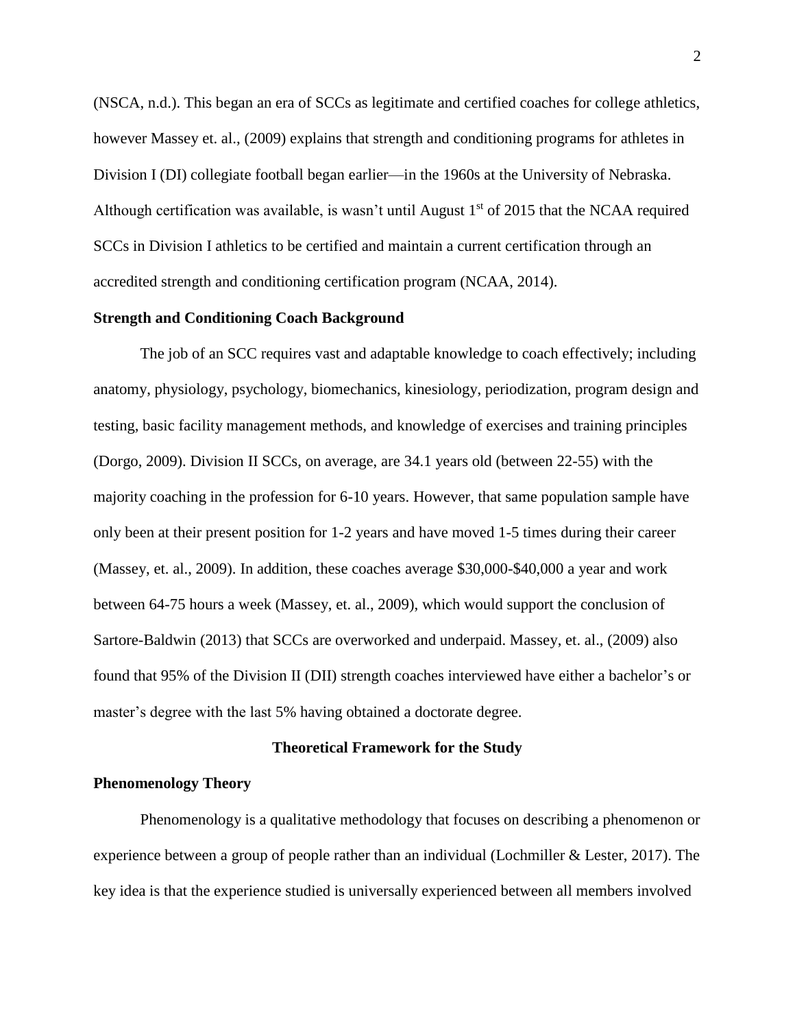(NSCA, n.d.). This began an era of SCCs as legitimate and certified coaches for college athletics, however Massey et. al., (2009) explains that strength and conditioning programs for athletes in Division I (DI) collegiate football began earlier—in the 1960s at the University of Nebraska. Although certification was available, is wasn't until August 1st of 2015 that the NCAA required SCCs in Division I athletics to be certified and maintain a current certification through an accredited strength and conditioning certification program (NCAA, 2014).

**Strength and Conditioning Coach Background**

The job of an SCC requires vast and adaptable knowledge to coach effectively; including anatomy, physiology, psychology, biomechanics, kinesiology, periodization, program design and testing, basic facility management methods, and knowledge of exercises and training principles (Dorgo, 2009). Division II SCCs, on average, are 34.1 years old (between 22-55) with the majority coaching in the profession for 6-10 years. However, that same population sample have only been at their present position for 1-2 years and have moved 1-5 times during their career (Massey, et. al., 2009). In addition, these coaches average $30,000-$40,000 a year and work between 64-75 hours a week (Massey, et. al., 2009), which would support the conclusion of Sartore-Baldwin (2013) that SCCs are overworked and underpaid. Massey, et. al., (2009) also found that 95% of the Division II (DII) strength coaches interviewed have either a bachelor's or master's degree with the last 5% having obtained a doctorate degree.

## Theoretical Framework for the Study

**Phenomenology Theory**

Phenomenology is a qualitative methodology that focuses on describing a phenomenon or experience between a group of people rather than an individual (Lochmiller & Lester, 2017). The key idea is that the experience studied is universally experienced between all members involved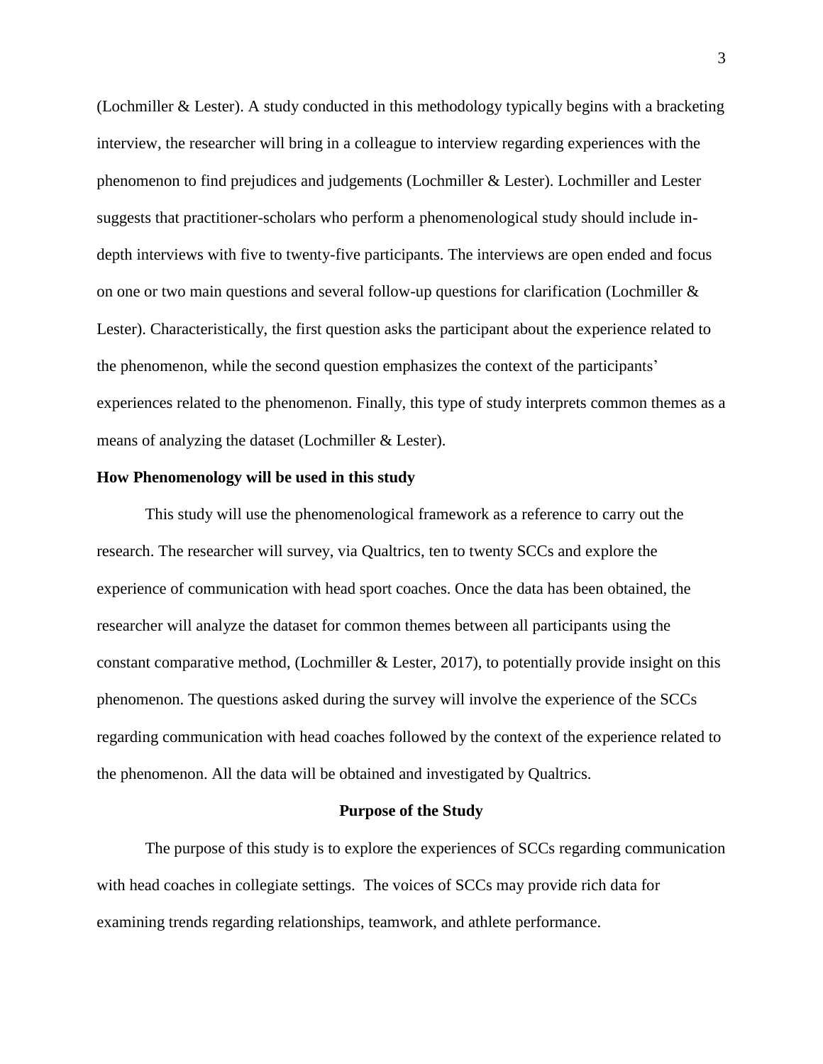(Lochmiller & Lester). A study conducted in this methodology typically begins with a bracketing interview, the researcher will bring in a colleague to interview regarding experiences with the phenomenon to find prejudices and judgements (Lochmiller & Lester). Lochmiller and Lester suggests that practitioner-scholars who perform a phenomenological study should include in-depth interviews with five to twenty-five participants. The interviews are open ended and focus on one or two main questions and several follow-up questions for clarification (Lochmiller & Lester). Characteristically, the first question asks the participant about the experience related to the phenomenon, while the second question emphasizes the context of the participants' experiences related to the phenomenon. Finally, this type of study interprets common themes as a means of analyzing the dataset (Lochmiller & Lester).

### How Phenomenology will be used in this study

This study will use the phenomenological framework as a reference to carry out the research. The researcher will survey, via Qualtrics, ten to twenty SCCs and explore the experience of communication with head sport coaches. Once the data has been obtained, the researcher will analyze the dataset for common themes between all participants using the constant comparative method, (Lochmiller & Lester, 2017), to potentially provide insight on this phenomenon. The questions asked during the survey will involve the experience of the SCCs regarding communication with head coaches followed by the context of the experience related to the phenomenon. All the data will be obtained and investigated by Qualtrics.

## Purpose of the Study

The purpose of this study is to explore the experiences of SCCs regarding communication with head coaches in collegiate settings. The voices of SCCs may provide rich data for examining trends regarding relationships, teamwork, and athlete performance.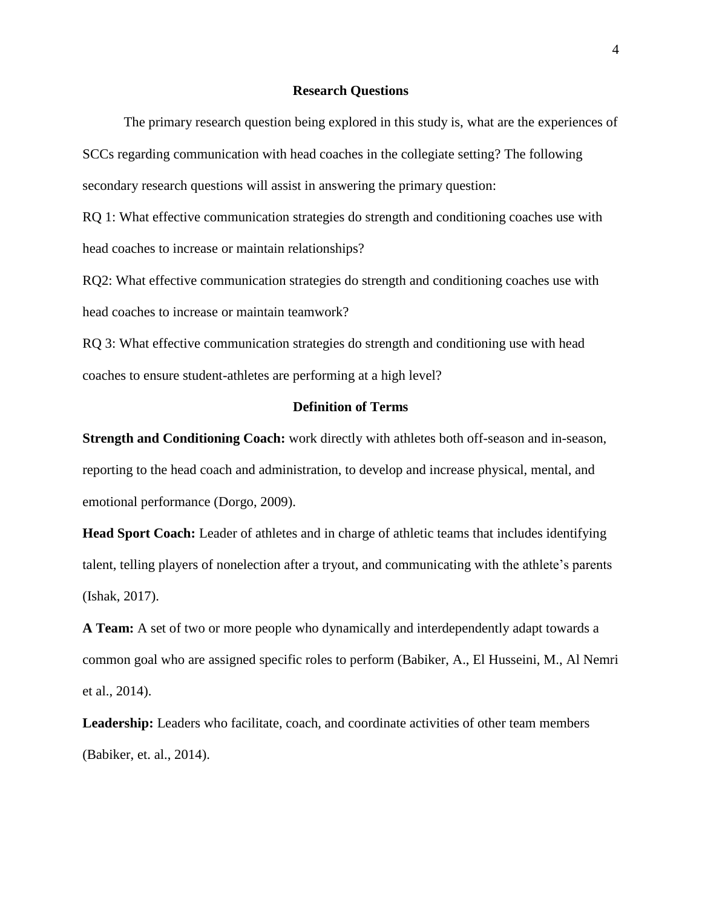## Research Questions

The primary research question being explored in this study is, what are the experiences of SCCs regarding communication with head coaches in the collegiate setting? The following secondary research questions will assist in answering the primary question:

RQ 1: What effective communication strategies do strength and conditioning coaches use with head coaches to increase or maintain relationships?

RQ2: What effective communication strategies do strength and conditioning coaches use with head coaches to increase or maintain teamwork?

RQ 3: What effective communication strategies do strength and conditioning use with head coaches to ensure student-athletes are performing at a high level?

## Definition of Terms

**Strength and Conditioning Coach:** work directly with athletes both off-season and in-season, reporting to the head coach and administration, to develop and increase physical, mental, and emotional performance (Dorgo, 2009).

**Head Sport Coach:** Leader of athletes and in charge of athletic teams that includes identifying talent, telling players of nonelection after a tryout, and communicating with the athlete's parents (Ishak, 2017).

**A Team:** A set of two or more people who dynamically and interdependently adapt towards a common goal who are assigned specific roles to perform (Babiker, A., El Husseini, M., Al Nemri et al., 2014).

**Leadership:** Leaders who facilitate, coach, and coordinate activities of other team members (Babiker, et. al., 2014).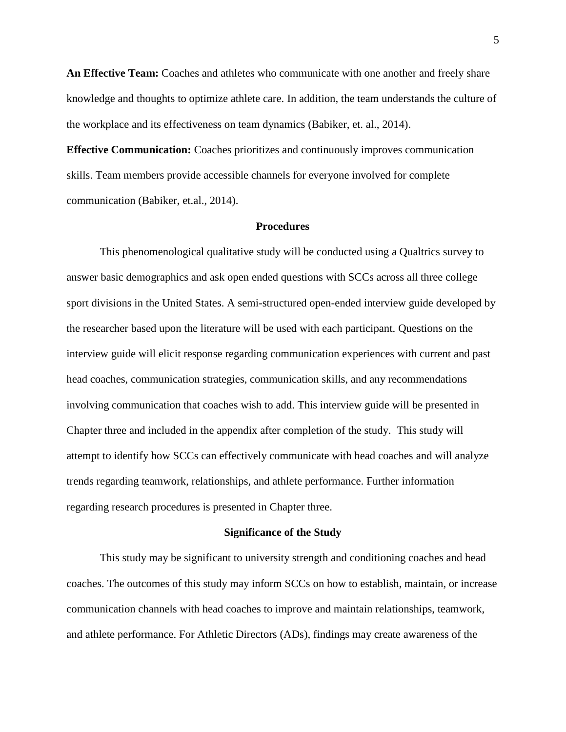**An Effective Team:** Coaches and athletes who communicate with one another and freely share knowledge and thoughts to optimize athlete care. In addition, the team understands the culture of the workplace and its effectiveness on team dynamics (Babiker, et. al., 2014).

**Effective Communication:** Coaches prioritizes and continuously improves communication skills. Team members provide accessible channels for everyone involved for complete communication (Babiker, et.al., 2014).

## Procedures

This phenomenological qualitative study will be conducted using a Qualtrics survey to answer basic demographics and ask open ended questions with SCCs across all three college sport divisions in the United States. A semi-structured open-ended interview guide developed by the researcher based upon the literature will be used with each participant. Questions on the interview guide will elicit response regarding communication experiences with current and past head coaches, communication strategies, communication skills, and any recommendations involving communication that coaches wish to add. This interview guide will be presented in Chapter three and included in the appendix after completion of the study. This study will attempt to identify how SCCs can effectively communicate with head coaches and will analyze trends regarding teamwork, relationships, and athlete performance. Further information regarding research procedures is presented in Chapter three.

## Significance of the Study

This study may be significant to university strength and conditioning coaches and head coaches. The outcomes of this study may inform SCCs on how to establish, maintain, or increase communication channels with head coaches to improve and maintain relationships, teamwork, and athlete performance. For Athletic Directors (ADs), findings may create awareness of the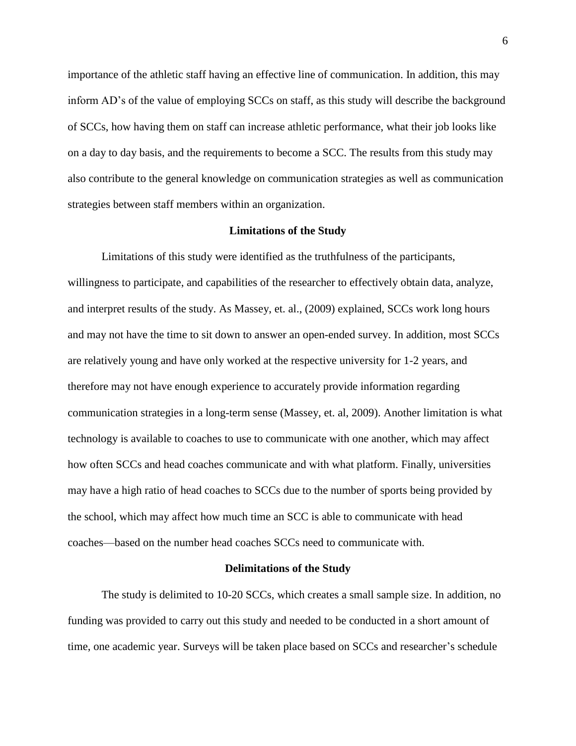importance of the athletic staff having an effective line of communication. In addition, this may inform AD's of the value of employing SCCs on staff, as this study will describe the background of SCCs, how having them on staff can increase athletic performance, what their job looks like on a day to day basis, and the requirements to become a SCC. The results from this study may also contribute to the general knowledge on communication strategies as well as communication strategies between staff members within an organization.

## Limitations of the Study

Limitations of this study were identified as the truthfulness of the participants, willingness to participate, and capabilities of the researcher to effectively obtain data, analyze, and interpret results of the study. As Massey, et. al., (2009) explained, SCCs work long hours and may not have the time to sit down to answer an open-ended survey. In addition, most SCCs are relatively young and have only worked at the respective university for 1-2 years, and therefore may not have enough experience to accurately provide information regarding communication strategies in a long-term sense (Massey, et. al, 2009). Another limitation is what technology is available to coaches to use to communicate with one another, which may affect how often SCCs and head coaches communicate and with what platform. Finally, universities may have a high ratio of head coaches to SCCs due to the number of sports being provided by the school, which may affect how much time an SCC is able to communicate with head coaches—based on the number head coaches SCCs need to communicate with.

## Delimitations of the Study

The study is delimited to 10-20 SCCs, which creates a small sample size. In addition, no funding was provided to carry out this study and needed to be conducted in a short amount of time, one academic year. Surveys will be taken place based on SCCs and researcher's schedule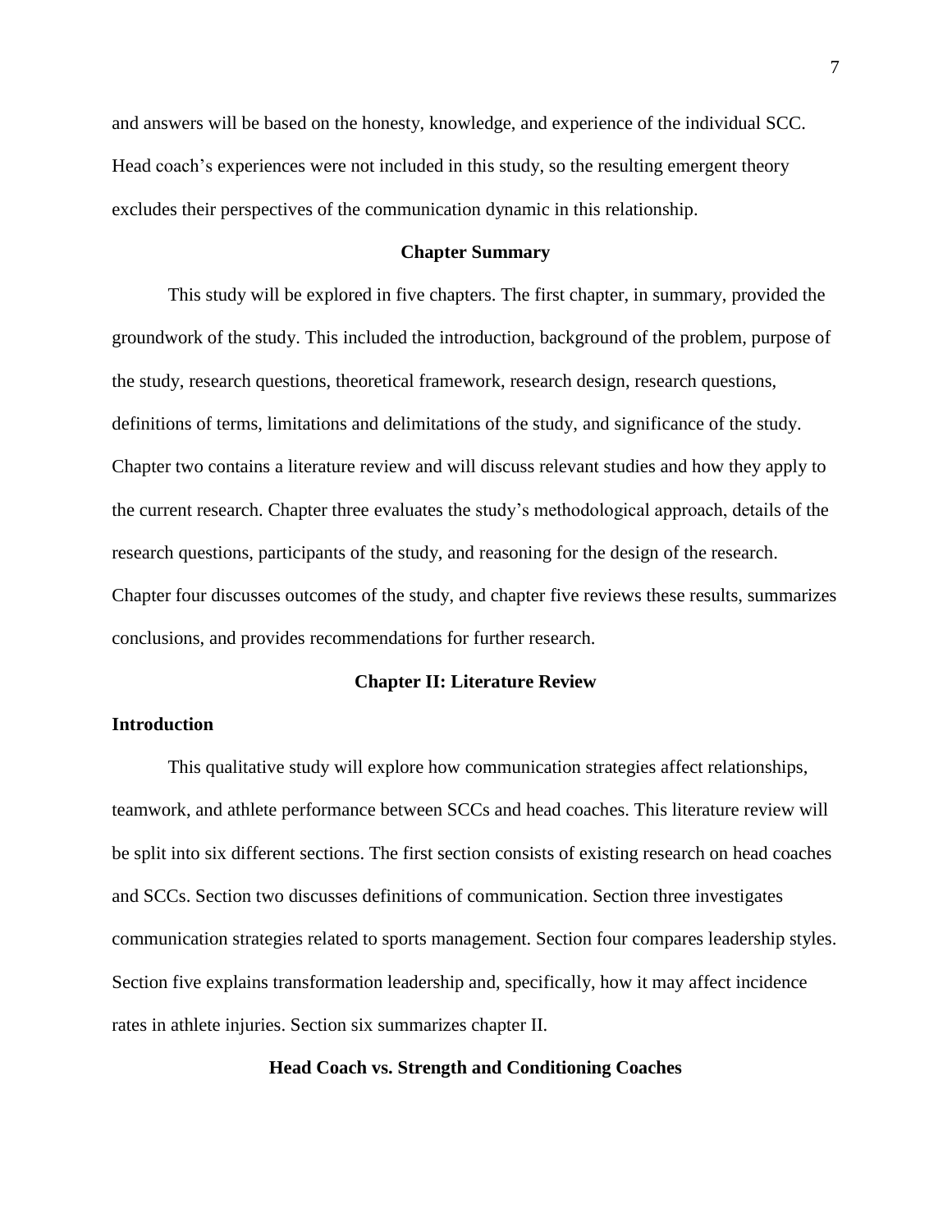and answers will be based on the honesty, knowledge, and experience of the individual SCC. Head coach's experiences were not included in this study, so the resulting emergent theory excludes their perspectives of the communication dynamic in this relationship.

## Chapter Summary

This study will be explored in five chapters. The first chapter, in summary, provided the groundwork of the study. This included the introduction, background of the problem, purpose of the study, research questions, theoretical framework, research design, research questions, definitions of terms, limitations and delimitations of the study, and significance of the study. Chapter two contains a literature review and will discuss relevant studies and how they apply to the current research. Chapter three evaluates the study's methodological approach, details of the research questions, participants of the study, and reasoning for the design of the research. Chapter four discusses outcomes of the study, and chapter five reviews these results, summarizes conclusions, and provides recommendations for further research.

# Chapter II: Literature Review

### Introduction

This qualitative study will explore how communication strategies affect relationships, teamwork, and athlete performance between SCCs and head coaches. This literature review will be split into six different sections. The first section consists of existing research on head coaches and SCCs. Section two discusses definitions of communication. Section three investigates communication strategies related to sports management. Section four compares leadership styles. Section five explains transformation leadership and, specifically, how it may affect incidence rates in athlete injuries. Section six summarizes chapter II.

## Head Coach vs. Strength and Conditioning Coaches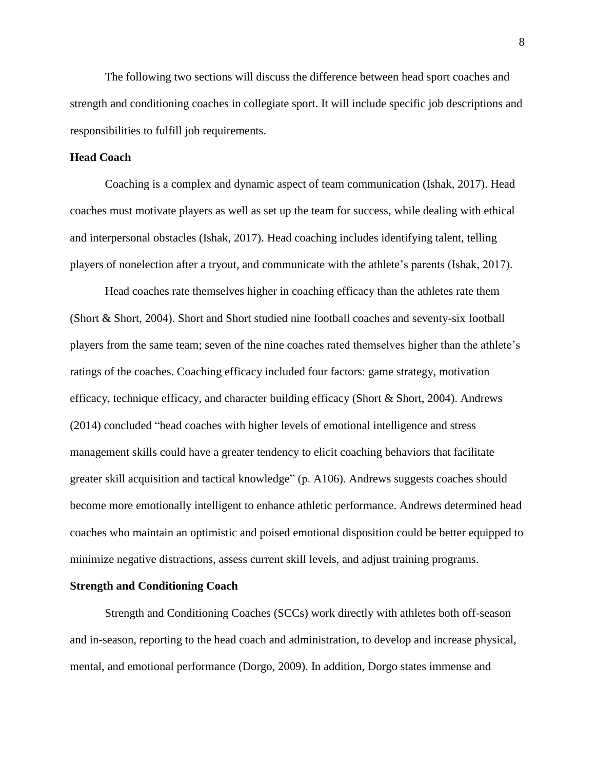The following two sections will discuss the difference between head sport coaches and strength and conditioning coaches in collegiate sport. It will include specific job descriptions and responsibilities to fulfill job requirements.

**Head Coach**

Coaching is a complex and dynamic aspect of team communication (Ishak, 2017). Head coaches must motivate players as well as set up the team for success, while dealing with ethical and interpersonal obstacles (Ishak, 2017). Head coaching includes identifying talent, telling players of nonelection after a tryout, and communicate with the athlete's parents (Ishak, 2017).

Head coaches rate themselves higher in coaching efficacy than the athletes rate them (Short & Short, 2004). Short and Short studied nine football coaches and seventy-six football players from the same team; seven of the nine coaches rated themselves higher than the athlete's ratings of the coaches. Coaching efficacy included four factors: game strategy, motivation efficacy, technique efficacy, and character building efficacy (Short & Short, 2004). Andrews (2014) concluded "head coaches with higher levels of emotional intelligence and stress management skills could have a greater tendency to elicit coaching behaviors that facilitate greater skill acquisition and tactical knowledge" (p. A106). Andrews suggests coaches should become more emotionally intelligent to enhance athletic performance. Andrews determined head coaches who maintain an optimistic and poised emotional disposition could be better equipped to minimize negative distractions, assess current skill levels, and adjust training programs.

**Strength and Conditioning Coach**

Strength and Conditioning Coaches (SCCs) work directly with athletes both off-season and in-season, reporting to the head coach and administration, to develop and increase physical, mental, and emotional performance (Dorgo, 2009). In addition, Dorgo states immense and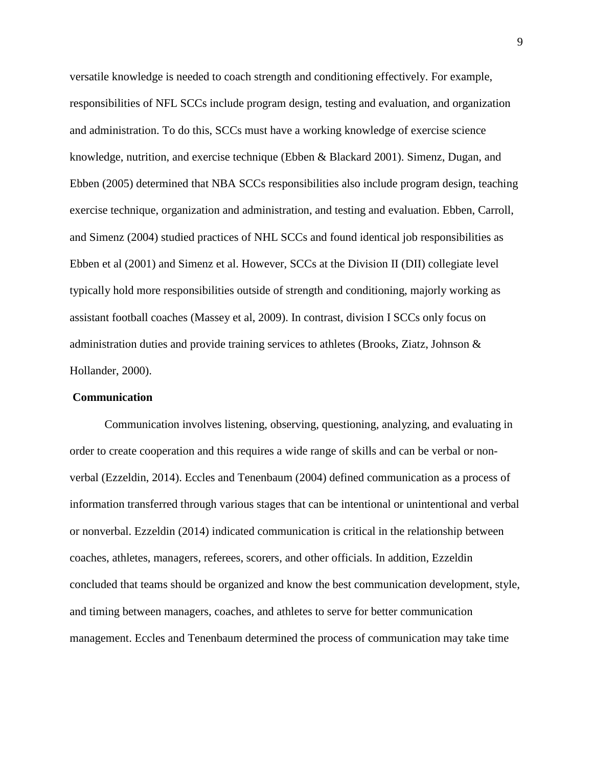versatile knowledge is needed to coach strength and conditioning effectively. For example, responsibilities of NFL SCCs include program design, testing and evaluation, and organization and administration. To do this, SCCs must have a working knowledge of exercise science knowledge, nutrition, and exercise technique (Ebben & Blackard 2001). Simenz, Dugan, and Ebben (2005) determined that NBA SCCs responsibilities also include program design, teaching exercise technique, organization and administration, and testing and evaluation. Ebben, Carroll, and Simenz (2004) studied practices of NHL SCCs and found identical job responsibilities as Ebben et al (2001) and Simenz et al. However, SCCs at the Division II (DII) collegiate level typically hold more responsibilities outside of strength and conditioning, majorly working as assistant football coaches (Massey et al, 2009). In contrast, division I SCCs only focus on administration duties and provide training services to athletes (Brooks, Ziatz, Johnson & Hollander, 2000).

**Communication**

Communication involves listening, observing, questioning, analyzing, and evaluating in order to create cooperation and this requires a wide range of skills and can be verbal or non-verbal (Ezzeldin, 2014). Eccles and Tenenbaum (2004) defined communication as a process of information transferred through various stages that can be intentional or unintentional and verbal or nonverbal. Ezzeldin (2014) indicated communication is critical in the relationship between coaches, athletes, managers, referees, scorers, and other officials. In addition, Ezzeldin concluded that teams should be organized and know the best communication development, style, and timing between managers, coaches, and athletes to serve for better communication management. Eccles and Tenenbaum determined the process of communication may take time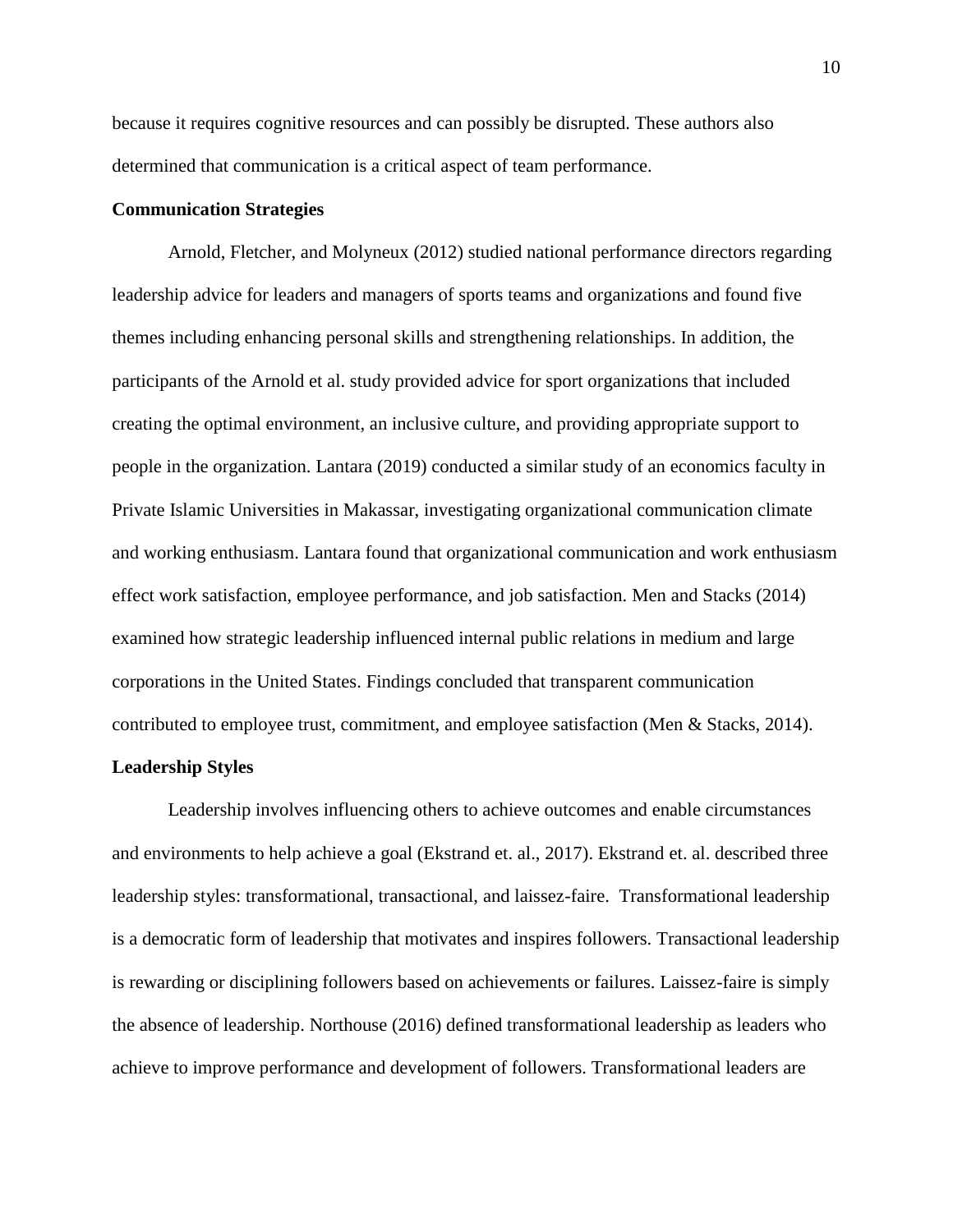because it requires cognitive resources and can possibly be disrupted. These authors also determined that communication is a critical aspect of team performance.

**Communication Strategies**

Arnold, Fletcher, and Molyneux (2012) studied national performance directors regarding leadership advice for leaders and managers of sports teams and organizations and found five themes including enhancing personal skills and strengthening relationships. In addition, the participants of the Arnold et al. study provided advice for sport organizations that included creating the optimal environment, an inclusive culture, and providing appropriate support to people in the organization. Lantara (2019) conducted a similar study of an economics faculty in Private Islamic Universities in Makassar, investigating organizational communication climate and working enthusiasm. Lantara found that organizational communication and work enthusiasm effect work satisfaction, employee performance, and job satisfaction. Men and Stacks (2014) examined how strategic leadership influenced internal public relations in medium and large corporations in the United States. Findings concluded that transparent communication contributed to employee trust, commitment, and employee satisfaction (Men & Stacks, 2014).

**Leadership Styles**

Leadership involves influencing others to achieve outcomes and enable circumstances and environments to help achieve a goal (Ekstrand et. al., 2017). Ekstrand et. al. described three leadership styles: transformational, transactional, and laissez-faire. Transformational leadership is a democratic form of leadership that motivates and inspires followers. Transactional leadership is rewarding or disciplining followers based on achievements or failures. Laissez-faire is simply the absence of leadership. Northouse (2016) defined transformational leadership as leaders who achieve to improve performance and development of followers. Transformational leaders are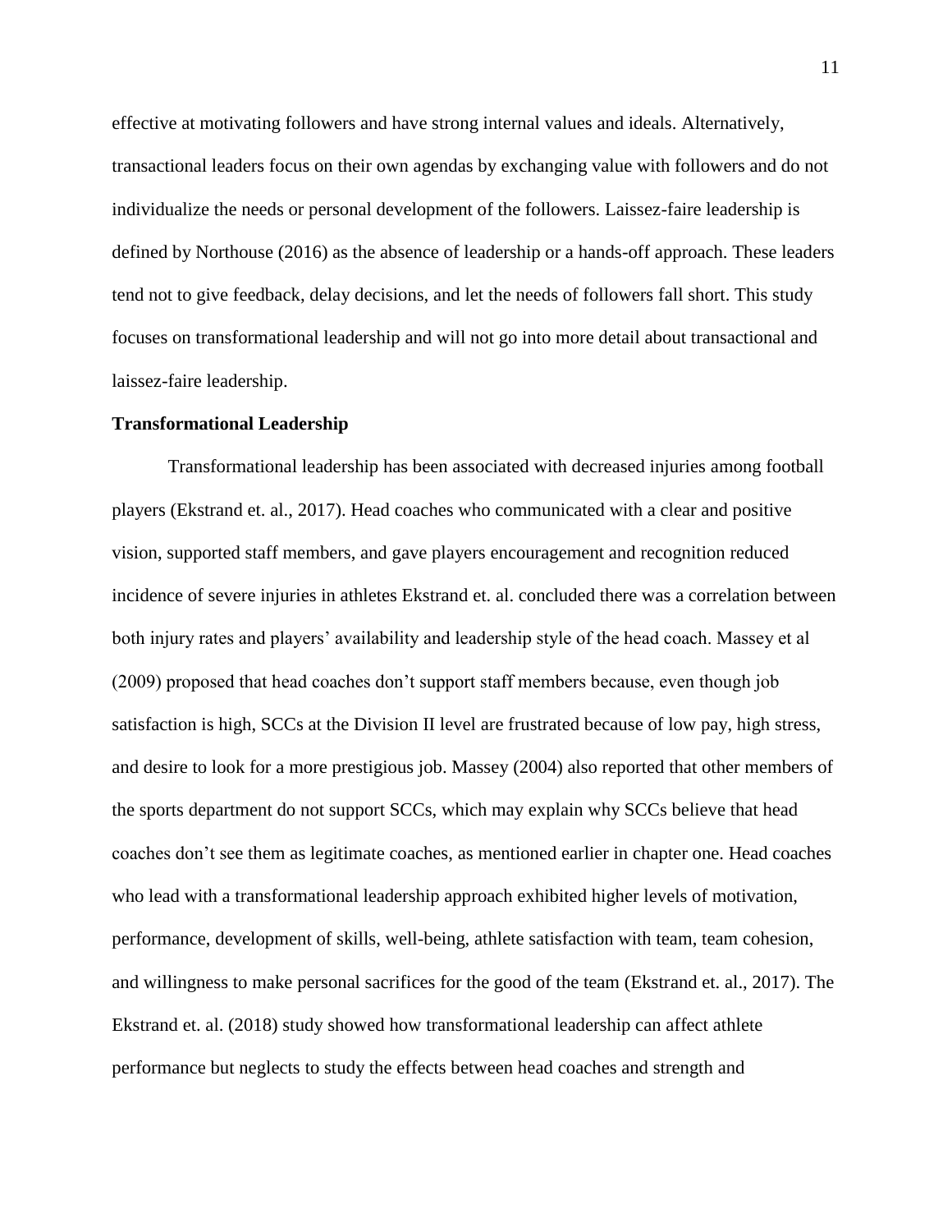effective at motivating followers and have strong internal values and ideals. Alternatively, transactional leaders focus on their own agendas by exchanging value with followers and do not individualize the needs or personal development of the followers. Laissez-faire leadership is defined by Northouse (2016) as the absence of leadership or a hands-off approach. These leaders tend not to give feedback, delay decisions, and let the needs of followers fall short. This study focuses on transformational leadership and will not go into more detail about transactional and laissez-faire leadership.

**Transformational Leadership**

Transformational leadership has been associated with decreased injuries among football players (Ekstrand et. al., 2017). Head coaches who communicated with a clear and positive vision, supported staff members, and gave players encouragement and recognition reduced incidence of severe injuries in athletes Ekstrand et. al. concluded there was a correlation between both injury rates and players' availability and leadership style of the head coach. Massey et al (2009) proposed that head coaches don't support staff members because, even though job satisfaction is high, SCCs at the Division II level are frustrated because of low pay, high stress, and desire to look for a more prestigious job. Massey (2004) also reported that other members of the sports department do not support SCCs, which may explain why SCCs believe that head coaches don't see them as legitimate coaches, as mentioned earlier in chapter one. Head coaches who lead with a transformational leadership approach exhibited higher levels of motivation, performance, development of skills, well-being, athlete satisfaction with team, team cohesion, and willingness to make personal sacrifices for the good of the team (Ekstrand et. al., 2017). The Ekstrand et. al. (2018) study showed how transformational leadership can affect athlete performance but neglects to study the effects between head coaches and strength and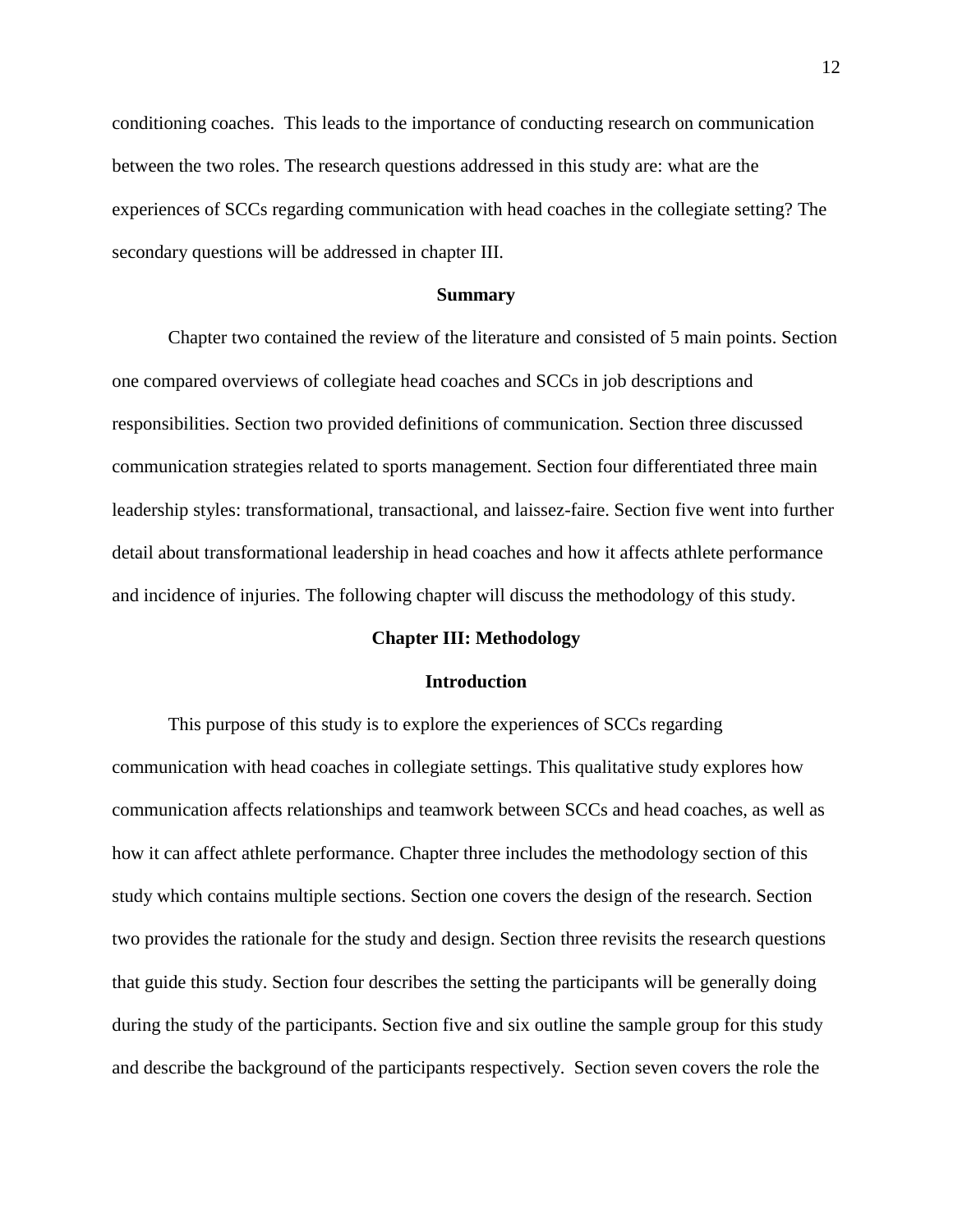conditioning coaches. This leads to the importance of conducting research on communication between the two roles. The research questions addressed in this study are: what are the experiences of SCCs regarding communication with head coaches in the collegiate setting? The secondary questions will be addressed in chapter III.

## Summary

Chapter two contained the review of the literature and consisted of 5 main points. Section one compared overviews of collegiate head coaches and SCCs in job descriptions and responsibilities. Section two provided definitions of communication. Section three discussed communication strategies related to sports management. Section four differentiated three main leadership styles: transformational, transactional, and laissez-faire. Section five went into further detail about transformational leadership in head coaches and how it affects athlete performance and incidence of injuries. The following chapter will discuss the methodology of this study.

# Chapter III: Methodology

## Introduction

This purpose of this study is to explore the experiences of SCCs regarding communication with head coaches in collegiate settings. This qualitative study explores how communication affects relationships and teamwork between SCCs and head coaches, as well as how it can affect athlete performance. Chapter three includes the methodology section of this study which contains multiple sections. Section one covers the design of the research. Section two provides the rationale for the study and design. Section three revisits the research questions that guide this study. Section four describes the setting the participants will be generally doing during the study of the participants. Section five and six outline the sample group for this study and describe the background of the participants respectively. Section seven covers the role the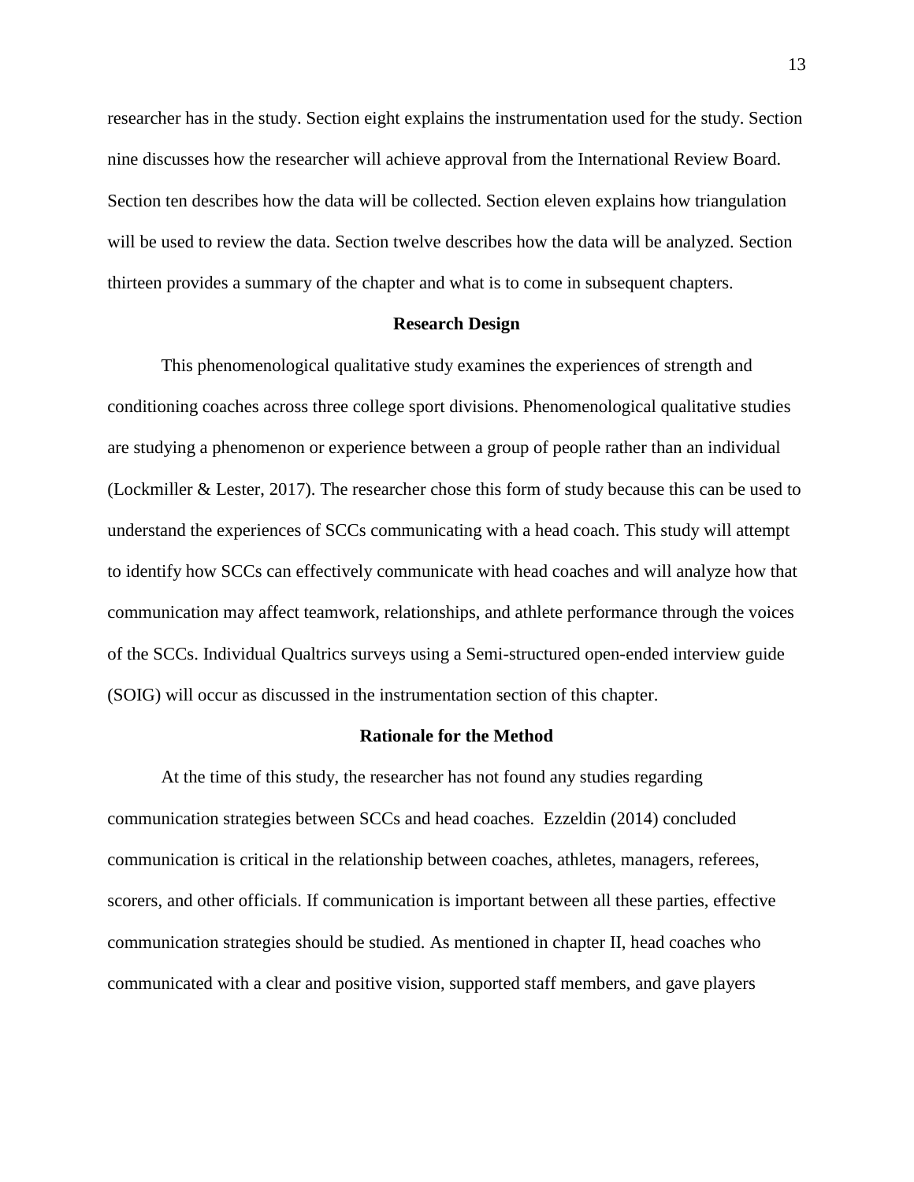researcher has in the study. Section eight explains the instrumentation used for the study. Section nine discusses how the researcher will achieve approval from the International Review Board. Section ten describes how the data will be collected. Section eleven explains how triangulation will be used to review the data. Section twelve describes how the data will be analyzed. Section thirteen provides a summary of the chapter and what is to come in subsequent chapters.

## Research Design

This phenomenological qualitative study examines the experiences of strength and conditioning coaches across three college sport divisions. Phenomenological qualitative studies are studying a phenomenon or experience between a group of people rather than an individual (Lockmiller & Lester, 2017). The researcher chose this form of study because this can be used to understand the experiences of SCCs communicating with a head coach. This study will attempt to identify how SCCs can effectively communicate with head coaches and will analyze how that communication may affect teamwork, relationships, and athlete performance through the voices of the SCCs. Individual Qualtrics surveys using a Semi-structured open-ended interview guide (SOIG) will occur as discussed in the instrumentation section of this chapter.

## Rationale for the Method

At the time of this study, the researcher has not found any studies regarding communication strategies between SCCs and head coaches. Ezzeldin (2014) concluded communication is critical in the relationship between coaches, athletes, managers, referees, scorers, and other officials. If communication is important between all these parties, effective communication strategies should be studied. As mentioned in chapter II, head coaches who communicated with a clear and positive vision, supported staff members, and gave players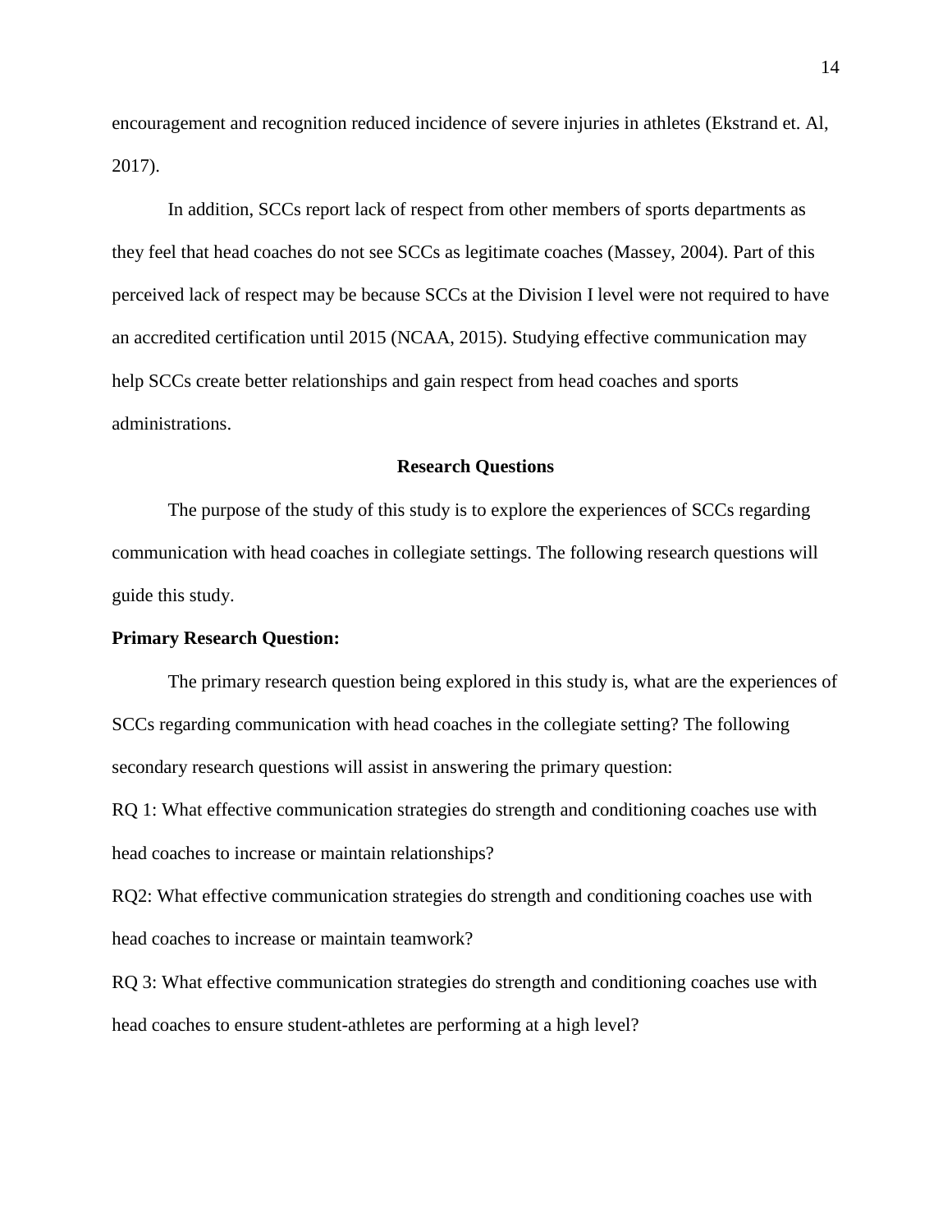encouragement and recognition reduced incidence of severe injuries in athletes (Ekstrand et. Al, 2017).

In addition, SCCs report lack of respect from other members of sports departments as they feel that head coaches do not see SCCs as legitimate coaches (Massey, 2004). Part of this perceived lack of respect may be because SCCs at the Division I level were not required to have an accredited certification until 2015 (NCAA, 2015). Studying effective communication may help SCCs create better relationships and gain respect from head coaches and sports administrations.

## Research Questions

The purpose of the study of this study is to explore the experiences of SCCs regarding communication with head coaches in collegiate settings. The following research questions will guide this study.

### Primary Research Question:

The primary research question being explored in this study is, what are the experiences of SCCs regarding communication with head coaches in the collegiate setting? The following secondary research questions will assist in answering the primary question:

RQ 1: What effective communication strategies do strength and conditioning coaches use with head coaches to increase or maintain relationships?

RQ2: What effective communication strategies do strength and conditioning coaches use with head coaches to increase or maintain teamwork?

RQ 3: What effective communication strategies do strength and conditioning coaches use with head coaches to ensure student-athletes are performing at a high level?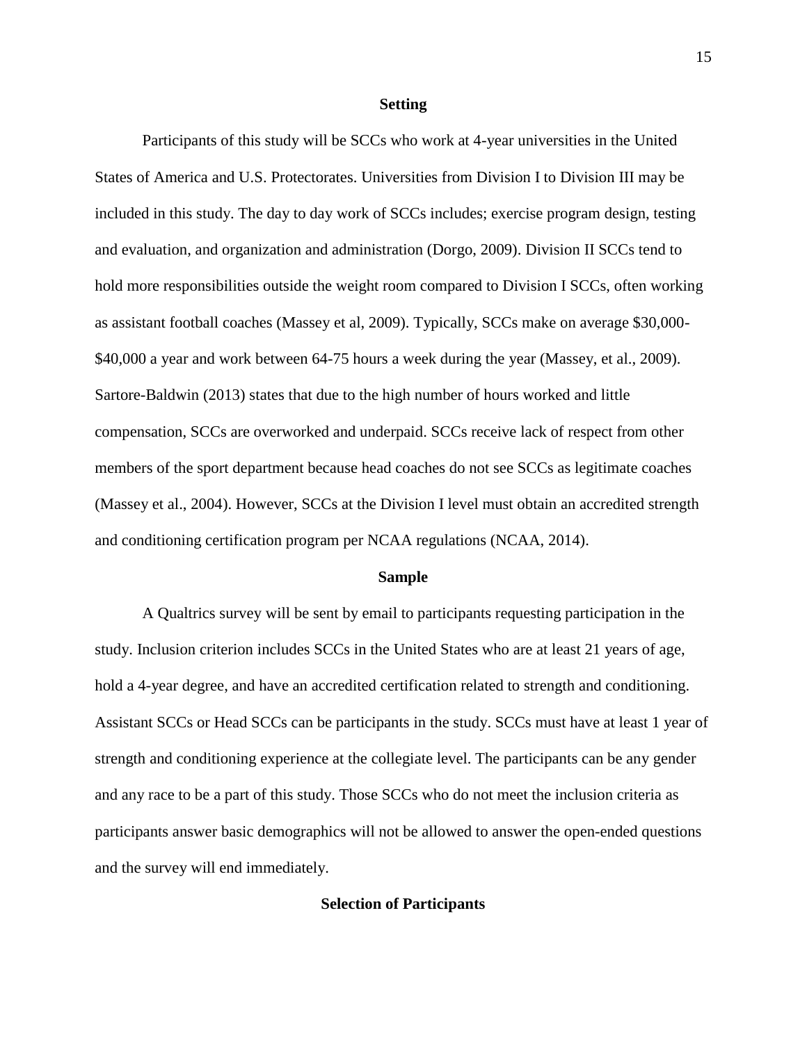## Setting

Participants of this study will be SCCs who work at 4-year universities in the United States of America and U.S. Protectorates. Universities from Division I to Division III may be included in this study. The day to day work of SCCs includes; exercise program design, testing and evaluation, and organization and administration (Dorgo, 2009). Division II SCCs tend to hold more responsibilities outside the weight room compared to Division I SCCs, often working as assistant football coaches (Massey et al, 2009). Typically, SCCs make on average $30,000-$40,000 a year and work between 64-75 hours a week during the year (Massey, et al., 2009). Sartore-Baldwin (2013) states that due to the high number of hours worked and little compensation, SCCs are overworked and underpaid. SCCs receive lack of respect from other members of the sport department because head coaches do not see SCCs as legitimate coaches (Massey et al., 2004). However, SCCs at the Division I level must obtain an accredited strength and conditioning certification program per NCAA regulations (NCAA, 2014).

## Sample

A Qualtrics survey will be sent by email to participants requesting participation in the study. Inclusion criterion includes SCCs in the United States who are at least 21 years of age, hold a 4-year degree, and have an accredited certification related to strength and conditioning. Assistant SCCs or Head SCCs can be participants in the study. SCCs must have at least 1 year of strength and conditioning experience at the collegiate level. The participants can be any gender and any race to be a part of this study. Those SCCs who do not meet the inclusion criteria as participants answer basic demographics will not be allowed to answer the open-ended questions and the survey will end immediately.

## Selection of Participants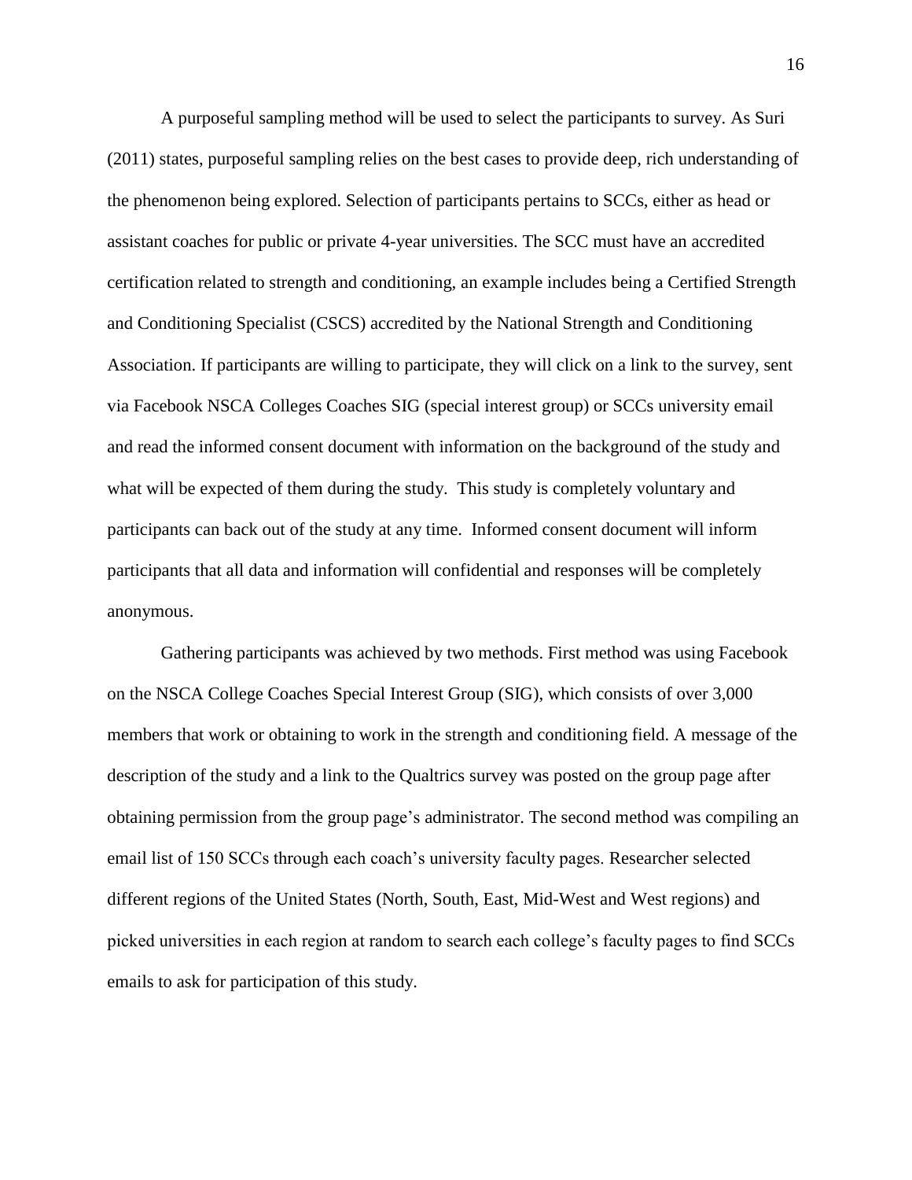A purposeful sampling method will be used to select the participants to survey. As Suri (2011) states, purposeful sampling relies on the best cases to provide deep, rich understanding of the phenomenon being explored. Selection of participants pertains to SCCs, either as head or assistant coaches for public or private 4-year universities. The SCC must have an accredited certification related to strength and conditioning, an example includes being a Certified Strength and Conditioning Specialist (CSCS) accredited by the National Strength and Conditioning Association. If participants are willing to participate, they will click on a link to the survey, sent via Facebook NSCA Colleges Coaches SIG (special interest group) or SCCs university email and read the informed consent document with information on the background of the study and what will be expected of them during the study. This study is completely voluntary and participants can back out of the study at any time. Informed consent document will inform participants that all data and information will confidential and responses will be completely anonymous.

Gathering participants was achieved by two methods. First method was using Facebook on the NSCA College Coaches Special Interest Group (SIG), which consists of over 3,000 members that work or obtaining to work in the strength and conditioning field. A message of the description of the study and a link to the Qualtrics survey was posted on the group page after obtaining permission from the group page's administrator. The second method was compiling an email list of 150 SCCs through each coach's university faculty pages. Researcher selected different regions of the United States (North, South, East, Mid-West and West regions) and picked universities in each region at random to search each college's faculty pages to find SCCs emails to ask for participation of this study.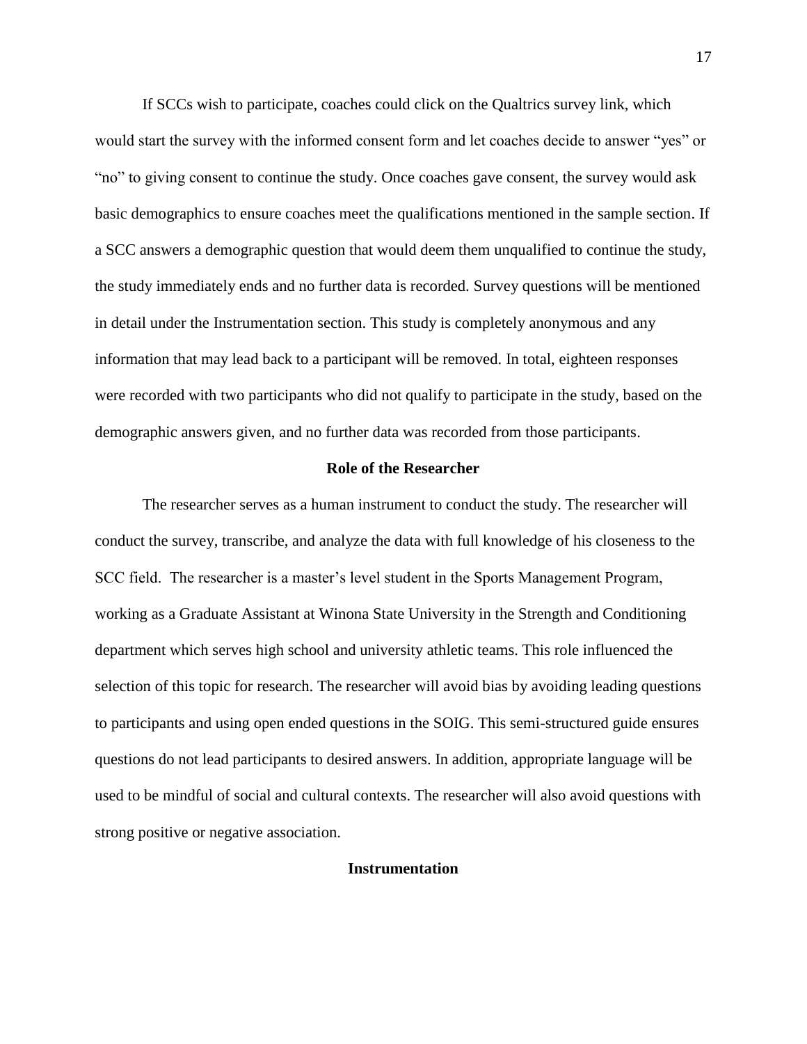If SCCs wish to participate, coaches could click on the Qualtrics survey link, which would start the survey with the informed consent form and let coaches decide to answer "yes" or "no" to giving consent to continue the study. Once coaches gave consent, the survey would ask basic demographics to ensure coaches meet the qualifications mentioned in the sample section. If a SCC answers a demographic question that would deem them unqualified to continue the study, the study immediately ends and no further data is recorded. Survey questions will be mentioned in detail under the Instrumentation section. This study is completely anonymous and any information that may lead back to a participant will be removed. In total, eighteen responses were recorded with two participants who did not qualify to participate in the study, based on the demographic answers given, and no further data was recorded from those participants.

## Role of the Researcher

The researcher serves as a human instrument to conduct the study. The researcher will conduct the survey, transcribe, and analyze the data with full knowledge of his closeness to the SCC field. The researcher is a master's level student in the Sports Management Program, working as a Graduate Assistant at Winona State University in the Strength and Conditioning department which serves high school and university athletic teams. This role influenced the selection of this topic for research. The researcher will avoid bias by avoiding leading questions to participants and using open ended questions in the SOIG. This semi-structured guide ensures questions do not lead participants to desired answers. In addition, appropriate language will be used to be mindful of social and cultural contexts. The researcher will also avoid questions with strong positive or negative association.

## Instrumentation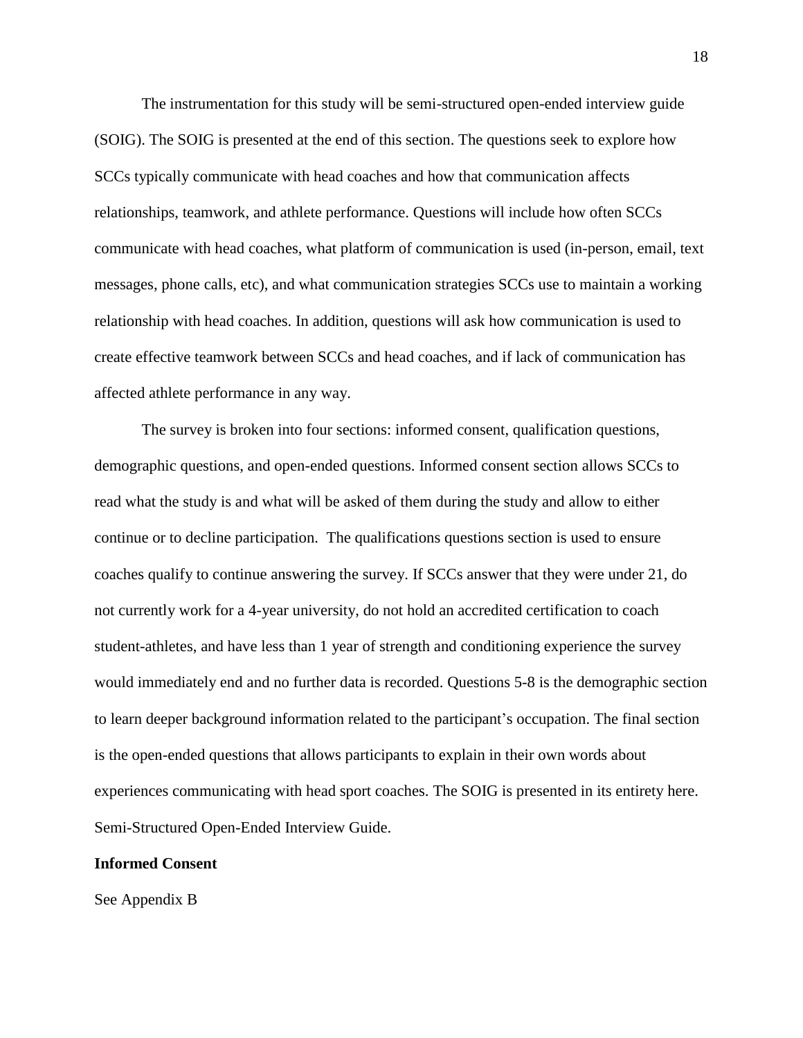The instrumentation for this study will be semi-structured open-ended interview guide (SOIG). The SOIG is presented at the end of this section. The questions seek to explore how SCCs typically communicate with head coaches and how that communication affects relationships, teamwork, and athlete performance. Questions will include how often SCCs communicate with head coaches, what platform of communication is used (in-person, email, text messages, phone calls, etc), and what communication strategies SCCs use to maintain a working relationship with head coaches. In addition, questions will ask how communication is used to create effective teamwork between SCCs and head coaches, and if lack of communication has affected athlete performance in any way.

The survey is broken into four sections: informed consent, qualification questions, demographic questions, and open-ended questions. Informed consent section allows SCCs to read what the study is and what will be asked of them during the study and allow to either continue or to decline participation. The qualifications questions section is used to ensure coaches qualify to continue answering the survey. If SCCs answer that they were under 21, do not currently work for a 4-year university, do not hold an accredited certification to coach student-athletes, and have less than 1 year of strength and conditioning experience the survey would immediately end and no further data is recorded. Questions 5-8 is the demographic section to learn deeper background information related to the participant's occupation. The final section is the open-ended questions that allows participants to explain in their own words about experiences communicating with head sport coaches. The SOIG is presented in its entirety here. Semi-Structured Open-Ended Interview Guide.

**Informed Consent**

See Appendix B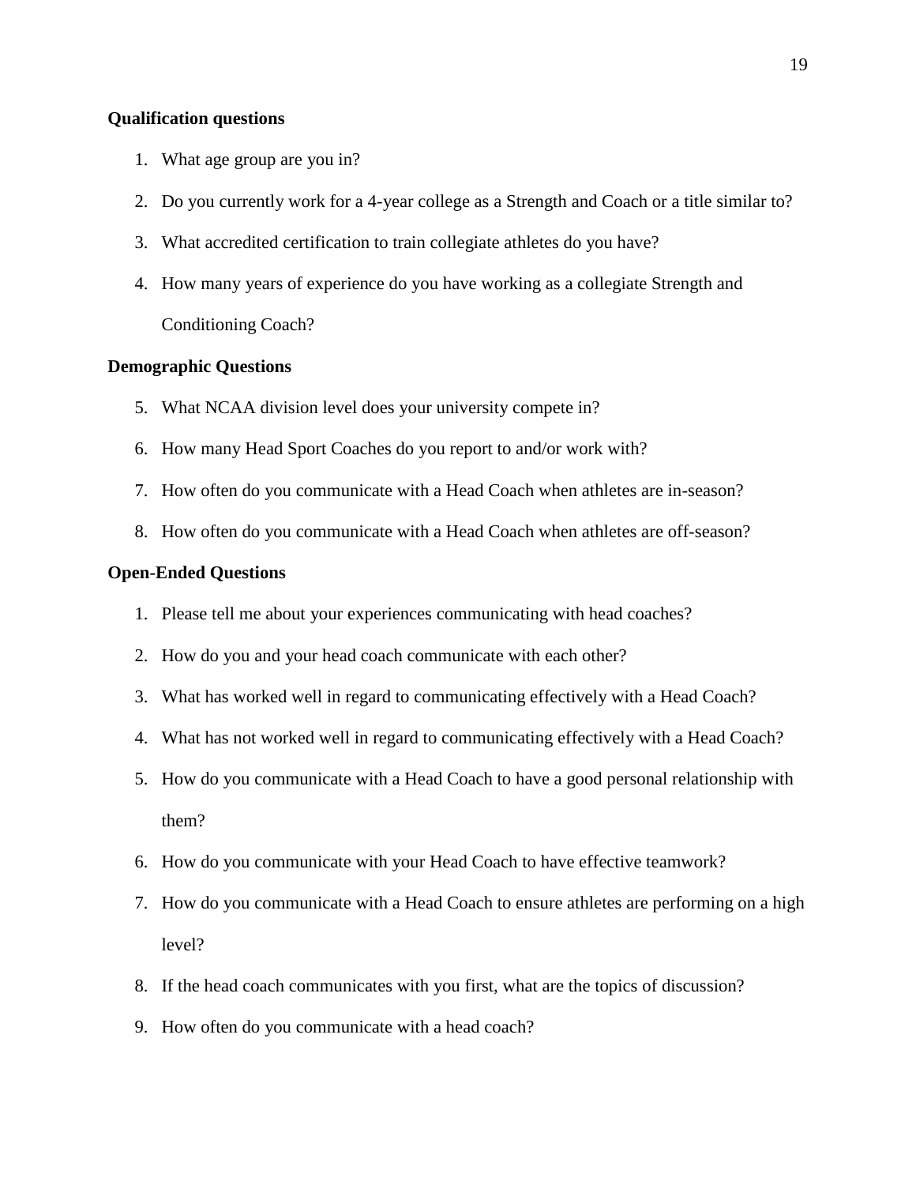**Qualification questions**

1. What age group are you in?
2. Do you currently work for a 4-year college as a Strength and Coach or a title similar to?
3. What accredited certification to train collegiate athletes do you have?
4. How many years of experience do you have working as a collegiate Strength and Conditioning Coach?

**Demographic Questions**

5. What NCAA division level does your university compete in?
6. How many Head Sport Coaches do you report to and/or work with?
7. How often do you communicate with a Head Coach when athletes are in-season?
8. How often do you communicate with a Head Coach when athletes are off-season?

**Open-Ended Questions**

1. Please tell me about your experiences communicating with head coaches?
2. How do you and your head coach communicate with each other?
3. What has worked well in regard to communicating effectively with a Head Coach?
4. What has not worked well in regard to communicating effectively with a Head Coach?
5. How do you communicate with a Head Coach to have a good personal relationship with them?
6. How do you communicate with your Head Coach to have effective teamwork?
7. How do you communicate with a Head Coach to ensure athletes are performing on a high level?
8. If the head coach communicates with you first, what are the topics of discussion?
9. How often do you communicate with a head coach?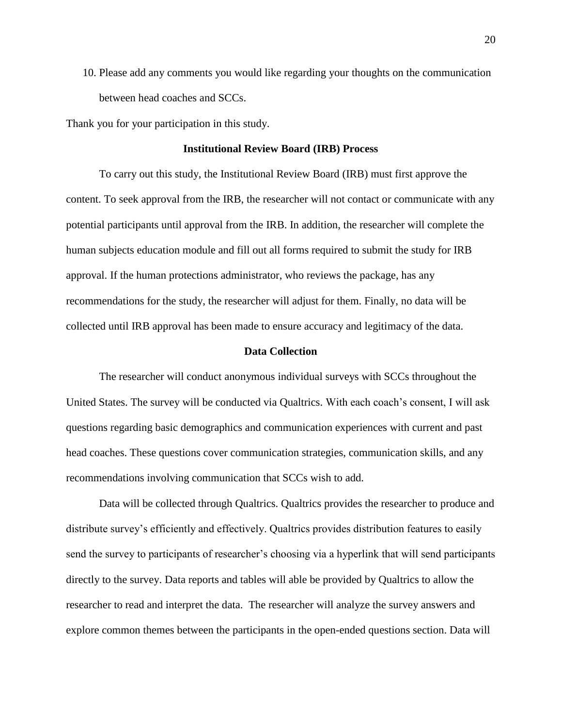10. Please add any comments you would like regarding your thoughts on the communication between head coaches and SCCs.

Thank you for your participation in this study.

## Institutional Review Board (IRB) Process

To carry out this study, the Institutional Review Board (IRB) must first approve the content. To seek approval from the IRB, the researcher will not contact or communicate with any potential participants until approval from the IRB. In addition, the researcher will complete the human subjects education module and fill out all forms required to submit the study for IRB approval. If the human protections administrator, who reviews the package, has any recommendations for the study, the researcher will adjust for them. Finally, no data will be collected until IRB approval has been made to ensure accuracy and legitimacy of the data.

## Data Collection

The researcher will conduct anonymous individual surveys with SCCs throughout the United States. The survey will be conducted via Qualtrics. With each coach's consent, I will ask questions regarding basic demographics and communication experiences with current and past head coaches. These questions cover communication strategies, communication skills, and any recommendations involving communication that SCCs wish to add.

Data will be collected through Qualtrics. Qualtrics provides the researcher to produce and distribute survey's efficiently and effectively. Qualtrics provides distribution features to easily send the survey to participants of researcher's choosing via a hyperlink that will send participants directly to the survey. Data reports and tables will able be provided by Qualtrics to allow the researcher to read and interpret the data. The researcher will analyze the survey answers and explore common themes between the participants in the open-ended questions section. Data will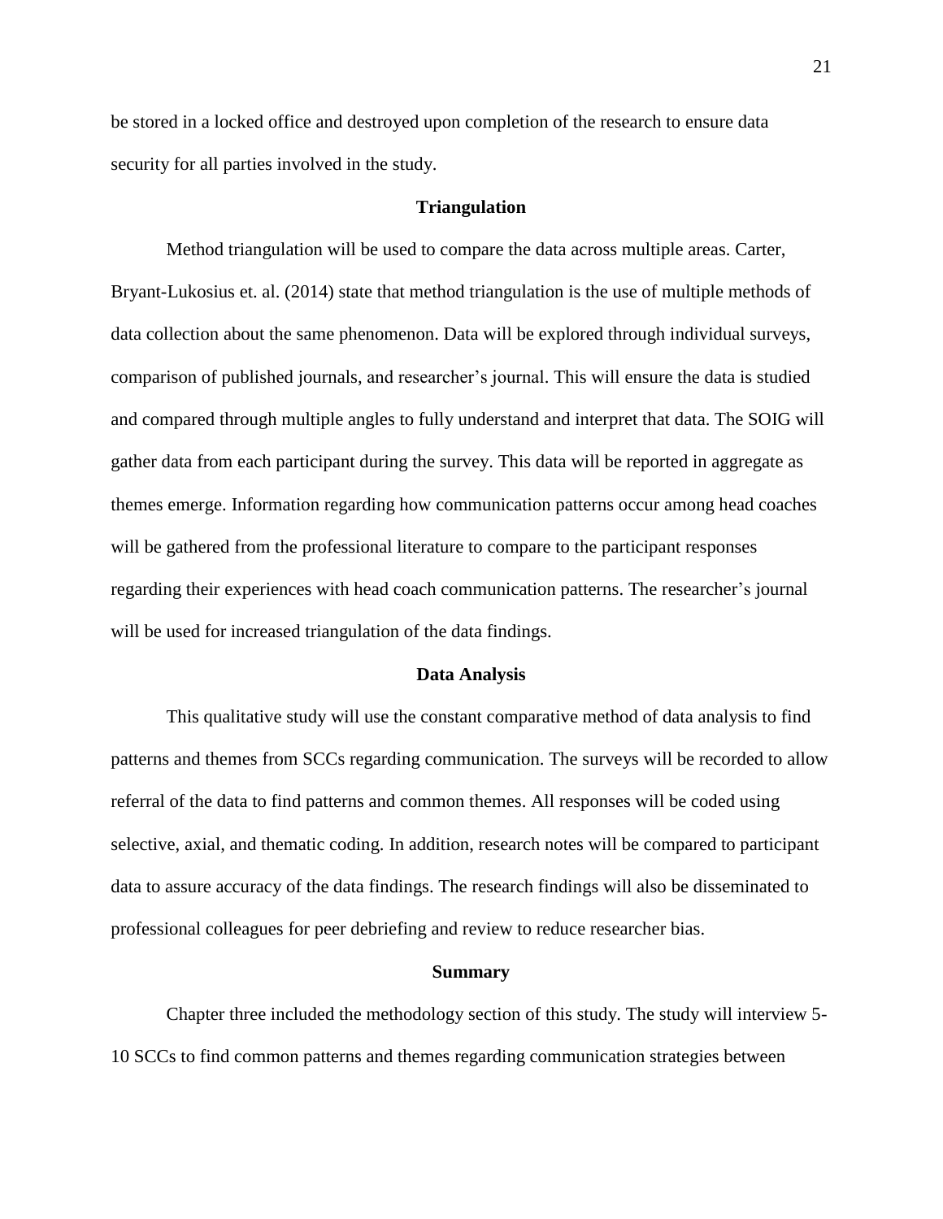be stored in a locked office and destroyed upon completion of the research to ensure data security for all parties involved in the study.

## Triangulation

Method triangulation will be used to compare the data across multiple areas. Carter, Bryant-Lukosius et. al. (2014) state that method triangulation is the use of multiple methods of data collection about the same phenomenon. Data will be explored through individual surveys, comparison of published journals, and researcher's journal. This will ensure the data is studied and compared through multiple angles to fully understand and interpret that data. The SOIG will gather data from each participant during the survey. This data will be reported in aggregate as themes emerge. Information regarding how communication patterns occur among head coaches will be gathered from the professional literature to compare to the participant responses regarding their experiences with head coach communication patterns. The researcher's journal will be used for increased triangulation of the data findings.

## Data Analysis

This qualitative study will use the constant comparative method of data analysis to find patterns and themes from SCCs regarding communication. The surveys will be recorded to allow referral of the data to find patterns and common themes. All responses will be coded using selective, axial, and thematic coding. In addition, research notes will be compared to participant data to assure accuracy of the data findings. The research findings will also be disseminated to professional colleagues for peer debriefing and review to reduce researcher bias.

## Summary

Chapter three included the methodology section of this study. The study will interview 5-10 SCCs to find common patterns and themes regarding communication strategies between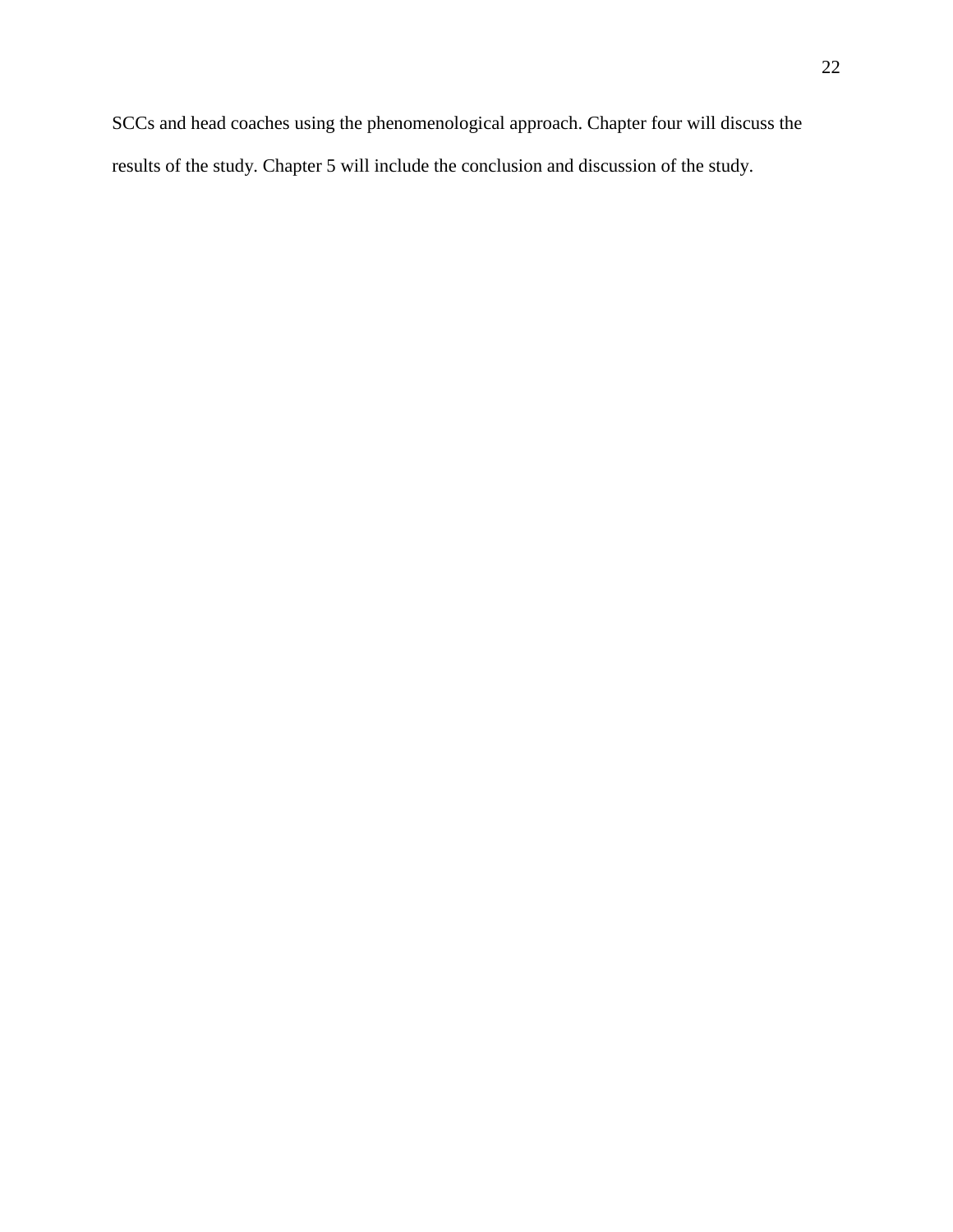SCCs and head coaches using the phenomenological approach. Chapter four will discuss the results of the study. Chapter 5 will include the conclusion and discussion of the study.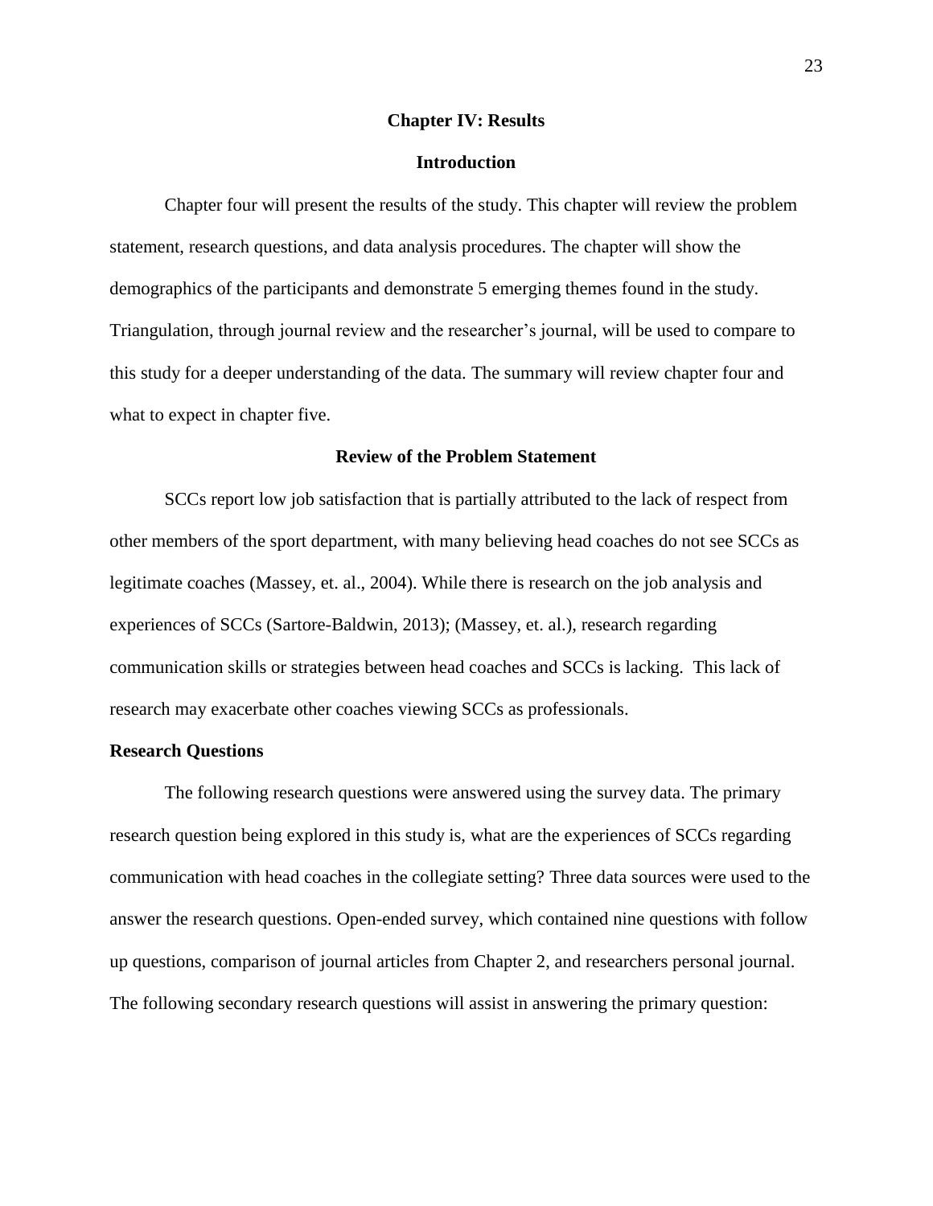# Chapter IV: Results

## Introduction

Chapter four will present the results of the study. This chapter will review the problem statement, research questions, and data analysis procedures. The chapter will show the demographics of the participants and demonstrate 5 emerging themes found in the study. Triangulation, through journal review and the researcher's journal, will be used to compare to this study for a deeper understanding of the data. The summary will review chapter four and what to expect in chapter five.

## Review of the Problem Statement

SCCs report low job satisfaction that is partially attributed to the lack of respect from other members of the sport department, with many believing head coaches do not see SCCs as legitimate coaches (Massey, et. al., 2004). While there is research on the job analysis and experiences of SCCs (Sartore-Baldwin, 2013); (Massey, et. al.), research regarding communication skills or strategies between head coaches and SCCs is lacking. This lack of research may exacerbate other coaches viewing SCCs as professionals.

### Research Questions

The following research questions were answered using the survey data. The primary research question being explored in this study is, what are the experiences of SCCs regarding communication with head coaches in the collegiate setting? Three data sources were used to the answer the research questions. Open-ended survey, which contained nine questions with follow up questions, comparison of journal articles from Chapter 2, and researchers personal journal. The following secondary research questions will assist in answering the primary question: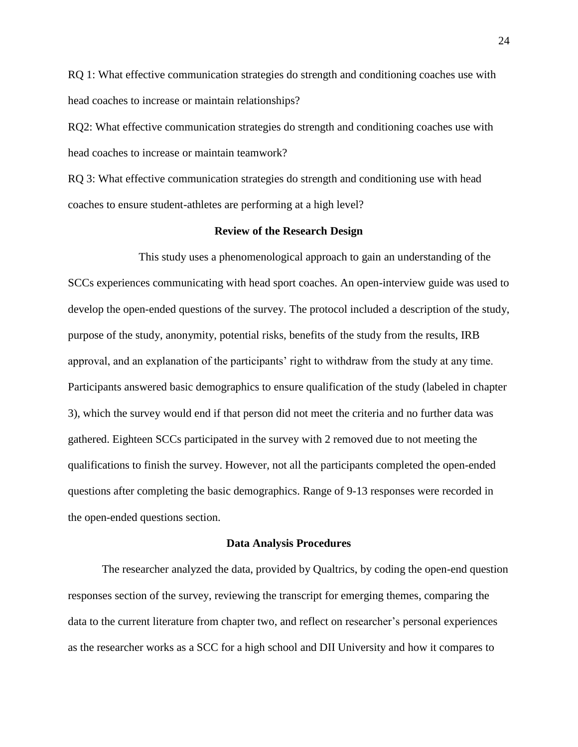RQ 1: What effective communication strategies do strength and conditioning coaches use with head coaches to increase or maintain relationships?

RQ2: What effective communication strategies do strength and conditioning coaches use with head coaches to increase or maintain teamwork?

RQ 3: What effective communication strategies do strength and conditioning use with head coaches to ensure student-athletes are performing at a high level?

## Review of the Research Design

This study uses a phenomenological approach to gain an understanding of the SCCs experiences communicating with head sport coaches. An open-interview guide was used to develop the open-ended questions of the survey. The protocol included a description of the study, purpose of the study, anonymity, potential risks, benefits of the study from the results, IRB approval, and an explanation of the participants' right to withdraw from the study at any time. Participants answered basic demographics to ensure qualification of the study (labeled in chapter 3), which the survey would end if that person did not meet the criteria and no further data was gathered. Eighteen SCCs participated in the survey with 2 removed due to not meeting the qualifications to finish the survey. However, not all the participants completed the open-ended questions after completing the basic demographics. Range of 9-13 responses were recorded in the open-ended questions section.

## Data Analysis Procedures

The researcher analyzed the data, provided by Qualtrics, by coding the open-end question responses section of the survey, reviewing the transcript for emerging themes, comparing the data to the current literature from chapter two, and reflect on researcher's personal experiences as the researcher works as a SCC for a high school and DII University and how it compares to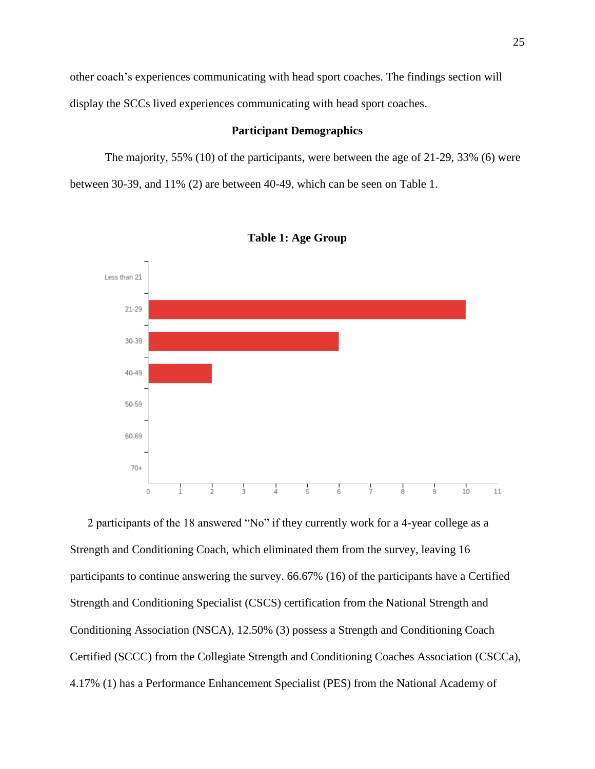other coach's experiences communicating with head sport coaches. The findings section will display the SCCs lived experiences communicating with head sport coaches.

## Participant Demographics

The majority, 55% (10) of the participants, were between the age of 21-29, 33% (6) were between 30-39, and 11% (2) are between 40-49, which can be seen on Table 1.

**Table 1: Age Group**

| Age Group | Count |
|---|---|
| Less than 21 | 0 |
| 21-29 | 10 |
| 30-39 | 6 |
| 40-49 | 2 |
| 50-59 | 0 |
| 60-69 | 0 |
| 70+ | 0 |

2 participants of the 18 answered "No" if they currently work for a 4-year college as a Strength and Conditioning Coach, which eliminated them from the survey, leaving 16 participants to continue answering the survey. 66.67% (16) of the participants have a Certified Strength and Conditioning Specialist (CSCS) certification from the National Strength and Conditioning Association (NSCA), 12.50% (3) possess a Strength and Conditioning Coach Certified (SCCC) from the Collegiate Strength and Conditioning Coaches Association (CSCCa), 4.17% (1) has a Performance Enhancement Specialist (PES) from the National Academy of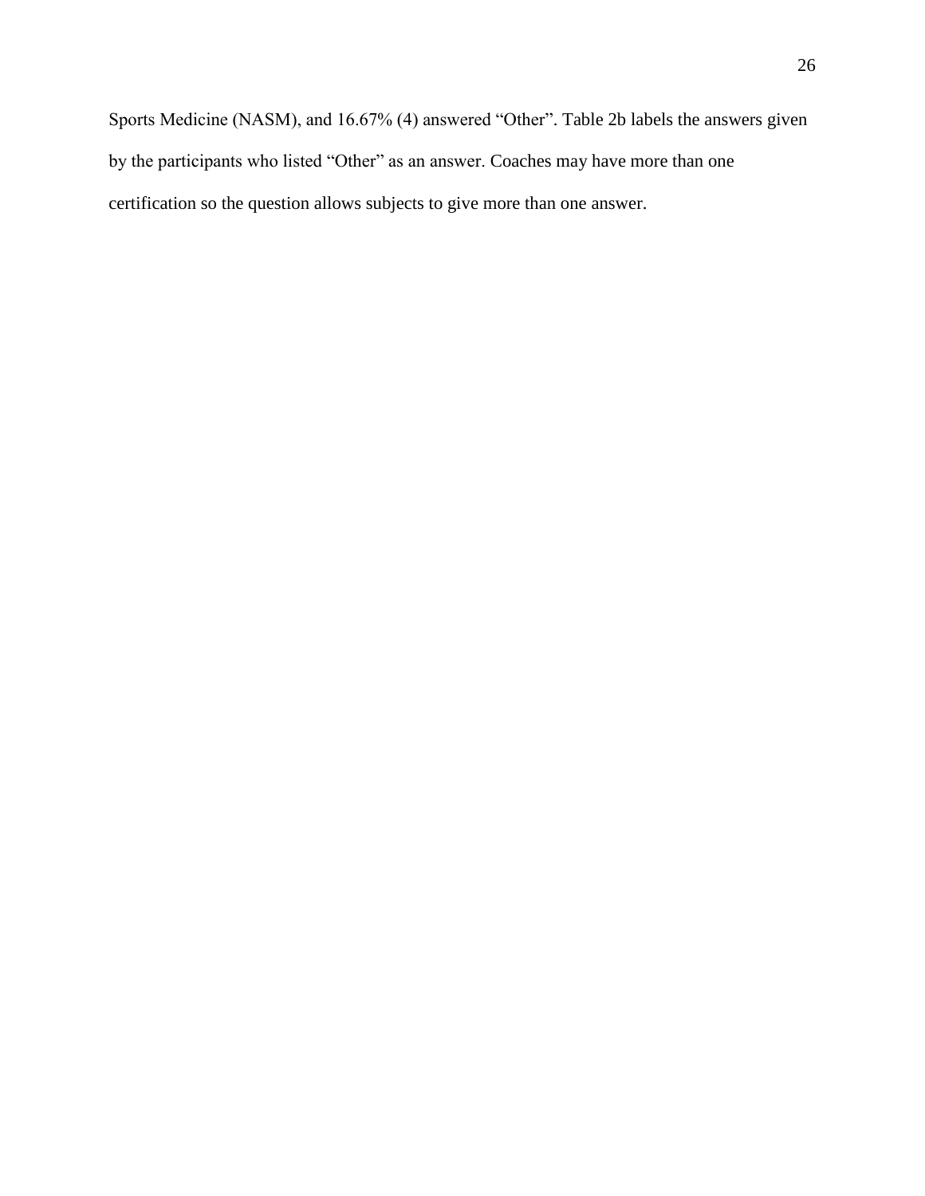Sports Medicine (NASM), and 16.67% (4) answered “Other”. Table 2b labels the answers given by the participants who listed “Other” as an answer. Coaches may have more than one certification so the question allows subjects to give more than one answer.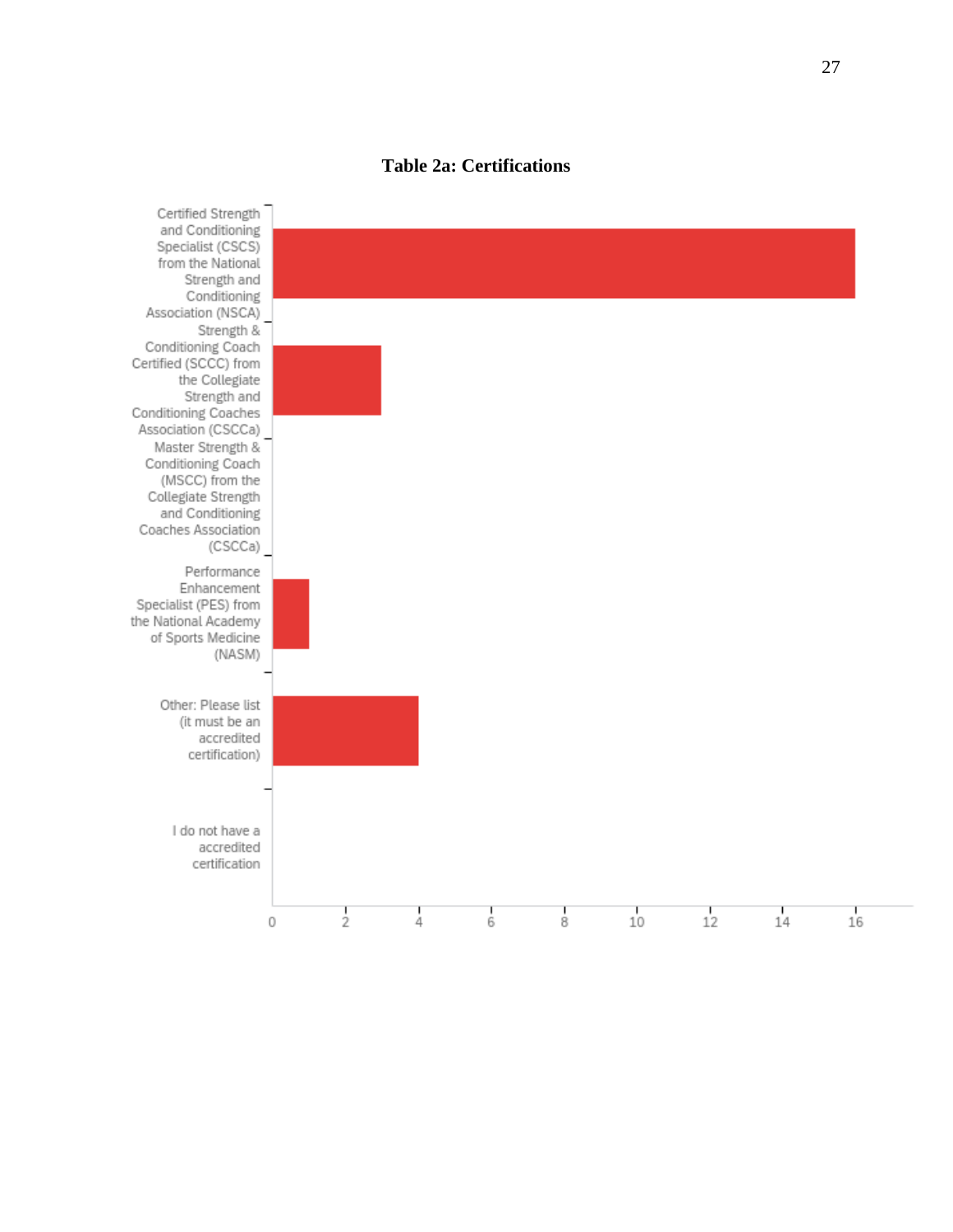**Table 2a: Certifications**

| Certification | Count |
|---|---|
| Certified Strength and Conditioning Specialist (CSCS) from the National Strength and Conditioning Association (NSCA) | 16 |
| Strength & Conditioning Coach Certified (SCCC) from the Collegiate Strength and Conditioning Coaches Association (CSCCa) | 3 |
| Master Strength & Conditioning Coach (MSCC) from the Collegiate Strength and Conditioning Coaches Association (CSCCa) | 0 |
| Performance Enhancement Specialist (PES) from the National Academy of Sports Medicine (NASM) | 1 |
| Other: Please list (it must be an accredited certification) | 4 |
| I do not have a accredited certification | 0 |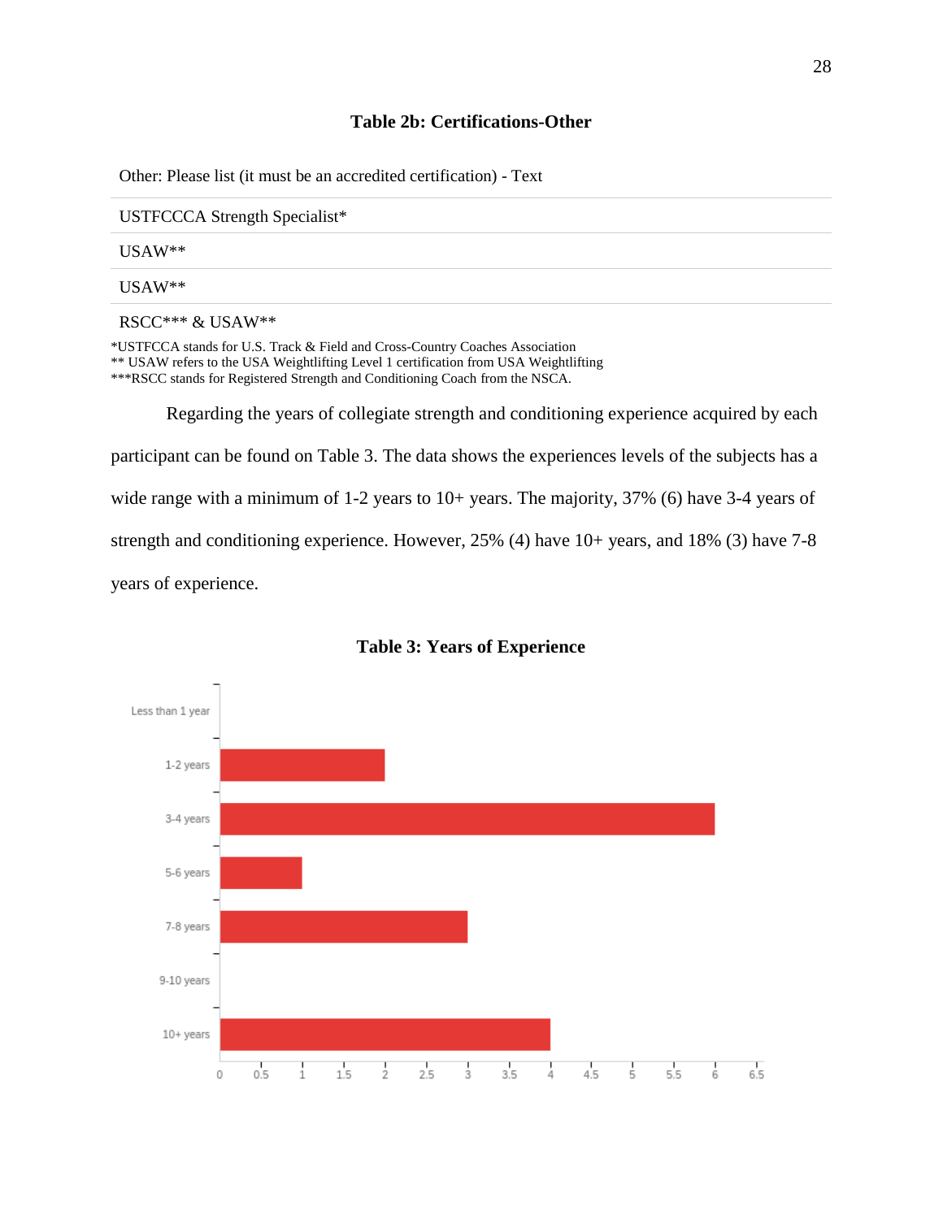**Table 2b: Certifications-Other**

| Other: Please list (it must be an accredited certification) - Text |
|---|
| USTFCCCA Strength Specialist* |
| USAW** |
| USAW** |
| RSCC*** & USAW** |

*USTFCCA stands for U.S. Track & Field and Cross-Country Coaches Association
** USAW refers to the USA Weightlifting Level 1 certification from USA Weightlifting
***RSCC stands for Registered Strength and Conditioning Coach from the NSCA.

Regarding the years of collegiate strength and conditioning experience acquired by each participant can be found on Table 3. The data shows the experiences levels of the subjects has a wide range with a minimum of 1-2 years to 10+ years. The majority, 37% (6) have 3-4 years of strength and conditioning experience. However, 25% (4) have 10+ years, and 18% (3) have 7-8 years of experience.

**Table 3: Years of Experience**

| Years of Experience | Count |
|---|---|
| Less than 1 year | 0 |
| 1-2 years | 2 |
| 3-4 years | 6 |
| 5-6 years | 1 |
| 7-8 years | 3 |
| 9-10 years | 0 |
| 10+ years | 4 |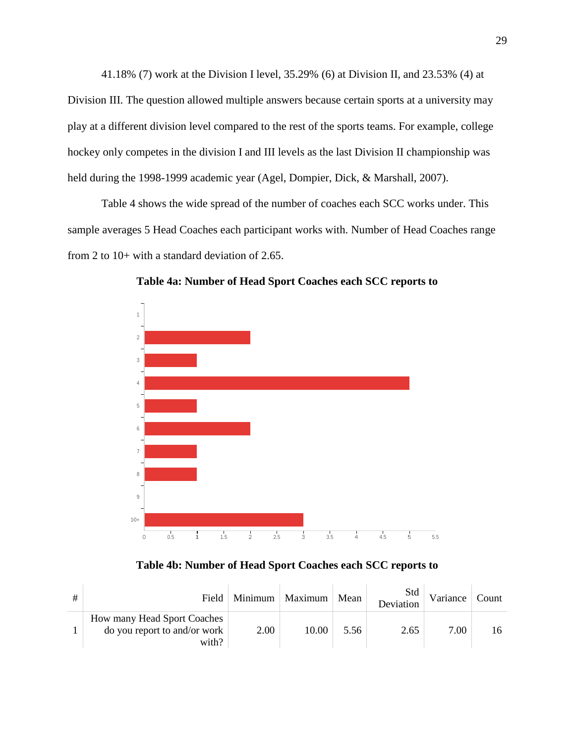41.18% (7) work at the Division I level, 35.29% (6) at Division II, and 23.53% (4) at Division III. The question allowed multiple answers because certain sports at a university may play at a different division level compared to the rest of the sports teams. For example, college hockey only competes in the division I and III levels as the last Division II championship was held during the 1998-1999 academic year (Agel, Dompier, Dick, & Marshall, 2007).

Table 4 shows the wide spread of the number of coaches each SCC works under. This sample averages 5 Head Coaches each participant works with. Number of Head Coaches range from 2 to 10+ with a standard deviation of 2.65.

**Table 4a: Number of Head Sport Coaches each SCC reports to**

| Number of Head Coaches | Count |
|---|---|
| 1 | 0 |
| 2 | 2 |
| 3 | 1 |
| 4 | 5 |
| 5 | 1 |
| 6 | 2 |
| 7 | 1 |
| 8 | 1 |
| 9 | 0 |
| 10+ | 3 |

**Table 4b: Number of Head Sport Coaches each SCC reports to**

| # | Field | Minimum | Maximum | Mean | Std Deviation | Variance | Count |
|---|---|---|---|---|---|---|---|
| 1 | How many Head Sport Coaches do you report to and/or work with? | 2.00 | 10.00 | 5.56 | 2.65 | 7.00 | 16 |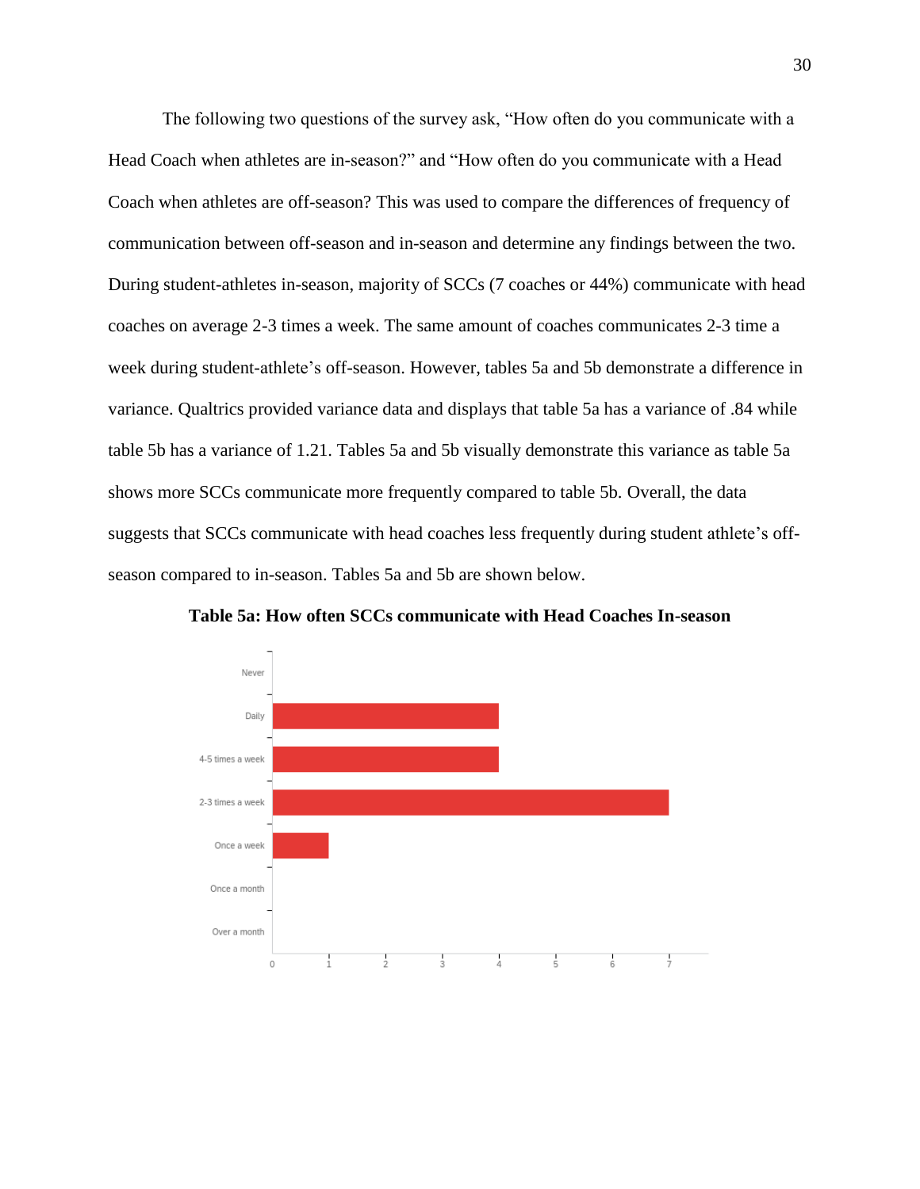The following two questions of the survey ask, "How often do you communicate with a Head Coach when athletes are in-season?" and "How often do you communicate with a Head Coach when athletes are off-season? This was used to compare the differences of frequency of communication between off-season and in-season and determine any findings between the two. During student-athletes in-season, majority of SCCs (7 coaches or 44%) communicate with head coaches on average 2-3 times a week. The same amount of coaches communicates 2-3 time a week during student-athlete's off-season. However, tables 5a and 5b demonstrate a difference in variance. Qualtrics provided variance data and displays that table 5a has a variance of .84 while table 5b has a variance of 1.21. Tables 5a and 5b visually demonstrate this variance as table 5a shows more SCCs communicate more frequently compared to table 5b. Overall, the data suggests that SCCs communicate with head coaches less frequently during student athlete's off-season compared to in-season. Tables 5a and 5b are shown below.

**Table 5a: How often SCCs communicate with Head Coaches In-season**

| Response | Count |
|---|---|
| Never | 0 |
| Daily | 4 |
| 4-5 times a week | 4 |
| 2-3 times a week | 7 |
| Once a week | 1 |
| Once a month | 0 |
| Over a month | 0 |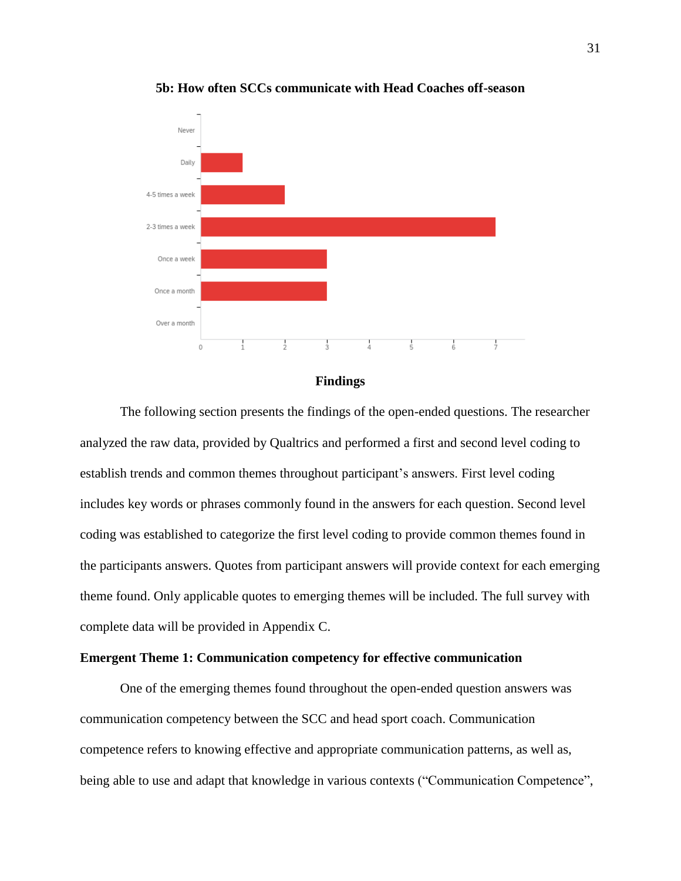**5b: How often SCCs communicate with Head Coaches off-season**

| Response | Count |
|---|---|
| Never | 0 |
| Daily | 1 |
| 4-5 times a week | 2 |
| 2-3 times a week | 7 |
| Once a week | 3 |
| Once a month | 3 |
| Over a month | 0 |

## Findings

The following section presents the findings of the open-ended questions. The researcher analyzed the raw data, provided by Qualtrics and performed a first and second level coding to establish trends and common themes throughout participant's answers. First level coding includes key words or phrases commonly found in the answers for each question. Second level coding was established to categorize the first level coding to provide common themes found in the participants answers. Quotes from participant answers will provide context for each emerging theme found. Only applicable quotes to emerging themes will be included. The full survey with complete data will be provided in Appendix C.

### Emergent Theme 1: Communication competency for effective communication

One of the emerging themes found throughout the open-ended question answers was communication competency between the SCC and head sport coach. Communication competence refers to knowing effective and appropriate communication patterns, as well as, being able to use and adapt that knowledge in various contexts ("Communication Competence",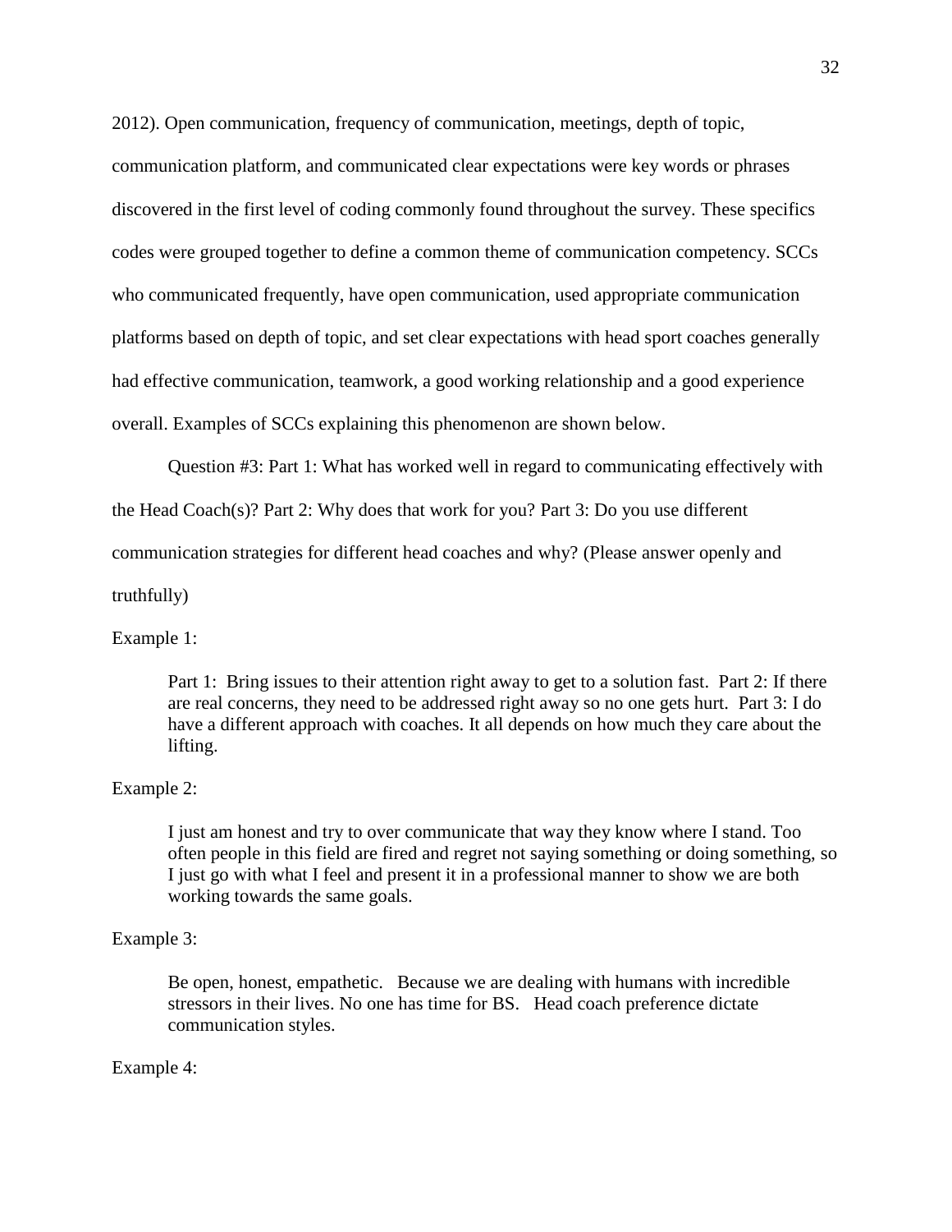2012). Open communication, frequency of communication, meetings, depth of topic, communication platform, and communicated clear expectations were key words or phrases discovered in the first level of coding commonly found throughout the survey. These specifics codes were grouped together to define a common theme of communication competency. SCCs who communicated frequently, have open communication, used appropriate communication platforms based on depth of topic, and set clear expectations with head sport coaches generally had effective communication, teamwork, a good working relationship and a good experience overall. Examples of SCCs explaining this phenomenon are shown below.

Question #3: Part 1: What has worked well in regard to communicating effectively with the Head Coach(s)? Part 2: Why does that work for you? Part 3: Do you use different communication strategies for different head coaches and why? (Please answer openly and truthfully)

Example 1:

> Part 1: Bring issues to their attention right away to get to a solution fast. Part 2: If there are real concerns, they need to be addressed right away so no one gets hurt. Part 3: I do have a different approach with coaches. It all depends on how much they care about the lifting.

Example 2:

> I just am honest and try to over communicate that way they know where I stand. Too often people in this field are fired and regret not saying something or doing something, so I just go with what I feel and present it in a professional manner to show we are both working towards the same goals.

Example 3:

> Be open, honest, empathetic. Because we are dealing with humans with incredible stressors in their lives. No one has time for BS. Head coach preference dictate communication styles.

Example 4: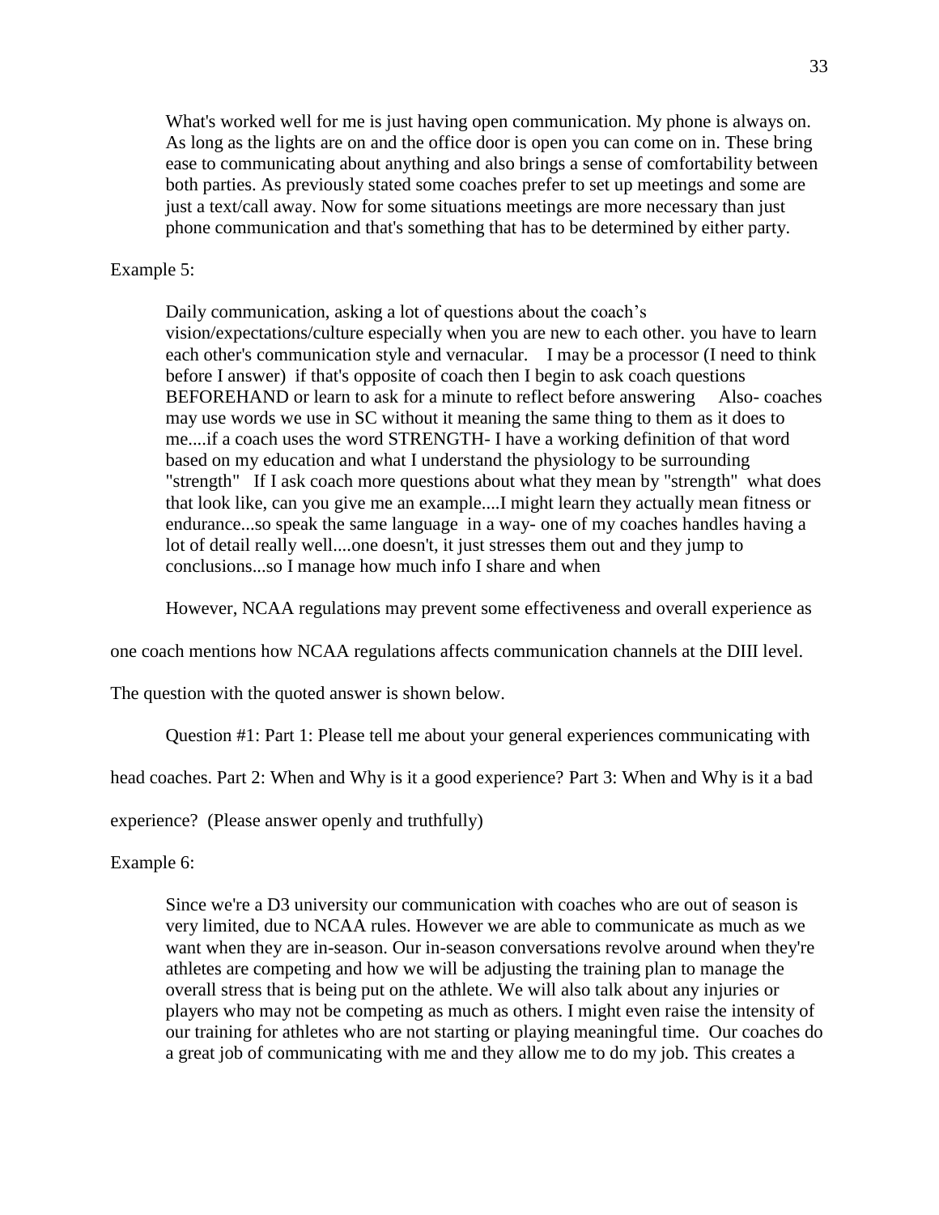> What's worked well for me is just having open communication. My phone is always on. As long as the lights are on and the office door is open you can come on in. These bring ease to communicating about anything and also brings a sense of comfortability between both parties. As previously stated some coaches prefer to set up meetings and some are just a text/call away. Now for some situations meetings are more necessary than just phone communication and that's something that has to be determined by either party.

Example 5:

> Daily communication, asking a lot of questions about the coach's vision/expectations/culture especially when you are new to each other. you have to learn each other's communication style and vernacular. I may be a processor (I need to think before I answer) if that's opposite of coach then I begin to ask coach questions BEFOREHAND or learn to ask for a minute to reflect before answering Also- coaches may use words we use in SC without it meaning the same thing to them as it does to me....if a coach uses the word STRENGTH- I have a working definition of that word based on my education and what I understand the physiology to be surrounding "strength" If I ask coach more questions about what they mean by "strength" what does that look like, can you give me an example....I might learn they actually mean fitness or endurance...so speak the same language in a way- one of my coaches handles having a lot of detail really well....one doesn't, it just stresses them out and they jump to conclusions...so I manage how much info I share and when

However, NCAA regulations may prevent some effectiveness and overall experience as one coach mentions how NCAA regulations affects communication channels at the DIII level. The question with the quoted answer is shown below.

Question #1: Part 1: Please tell me about your general experiences communicating with head coaches. Part 2: When and Why is it a good experience? Part 3: When and Why is it a bad experience? (Please answer openly and truthfully)

Example 6:

> Since we're a D3 university our communication with coaches who are out of season is very limited, due to NCAA rules. However we are able to communicate as much as we want when they are in-season. Our in-season conversations revolve around when they're athletes are competing and how we will be adjusting the training plan to manage the overall stress that is being put on the athlete. We will also talk about any injuries or players who may not be competing as much as others. I might even raise the intensity of our training for athletes who are not starting or playing meaningful time. Our coaches do a great job of communicating with me and they allow me to do my job. This creates a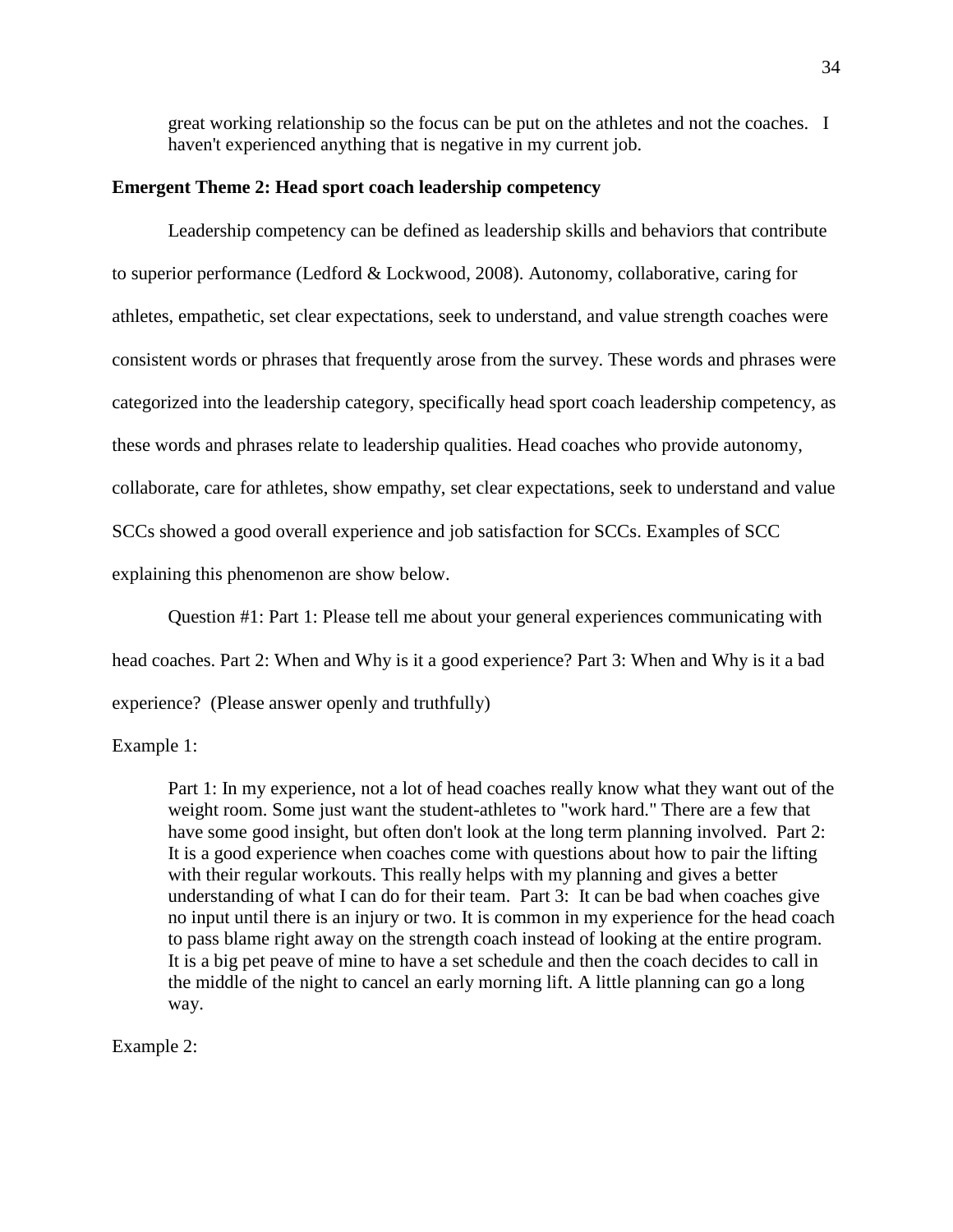great working relationship so the focus can be put on the athletes and not the coaches. I haven't experienced anything that is negative in my current job.

**Emergent Theme 2: Head sport coach leadership competency**

Leadership competency can be defined as leadership skills and behaviors that contribute to superior performance (Ledford & Lockwood, 2008). Autonomy, collaborative, caring for athletes, empathetic, set clear expectations, seek to understand, and value strength coaches were consistent words or phrases that frequently arose from the survey. These words and phrases were categorized into the leadership category, specifically head sport coach leadership competency, as these words and phrases relate to leadership qualities. Head coaches who provide autonomy, collaborate, care for athletes, show empathy, set clear expectations, seek to understand and value SCCs showed a good overall experience and job satisfaction for SCCs. Examples of SCC explaining this phenomenon are show below.

Question #1: Part 1: Please tell me about your general experiences communicating with head coaches. Part 2: When and Why is it a good experience? Part 3: When and Why is it a bad experience? (Please answer openly and truthfully)

Example 1:

> Part 1: In my experience, not a lot of head coaches really know what they want out of the weight room. Some just want the student-athletes to "work hard." There are a few that have some good insight, but often don't look at the long term planning involved. Part 2: It is a good experience when coaches come with questions about how to pair the lifting with their regular workouts. This really helps with my planning and gives a better understanding of what I can do for their team. Part 3: It can be bad when coaches give no input until there is an injury or two. It is common in my experience for the head coach to pass blame right away on the strength coach instead of looking at the entire program. It is a big pet peeve of mine to have a set schedule and then the coach decides to call in the middle of the night to cancel an early morning lift. A little planning can go a long way.

Example 2: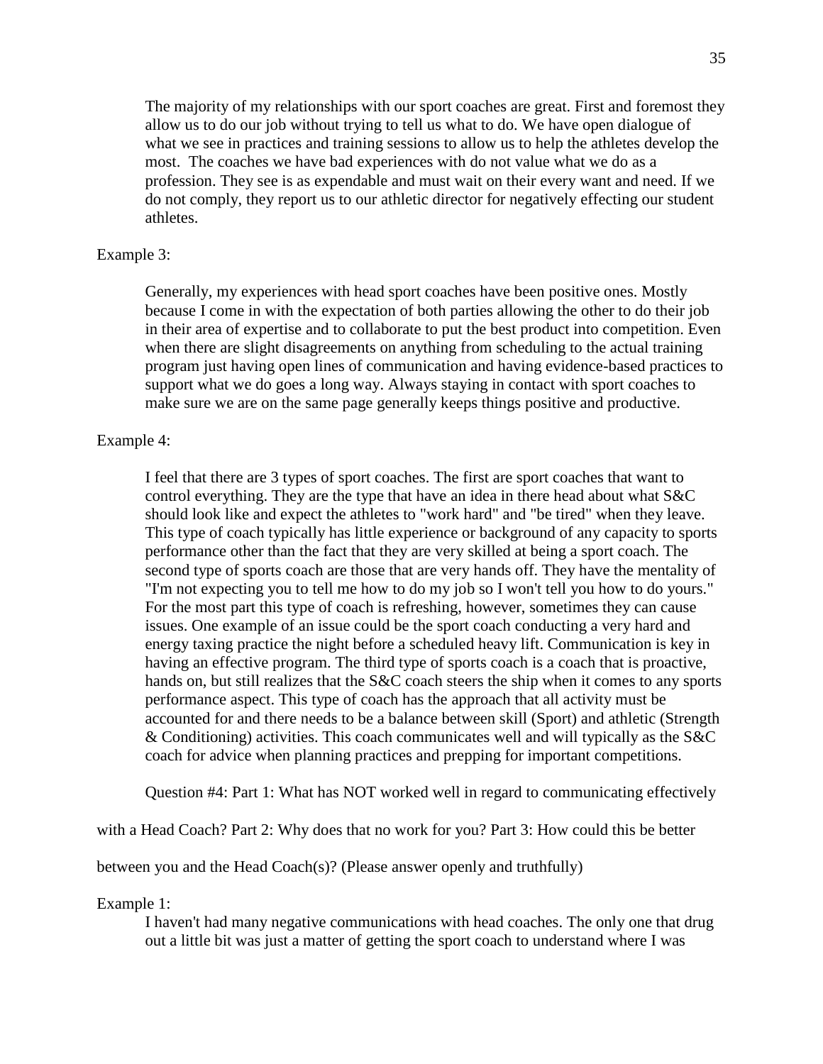> The majority of my relationships with our sport coaches are great. First and foremost they allow us to do our job without trying to tell us what to do. We have open dialogue of what we see in practices and training sessions to allow us to help the athletes develop the most. The coaches we have bad experiences with do not value what we do as a profession. They see is as expendable and must wait on their every want and need. If we do not comply, they report us to our athletic director for negatively effecting our student athletes.

Example 3:

> Generally, my experiences with head sport coaches have been positive ones. Mostly because I come in with the expectation of both parties allowing the other to do their job in their area of expertise and to collaborate to put the best product into competition. Even when there are slight disagreements on anything from scheduling to the actual training program just having open lines of communication and having evidence-based practices to support what we do goes a long way. Always staying in contact with sport coaches to make sure we are on the same page generally keeps things positive and productive.

Example 4:

> I feel that there are 3 types of sport coaches. The first are sport coaches that want to control everything. They are the type that have an idea in there head about what S&C should look like and expect the athletes to "work hard" and "be tired" when they leave. This type of coach typically has little experience or background of any capacity to sports performance other than the fact that they are very skilled at being a sport coach. The second type of sports coach are those that are very hands off. They have the mentality of "I'm not expecting you to tell me how to do my job so I won't tell you how to do yours." For the most part this type of coach is refreshing, however, sometimes they can cause issues. One example of an issue could be the sport coach conducting a very hard and energy taxing practice the night before a scheduled heavy lift. Communication is key in having an effective program. The third type of sports coach is a coach that is proactive, hands on, but still realizes that the S&C coach steers the ship when it comes to any sports performance aspect. This type of coach has the approach that all activity must be accounted for and there needs to be a balance between skill (Sport) and athletic (Strength & Conditioning) activities. This coach communicates well and will typically as the S&C coach for advice when planning practices and prepping for important competitions.

Question #4: Part 1: What has NOT worked well in regard to communicating effectively with a Head Coach? Part 2: Why does that no work for you? Part 3: How could this be better between you and the Head Coach(s)? (Please answer openly and truthfully)

Example 1:

> I haven't had many negative communications with head coaches. The only one that drug out a little bit was just a matter of getting the sport coach to understand where I was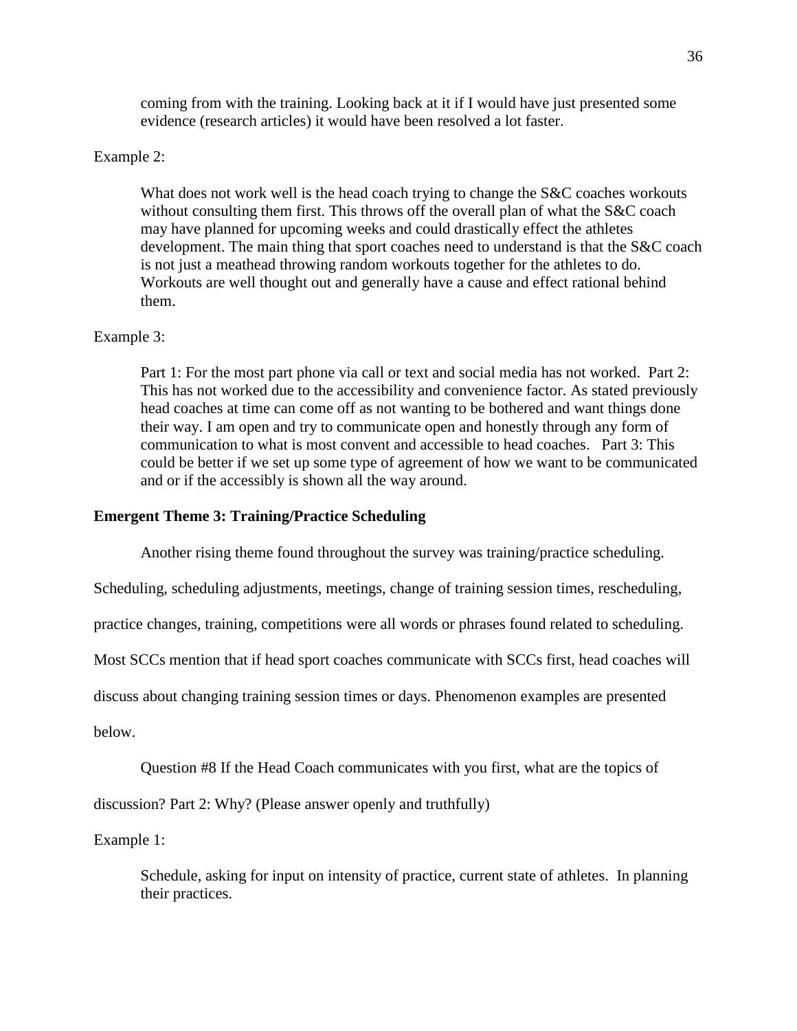coming from with the training. Looking back at it if I would have just presented some evidence (research articles) it would have been resolved a lot faster.

Example 2:

> What does not work well is the head coach trying to change the S&C coaches workouts without consulting them first. This throws off the overall plan of what the S&C coach may have planned for upcoming weeks and could drastically effect the athletes development. The main thing that sport coaches need to understand is that the S&C coach is not just a meathead throwing random workouts together for the athletes to do. Workouts are well thought out and generally have a cause and effect rational behind them.

Example 3:

> Part 1: For the most part phone via call or text and social media has not worked. Part 2: This has not worked due to the accessibility and convenience factor. As stated previously head coaches at time can come off as not wanting to be bothered and want things done their way. I am open and try to communicate open and honestly through any form of communication to what is most convent and accessible to head coaches. Part 3: This could be better if we set up some type of agreement of how we want to be communicated and or if the accessibly is shown all the way around.

**Emergent Theme 3: Training/Practice Scheduling**

Another rising theme found throughout the survey was training/practice scheduling. Scheduling, scheduling adjustments, meetings, change of training session times, rescheduling, practice changes, training, competitions were all words or phrases found related to scheduling. Most SCCs mention that if head sport coaches communicate with SCCs first, head coaches will discuss about changing training session times or days. Phenomenon examples are presented below.

Question #8 If the Head Coach communicates with you first, what are the topics of discussion? Part 2: Why? (Please answer openly and truthfully)

Example 1:

> Schedule, asking for input on intensity of practice, current state of athletes. In planning their practices.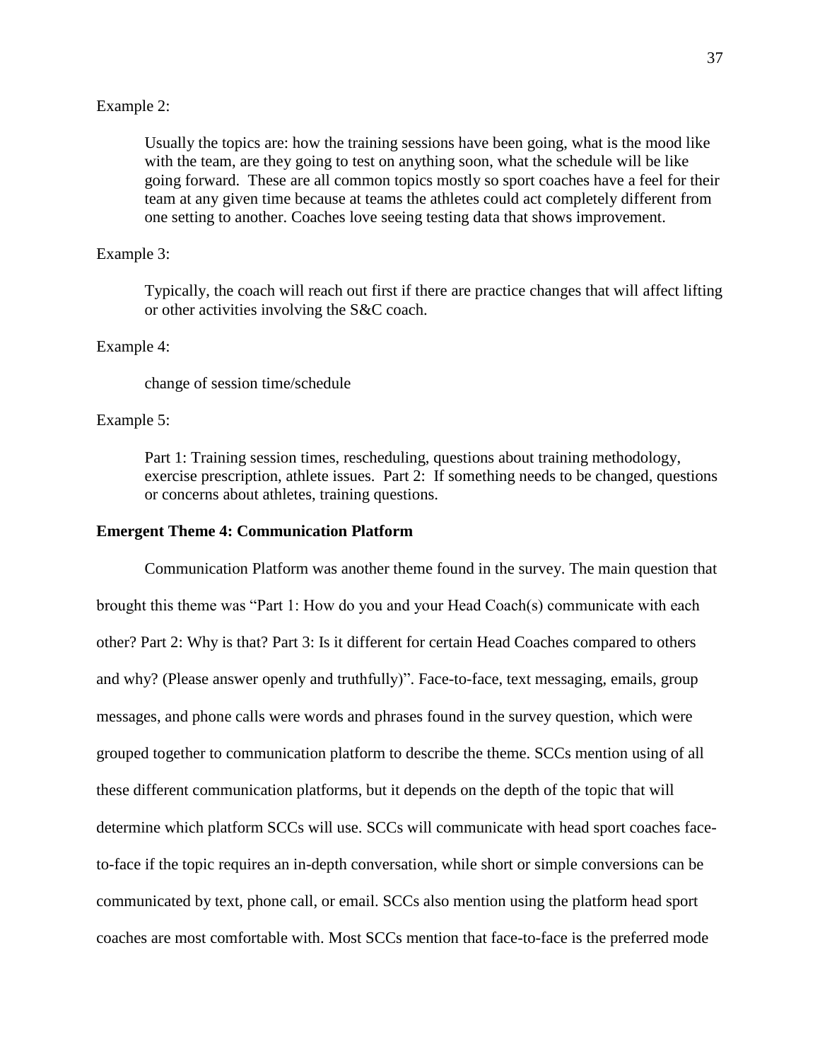Example 2:

> Usually the topics are: how the training sessions have been going, what is the mood like with the team, are they going to test on anything soon, what the schedule will be like going forward. These are all common topics mostly so sport coaches have a feel for their team at any given time because at teams the athletes could act completely different from one setting to another. Coaches love seeing testing data that shows improvement.

Example 3:

> Typically, the coach will reach out first if there are practice changes that will affect lifting or other activities involving the S&C coach.

Example 4:

> change of session time/schedule

Example 5:

> Part 1: Training session times, rescheduling, questions about training methodology, exercise prescription, athlete issues. Part 2: If something needs to be changed, questions or concerns about athletes, training questions.

**Emergent Theme 4: Communication Platform**

Communication Platform was another theme found in the survey. The main question that brought this theme was "Part 1: How do you and your Head Coach(s) communicate with each other? Part 2: Why is that? Part 3: Is it different for certain Head Coaches compared to others and why? (Please answer openly and truthfully)". Face-to-face, text messaging, emails, group messages, and phone calls were words and phrases found in the survey question, which were grouped together to communication platform to describe the theme. SCCs mention using of all these different communication platforms, but it depends on the depth of the topic that will determine which platform SCCs will use. SCCs will communicate with head sport coaches face-to-face if the topic requires an in-depth conversation, while short or simple conversions can be communicated by text, phone call, or email. SCCs also mention using the platform head sport coaches are most comfortable with. Most SCCs mention that face-to-face is the preferred mode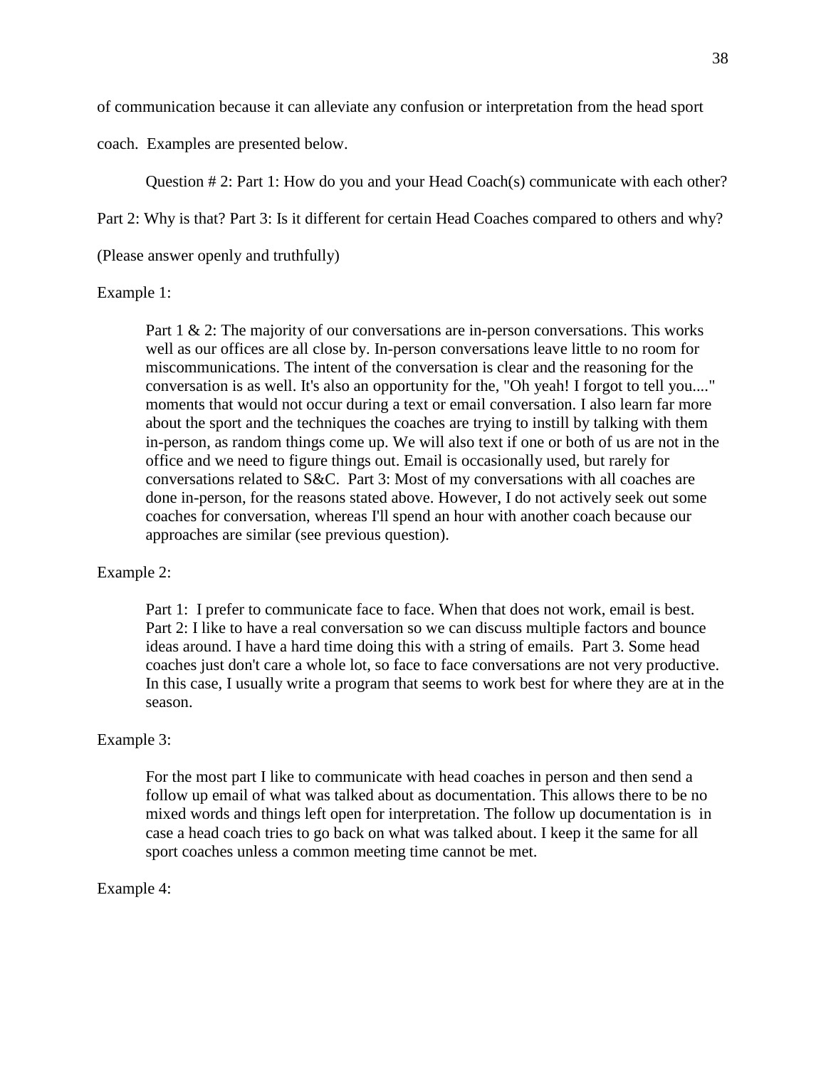of communication because it can alleviate any confusion or interpretation from the head sport coach. Examples are presented below.

Question # 2: Part 1: How do you and your Head Coach(s) communicate with each other? Part 2: Why is that? Part 3: Is it different for certain Head Coaches compared to others and why? (Please answer openly and truthfully)

Example 1:

> Part 1 & 2: The majority of our conversations are in-person conversations. This works well as our offices are all close by. In-person conversations leave little to no room for miscommunications. The intent of the conversation is clear and the reasoning for the conversation is as well. It's also an opportunity for the, "Oh yeah! I forgot to tell you...." moments that would not occur during a text or email conversation. I also learn far more about the sport and the techniques the coaches are trying to instill by talking with them in-person, as random things come up. We will also text if one or both of us are not in the office and we need to figure things out. Email is occasionally used, but rarely for conversations related to S&C. Part 3: Most of my conversations with all coaches are done in-person, for the reasons stated above. However, I do not actively seek out some coaches for conversation, whereas I'll spend an hour with another coach because our approaches are similar (see previous question).

Example 2:

> Part 1: I prefer to communicate face to face. When that does not work, email is best. Part 2: I like to have a real conversation so we can discuss multiple factors and bounce ideas around. I have a hard time doing this with a string of emails. Part 3. Some head coaches just don't care a whole lot, so face to face conversations are not very productive. In this case, I usually write a program that seems to work best for where they are at in the season.

Example 3:

> For the most part I like to communicate with head coaches in person and then send a follow up email of what was talked about as documentation. This allows there to be no mixed words and things left open for interpretation. The follow up documentation is in case a head coach tries to go back on what was talked about. I keep it the same for all sport coaches unless a common meeting time cannot be met.

Example 4: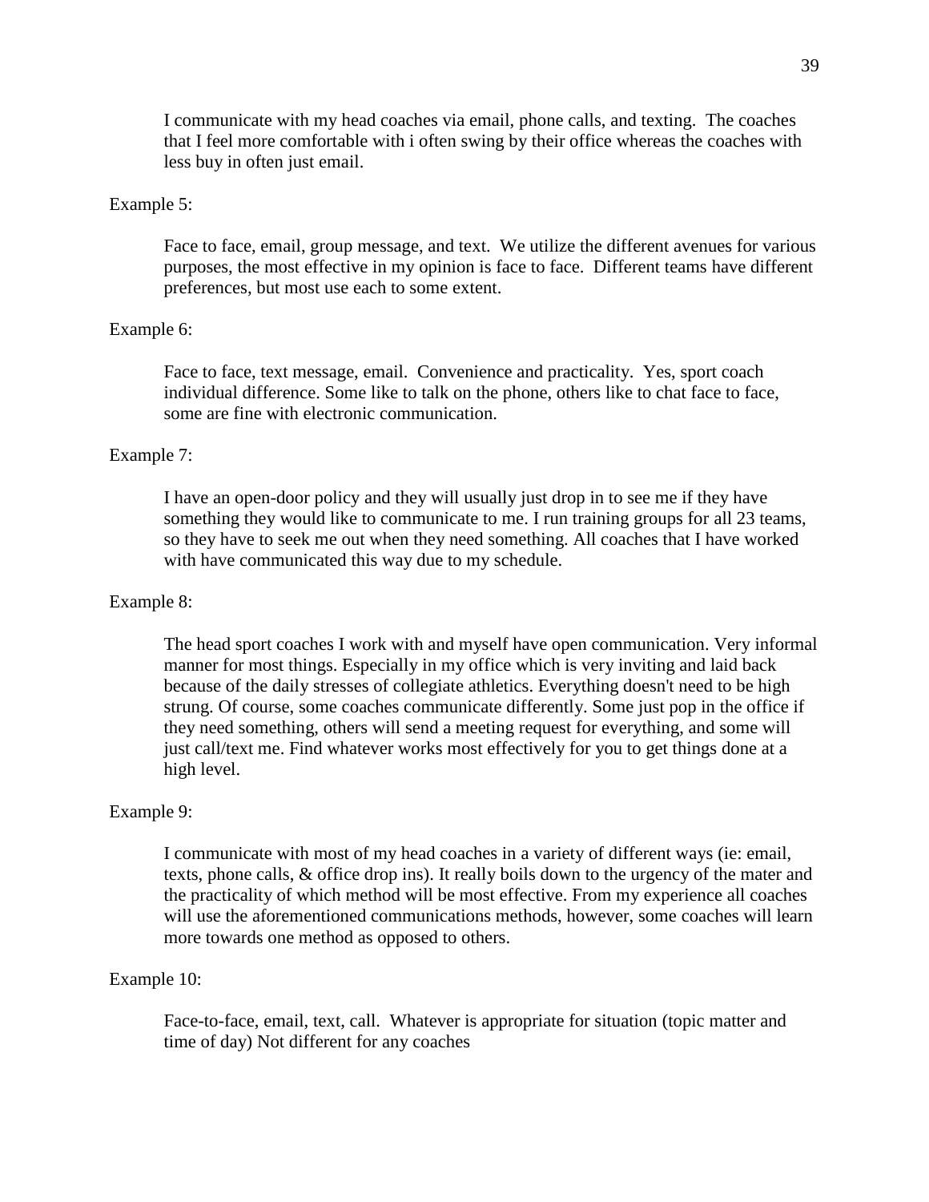> I communicate with my head coaches via email, phone calls, and texting. The coaches that I feel more comfortable with i often swing by their office whereas the coaches with less buy in often just email.

Example 5:

> Face to face, email, group message, and text. We utilize the different avenues for various purposes, the most effective in my opinion is face to face. Different teams have different preferences, but most use each to some extent.

Example 6:

> Face to face, text message, email. Convenience and practicality. Yes, sport coach individual difference. Some like to talk on the phone, others like to chat face to face, some are fine with electronic communication.

Example 7:

> I have an open-door policy and they will usually just drop in to see me if they have something they would like to communicate to me. I run training groups for all 23 teams, so they have to seek me out when they need something. All coaches that I have worked with have communicated this way due to my schedule.

Example 8:

> The head sport coaches I work with and myself have open communication. Very informal manner for most things. Especially in my office which is very inviting and laid back because of the daily stresses of collegiate athletics. Everything doesn't need to be high strung. Of course, some coaches communicate differently. Some just pop in the office if they need something, others will send a meeting request for everything, and some will just call/text me. Find whatever works most effectively for you to get things done at a high level.

Example 9:

> I communicate with most of my head coaches in a variety of different ways (ie: email, texts, phone calls, & office drop ins). It really boils down to the urgency of the mater and the practicality of which method will be most effective. From my experience all coaches will use the aforementioned communications methods, however, some coaches will learn more towards one method as opposed to others.

Example 10:

> Face-to-face, email, text, call. Whatever is appropriate for situation (topic matter and time of day) Not different for any coaches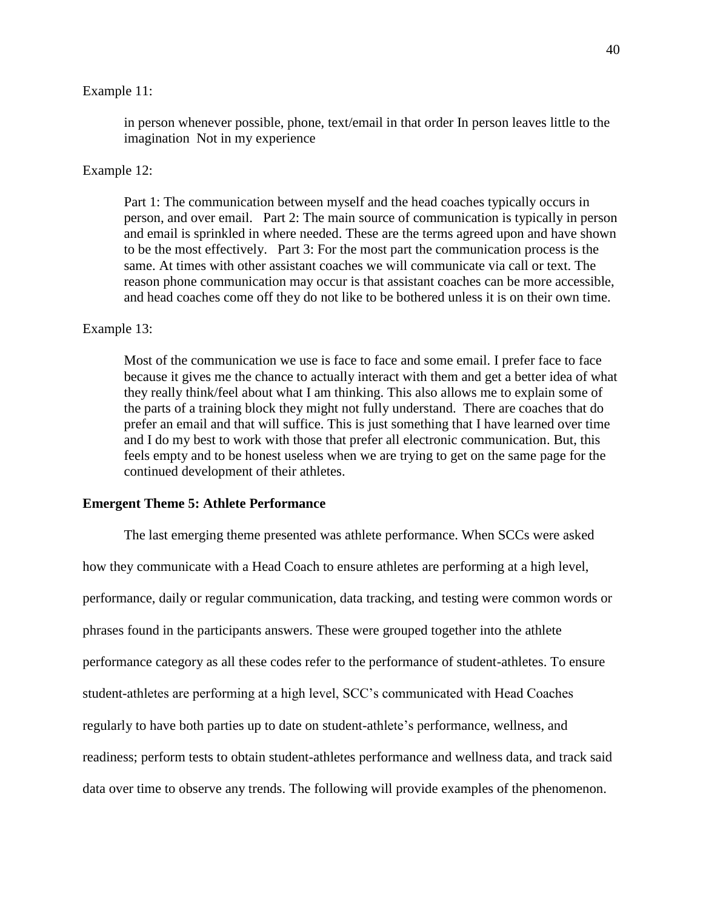Example 11:

> in person whenever possible, phone, text/email in that order In person leaves little to the imagination Not in my experience

Example 12:

> Part 1: The communication between myself and the head coaches typically occurs in person, and over email. Part 2: The main source of communication is typically in person and email is sprinkled in where needed. These are the terms agreed upon and have shown to be the most effectively. Part 3: For the most part the communication process is the same. At times with other assistant coaches we will communicate via call or text. The reason phone communication may occur is that assistant coaches can be more accessible, and head coaches come off they do not like to be bothered unless it is on their own time.

Example 13:

> Most of the communication we use is face to face and some email. I prefer face to face because it gives me the chance to actually interact with them and get a better idea of what they really think/feel about what I am thinking. This also allows me to explain some of the parts of a training block they might not fully understand. There are coaches that do prefer an email and that will suffice. This is just something that I have learned over time and I do my best to work with those that prefer all electronic communication. But, this feels empty and to be honest useless when we are trying to get on the same page for the continued development of their athletes.

**Emergent Theme 5: Athlete Performance**

The last emerging theme presented was athlete performance. When SCCs were asked how they communicate with a Head Coach to ensure athletes are performing at a high level, performance, daily or regular communication, data tracking, and testing were common words or phrases found in the participants answers. These were grouped together into the athlete performance category as all these codes refer to the performance of student-athletes. To ensure student-athletes are performing at a high level, SCC's communicated with Head Coaches regularly to have both parties up to date on student-athlete's performance, wellness, and readiness; perform tests to obtain student-athletes performance and wellness data, and track said data over time to observe any trends. The following will provide examples of the phenomenon.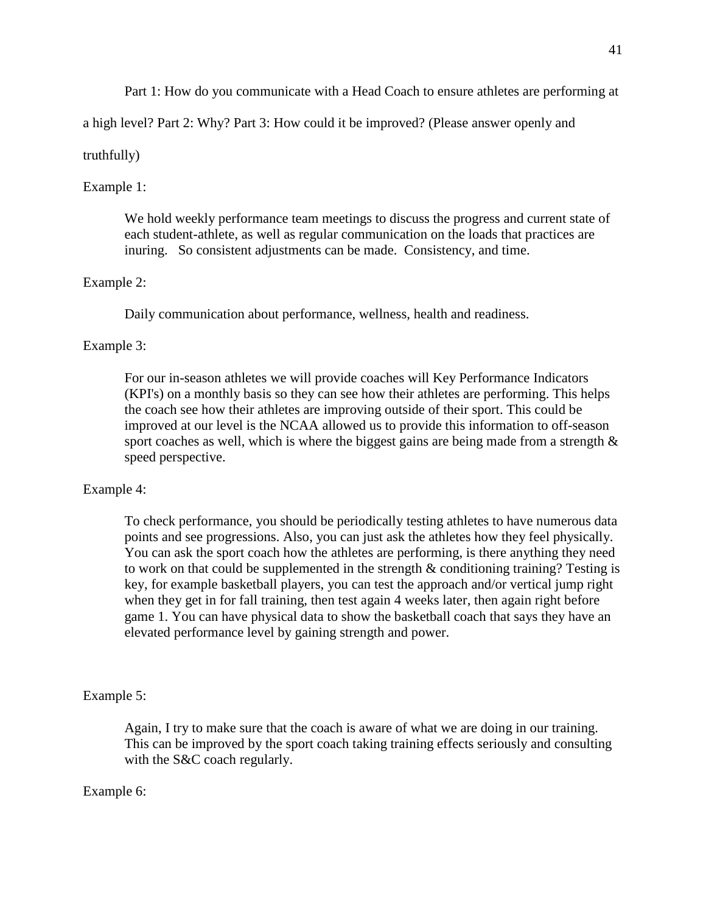Part 1: How do you communicate with a Head Coach to ensure athletes are performing at a high level? Part 2: Why? Part 3: How could it be improved? (Please answer openly and truthfully)

Example 1:

> We hold weekly performance team meetings to discuss the progress and current state of each student-athlete, as well as regular communication on the loads that practices are inuring.  So consistent adjustments can be made.  Consistency, and time.

Example 2:

> Daily communication about performance, wellness, health and readiness.

Example 3:

> For our in-season athletes we will provide coaches will Key Performance Indicators (KPI's) on a monthly basis so they can see how their athletes are performing. This helps the coach see how their athletes are improving outside of their sport. This could be improved at our level is the NCAA allowed us to provide this information to off-season sport coaches as well, which is where the biggest gains are being made from a strength & speed perspective.

Example 4:

> To check performance, you should be periodically testing athletes to have numerous data points and see progressions. Also, you can just ask the athletes how they feel physically. You can ask the sport coach how the athletes are performing, is there anything they need to work on that could be supplemented in the strength & conditioning training? Testing is key, for example basketball players, you can test the approach and/or vertical jump right when they get in for fall training, then test again 4 weeks later, then again right before game 1. You can have physical data to show the basketball coach that says they have an elevated performance level by gaining strength and power.

Example 5:

> Again, I try to make sure that the coach is aware of what we are doing in our training. This can be improved by the sport coach taking training effects seriously and consulting with the S&C coach regularly.

Example 6: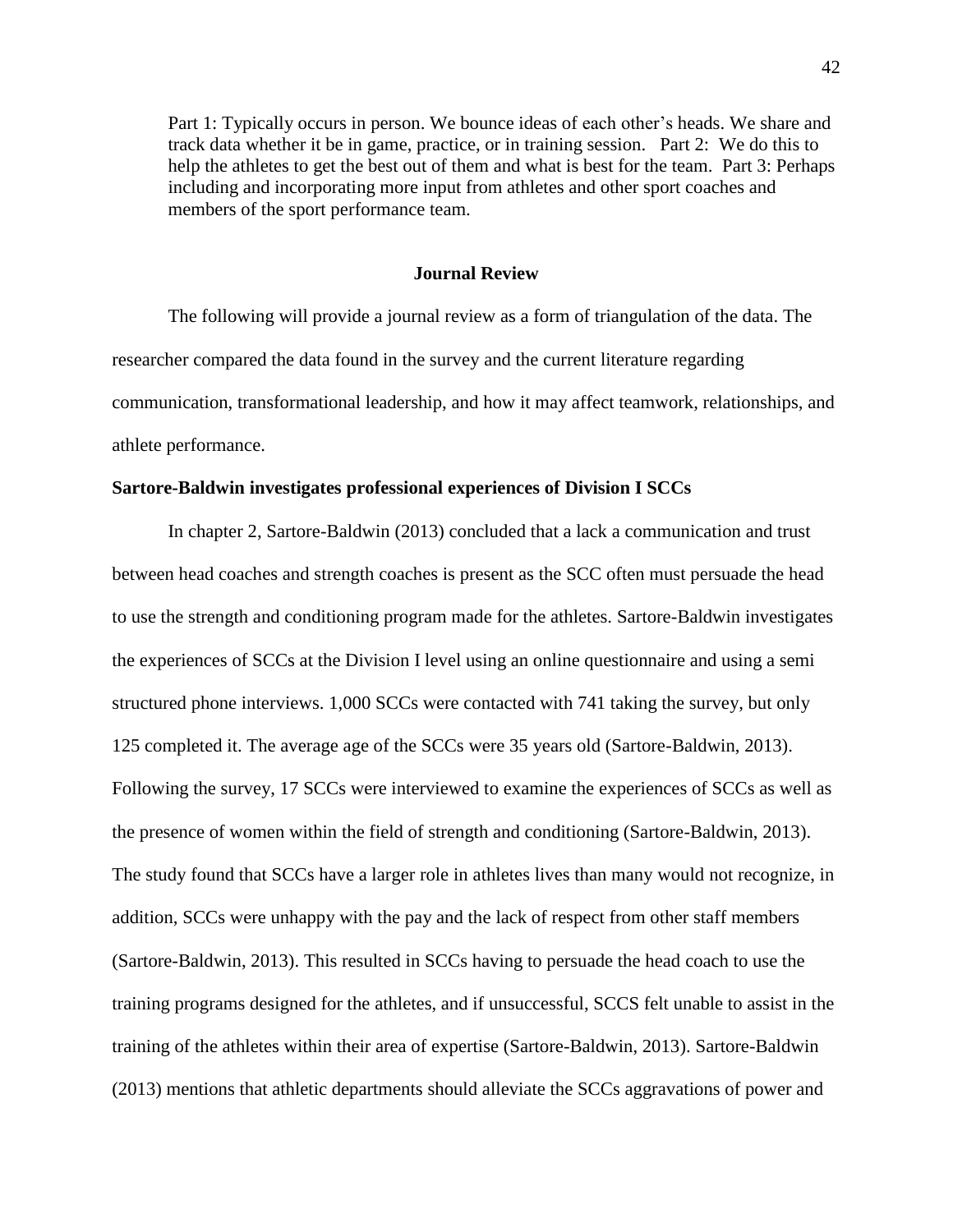Part 1: Typically occurs in person. We bounce ideas of each other's heads. We share and track data whether it be in game, practice, or in training session.   Part 2:  We do this to help the athletes to get the best out of them and what is best for the team.  Part 3: Perhaps including and incorporating more input from athletes and other sport coaches and members of the sport performance team.

## Journal Review

The following will provide a journal review as a form of triangulation of the data. The researcher compared the data found in the survey and the current literature regarding communication, transformational leadership, and how it may affect teamwork, relationships, and athlete performance.

### Sartore-Baldwin investigates professional experiences of Division I SCCs

In chapter 2, Sartore-Baldwin (2013) concluded that a lack a communication and trust between head coaches and strength coaches is present as the SCC often must persuade the head to use the strength and conditioning program made for the athletes. Sartore-Baldwin investigates the experiences of SCCs at the Division I level using an online questionnaire and using a semi structured phone interviews. 1,000 SCCs were contacted with 741 taking the survey, but only 125 completed it. The average age of the SCCs were 35 years old (Sartore-Baldwin, 2013). Following the survey, 17 SCCs were interviewed to examine the experiences of SCCs as well as the presence of women within the field of strength and conditioning (Sartore-Baldwin, 2013). The study found that SCCs have a larger role in athletes lives than many would not recognize, in addition, SCCs were unhappy with the pay and the lack of respect from other staff members (Sartore-Baldwin, 2013). This resulted in SCCs having to persuade the head coach to use the training programs designed for the athletes, and if unsuccessful, SCCS felt unable to assist in the training of the athletes within their area of expertise (Sartore-Baldwin, 2013). Sartore-Baldwin (2013) mentions that athletic departments should alleviate the SCCs aggravations of power and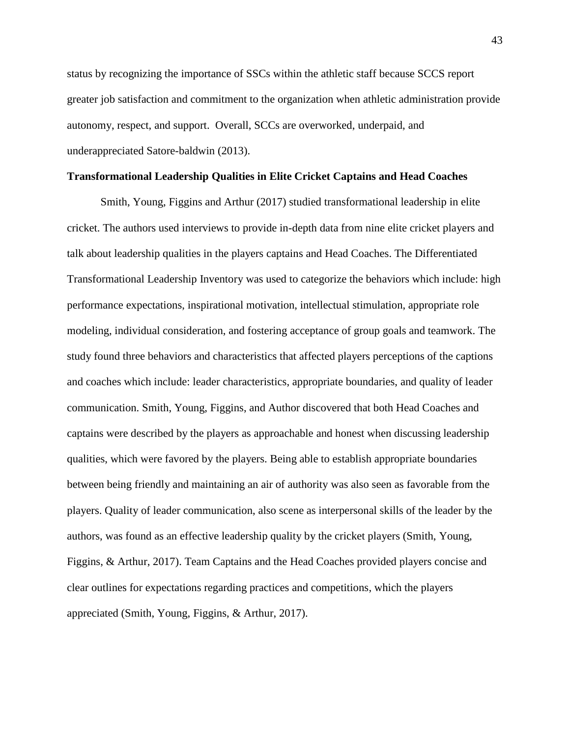status by recognizing the importance of SSCs within the athletic staff because SCCS report greater job satisfaction and commitment to the organization when athletic administration provide autonomy, respect, and support. Overall, SCCs are overworked, underpaid, and underappreciated Satore-baldwin (2013).

**Transformational Leadership Qualities in Elite Cricket Captains and Head Coaches**

Smith, Young, Figgins and Arthur (2017) studied transformational leadership in elite cricket. The authors used interviews to provide in-depth data from nine elite cricket players and talk about leadership qualities in the players captains and Head Coaches. The Differentiated Transformational Leadership Inventory was used to categorize the behaviors which include: high performance expectations, inspirational motivation, intellectual stimulation, appropriate role modeling, individual consideration, and fostering acceptance of group goals and teamwork. The study found three behaviors and characteristics that affected players perceptions of the captions and coaches which include: leader characteristics, appropriate boundaries, and quality of leader communication. Smith, Young, Figgins, and Author discovered that both Head Coaches and captains were described by the players as approachable and honest when discussing leadership qualities, which were favored by the players. Being able to establish appropriate boundaries between being friendly and maintaining an air of authority was also seen as favorable from the players. Quality of leader communication, also scene as interpersonal skills of the leader by the authors, was found as an effective leadership quality by the cricket players (Smith, Young, Figgins, & Arthur, 2017). Team Captains and the Head Coaches provided players concise and clear outlines for expectations regarding practices and competitions, which the players appreciated (Smith, Young, Figgins, & Arthur, 2017).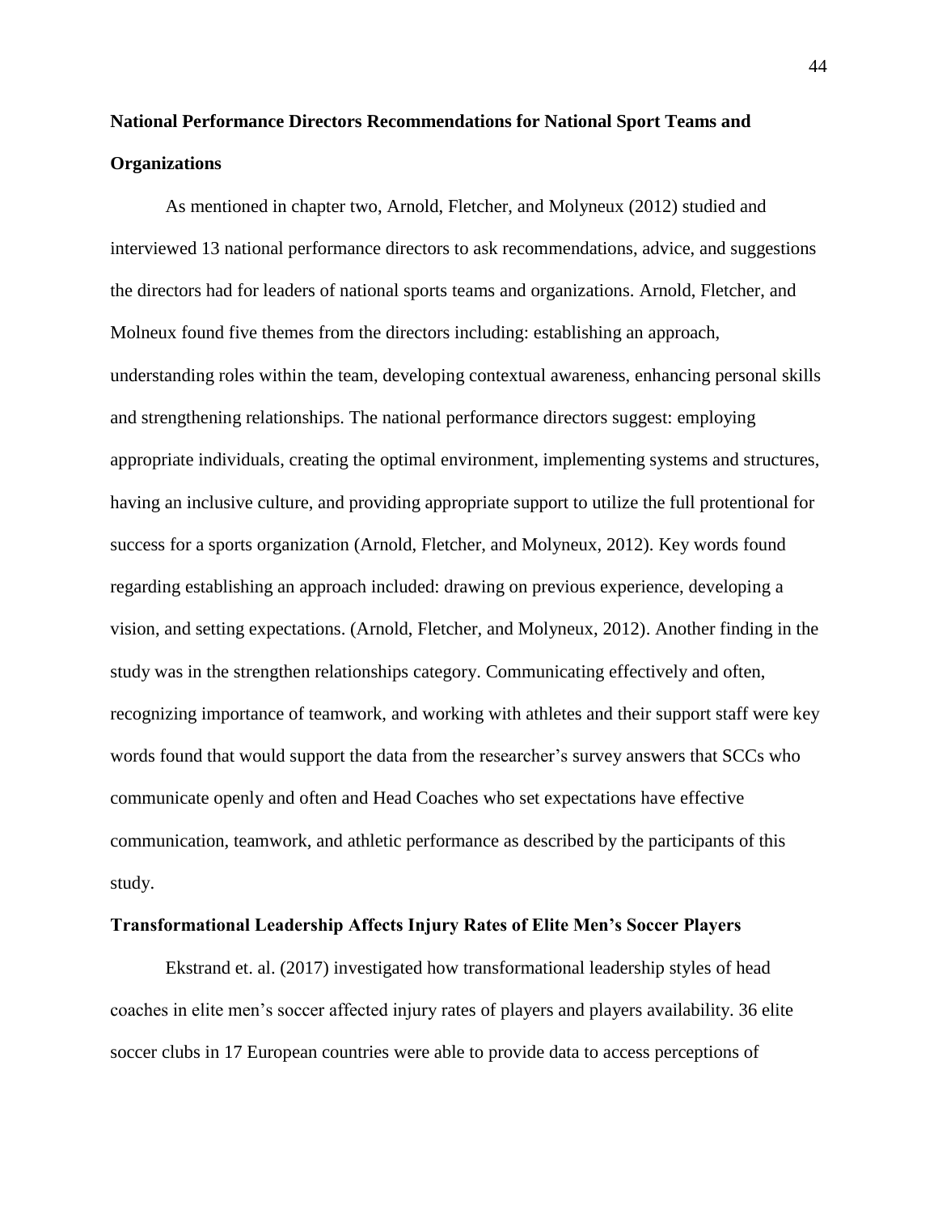**National Performance Directors Recommendations for National Sport Teams and Organizations**

As mentioned in chapter two, Arnold, Fletcher, and Molyneux (2012) studied and interviewed 13 national performance directors to ask recommendations, advice, and suggestions the directors had for leaders of national sports teams and organizations. Arnold, Fletcher, and Molneux found five themes from the directors including: establishing an approach, understanding roles within the team, developing contextual awareness, enhancing personal skills and strengthening relationships. The national performance directors suggest: employing appropriate individuals, creating the optimal environment, implementing systems and structures, having an inclusive culture, and providing appropriate support to utilize the full protentional for success for a sports organization (Arnold, Fletcher, and Molyneux, 2012). Key words found regarding establishing an approach included: drawing on previous experience, developing a vision, and setting expectations. (Arnold, Fletcher, and Molyneux, 2012). Another finding in the study was in the strengthen relationships category. Communicating effectively and often, recognizing importance of teamwork, and working with athletes and their support staff were key words found that would support the data from the researcher's survey answers that SCCs who communicate openly and often and Head Coaches who set expectations have effective communication, teamwork, and athletic performance as described by the participants of this study.

**Transformational Leadership Affects Injury Rates of Elite Men's Soccer Players**

Ekstrand et. al. (2017) investigated how transformational leadership styles of head coaches in elite men's soccer affected injury rates of players and players availability. 36 elite soccer clubs in 17 European countries were able to provide data to access perceptions of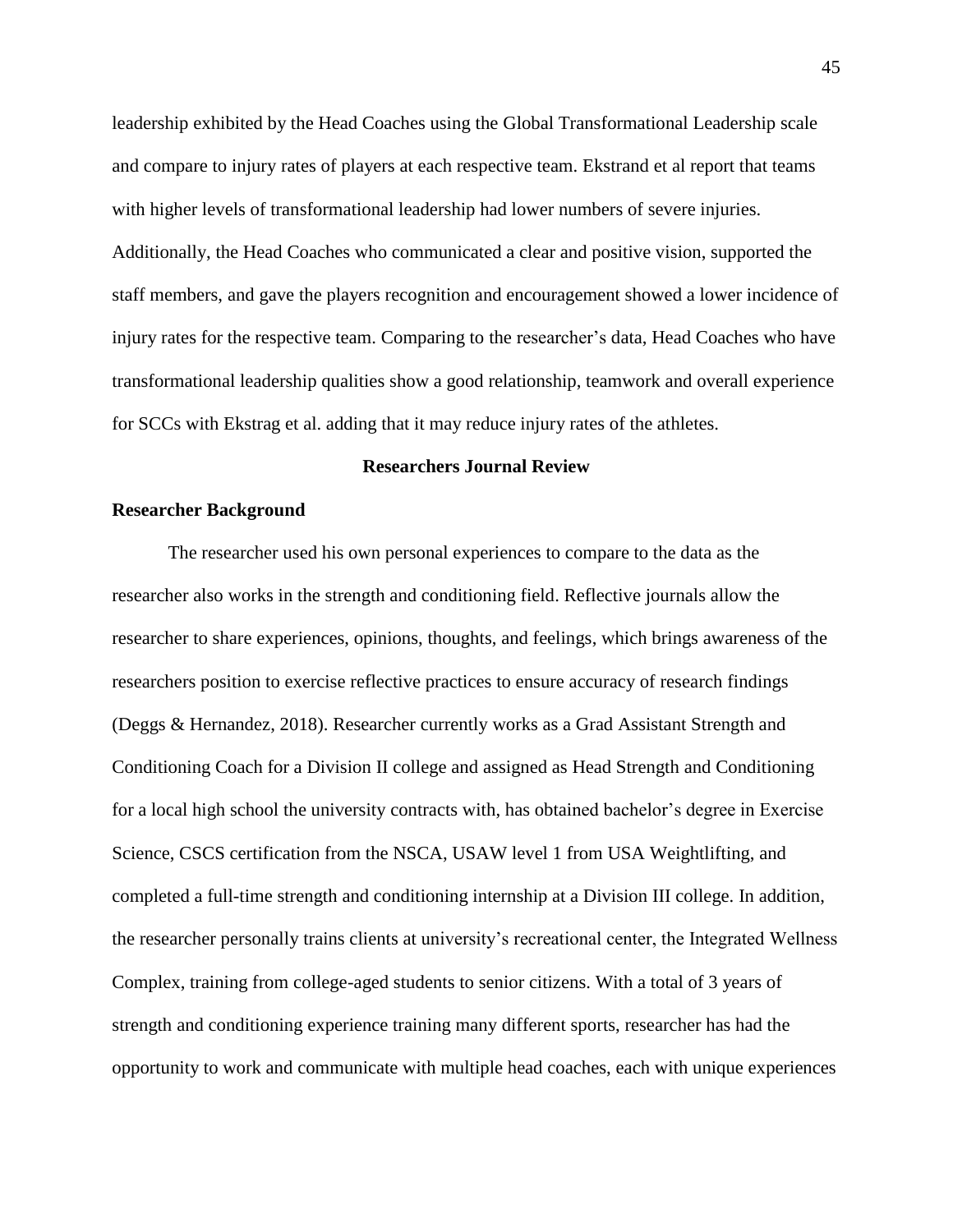leadership exhibited by the Head Coaches using the Global Transformational Leadership scale and compare to injury rates of players at each respective team. Ekstrand et al report that teams with higher levels of transformational leadership had lower numbers of severe injuries. Additionally, the Head Coaches who communicated a clear and positive vision, supported the staff members, and gave the players recognition and encouragement showed a lower incidence of injury rates for the respective team. Comparing to the researcher's data, Head Coaches who have transformational leadership qualities show a good relationship, teamwork and overall experience for SCCs with Ekstrag et al. adding that it may reduce injury rates of the athletes.

## Researchers Journal Review

### Researcher Background

The researcher used his own personal experiences to compare to the data as the researcher also works in the strength and conditioning field. Reflective journals allow the researcher to share experiences, opinions, thoughts, and feelings, which brings awareness of the researchers position to exercise reflective practices to ensure accuracy of research findings (Deggs & Hernandez, 2018). Researcher currently works as a Grad Assistant Strength and Conditioning Coach for a Division II college and assigned as Head Strength and Conditioning for a local high school the university contracts with, has obtained bachelor's degree in Exercise Science, CSCS certification from the NSCA, USAW level 1 from USA Weightlifting, and completed a full-time strength and conditioning internship at a Division III college. In addition, the researcher personally trains clients at university's recreational center, the Integrated Wellness Complex, training from college-aged students to senior citizens. With a total of 3 years of strength and conditioning experience training many different sports, researcher has had the opportunity to work and communicate with multiple head coaches, each with unique experiences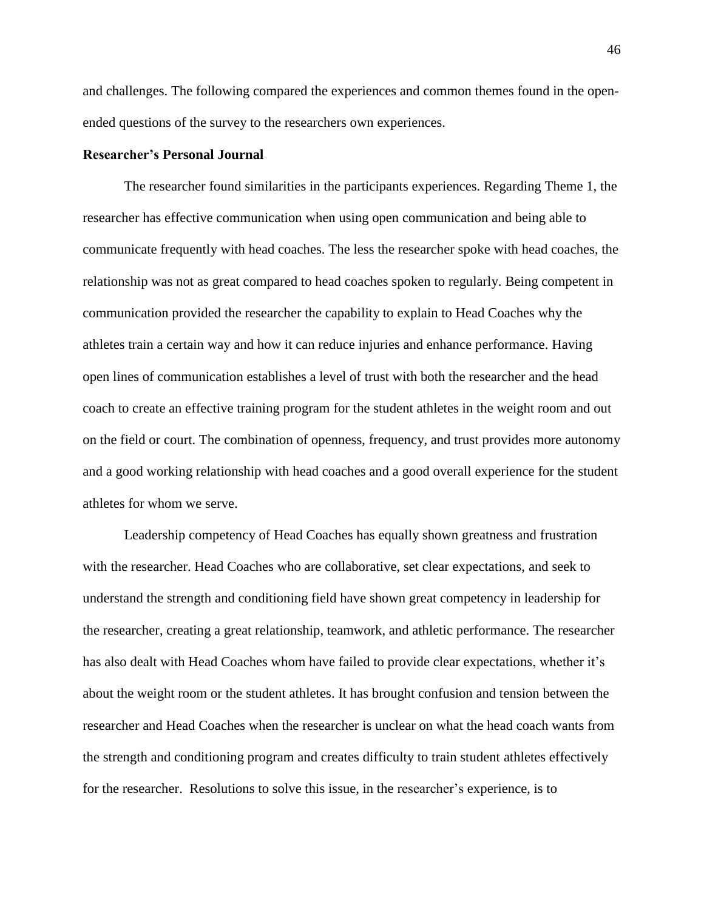and challenges. The following compared the experiences and common themes found in the open-ended questions of the survey to the researchers own experiences.

**Researcher's Personal Journal**

The researcher found similarities in the participants experiences. Regarding Theme 1, the researcher has effective communication when using open communication and being able to communicate frequently with head coaches. The less the researcher spoke with head coaches, the relationship was not as great compared to head coaches spoken to regularly. Being competent in communication provided the researcher the capability to explain to Head Coaches why the athletes train a certain way and how it can reduce injuries and enhance performance. Having open lines of communication establishes a level of trust with both the researcher and the head coach to create an effective training program for the student athletes in the weight room and out on the field or court. The combination of openness, frequency, and trust provides more autonomy and a good working relationship with head coaches and a good overall experience for the student athletes for whom we serve.

Leadership competency of Head Coaches has equally shown greatness and frustration with the researcher. Head Coaches who are collaborative, set clear expectations, and seek to understand the strength and conditioning field have shown great competency in leadership for the researcher, creating a great relationship, teamwork, and athletic performance. The researcher has also dealt with Head Coaches whom have failed to provide clear expectations, whether it's about the weight room or the student athletes. It has brought confusion and tension between the researcher and Head Coaches when the researcher is unclear on what the head coach wants from the strength and conditioning program and creates difficulty to train student athletes effectively for the researcher. Resolutions to solve this issue, in the researcher's experience, is to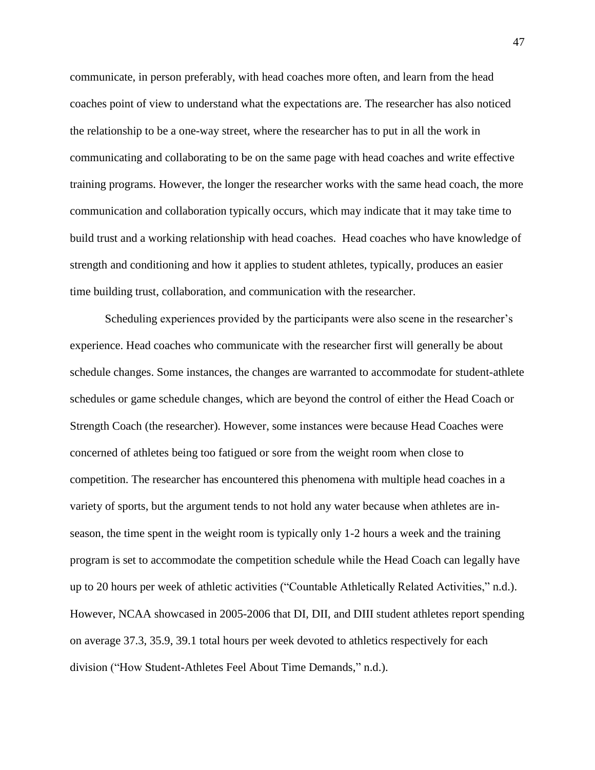communicate, in person preferably, with head coaches more often, and learn from the head coaches point of view to understand what the expectations are. The researcher has also noticed the relationship to be a one-way street, where the researcher has to put in all the work in communicating and collaborating to be on the same page with head coaches and write effective training programs. However, the longer the researcher works with the same head coach, the more communication and collaboration typically occurs, which may indicate that it may take time to build trust and a working relationship with head coaches.  Head coaches who have knowledge of strength and conditioning and how it applies to student athletes, typically, produces an easier time building trust, collaboration, and communication with the researcher.

Scheduling experiences provided by the participants were also scene in the researcher's experience. Head coaches who communicate with the researcher first will generally be about schedule changes. Some instances, the changes are warranted to accommodate for student-athlete schedules or game schedule changes, which are beyond the control of either the Head Coach or Strength Coach (the researcher). However, some instances were because Head Coaches were concerned of athletes being too fatigued or sore from the weight room when close to competition. The researcher has encountered this phenomena with multiple head coaches in a variety of sports, but the argument tends to not hold any water because when athletes are in-season, the time spent in the weight room is typically only 1-2 hours a week and the training program is set to accommodate the competition schedule while the Head Coach can legally have up to 20 hours per week of athletic activities ("Countable Athletically Related Activities," n.d.). However, NCAA showcased in 2005-2006 that DI, DII, and DIII student athletes report spending on average 37.3, 35.9, 39.1 total hours per week devoted to athletics respectively for each division ("How Student-Athletes Feel About Time Demands," n.d.).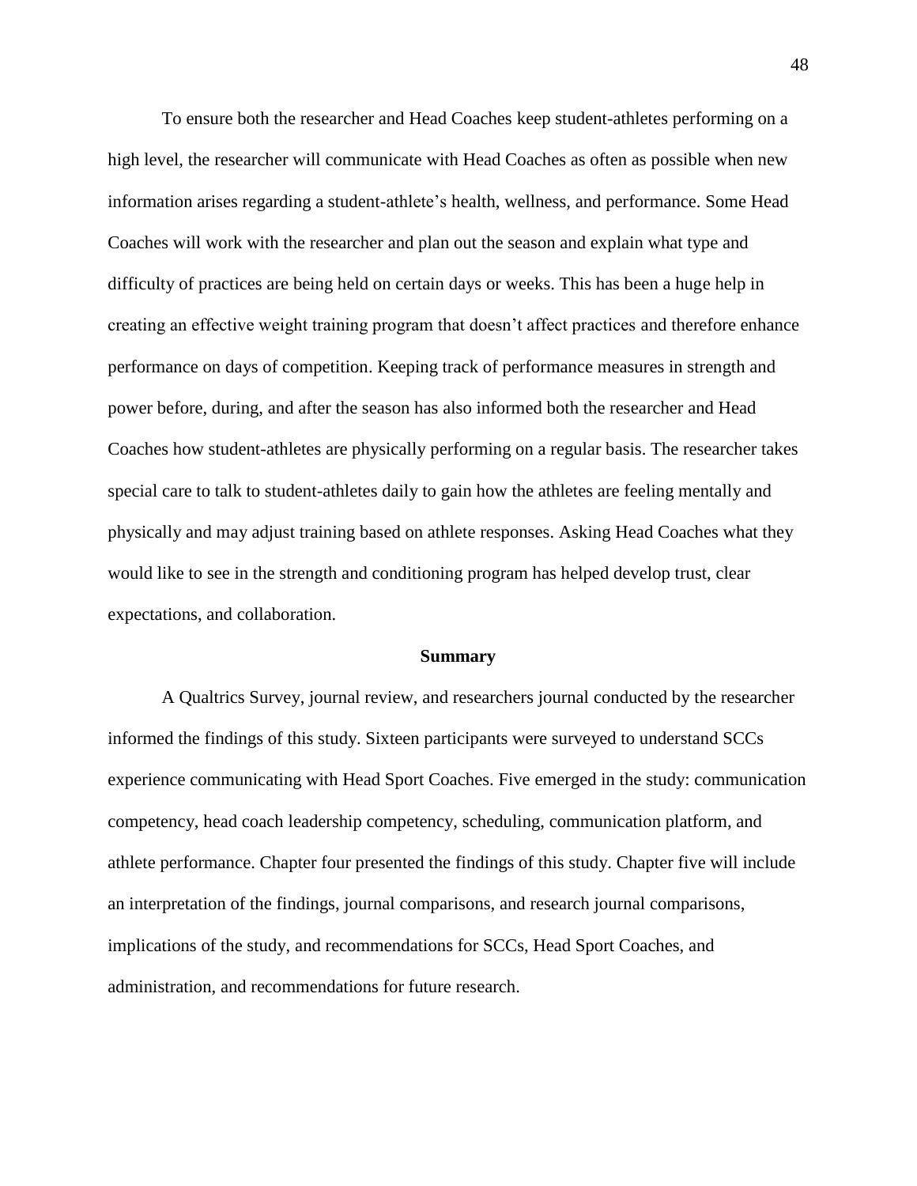To ensure both the researcher and Head Coaches keep student-athletes performing on a high level, the researcher will communicate with Head Coaches as often as possible when new information arises regarding a student-athlete's health, wellness, and performance. Some Head Coaches will work with the researcher and plan out the season and explain what type and difficulty of practices are being held on certain days or weeks. This has been a huge help in creating an effective weight training program that doesn't affect practices and therefore enhance performance on days of competition. Keeping track of performance measures in strength and power before, during, and after the season has also informed both the researcher and Head Coaches how student-athletes are physically performing on a regular basis. The researcher takes special care to talk to student-athletes daily to gain how the athletes are feeling mentally and physically and may adjust training based on athlete responses. Asking Head Coaches what they would like to see in the strength and conditioning program has helped develop trust, clear expectations, and collaboration.

## Summary

A Qualtrics Survey, journal review, and researchers journal conducted by the researcher informed the findings of this study. Sixteen participants were surveyed to understand SCCs experience communicating with Head Sport Coaches. Five emerged in the study: communication competency, head coach leadership competency, scheduling, communication platform, and athlete performance. Chapter four presented the findings of this study. Chapter five will include an interpretation of the findings, journal comparisons, and research journal comparisons, implications of the study, and recommendations for SCCs, Head Sport Coaches, and administration, and recommendations for future research.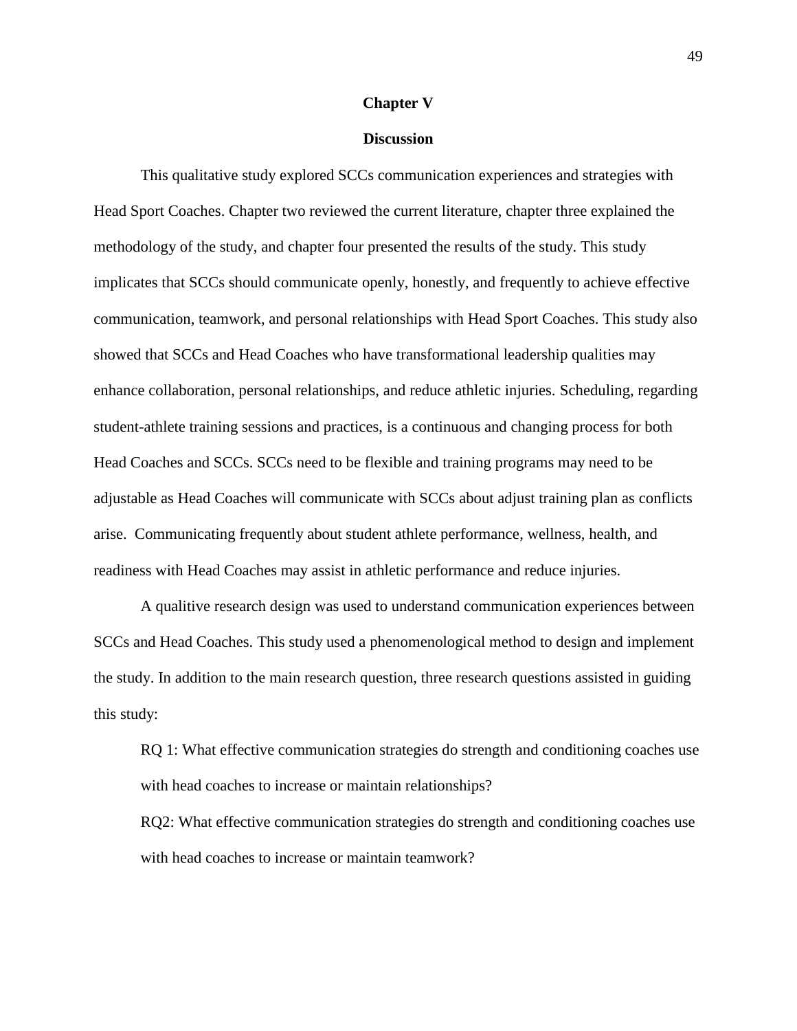# Chapter V

## Discussion

This qualitative study explored SCCs communication experiences and strategies with Head Sport Coaches. Chapter two reviewed the current literature, chapter three explained the methodology of the study, and chapter four presented the results of the study. This study implicates that SCCs should communicate openly, honestly, and frequently to achieve effective communication, teamwork, and personal relationships with Head Sport Coaches. This study also showed that SCCs and Head Coaches who have transformational leadership qualities may enhance collaboration, personal relationships, and reduce athletic injuries. Scheduling, regarding student-athlete training sessions and practices, is a continuous and changing process for both Head Coaches and SCCs. SCCs need to be flexible and training programs may need to be adjustable as Head Coaches will communicate with SCCs about adjust training plan as conflicts arise. Communicating frequently about student athlete performance, wellness, health, and readiness with Head Coaches may assist in athletic performance and reduce injuries.

A qualitive research design was used to understand communication experiences between SCCs and Head Coaches. This study used a phenomenological method to design and implement the study. In addition to the main research question, three research questions assisted in guiding this study:

RQ 1: What effective communication strategies do strength and conditioning coaches use with head coaches to increase or maintain relationships?

RQ2: What effective communication strategies do strength and conditioning coaches use with head coaches to increase or maintain teamwork?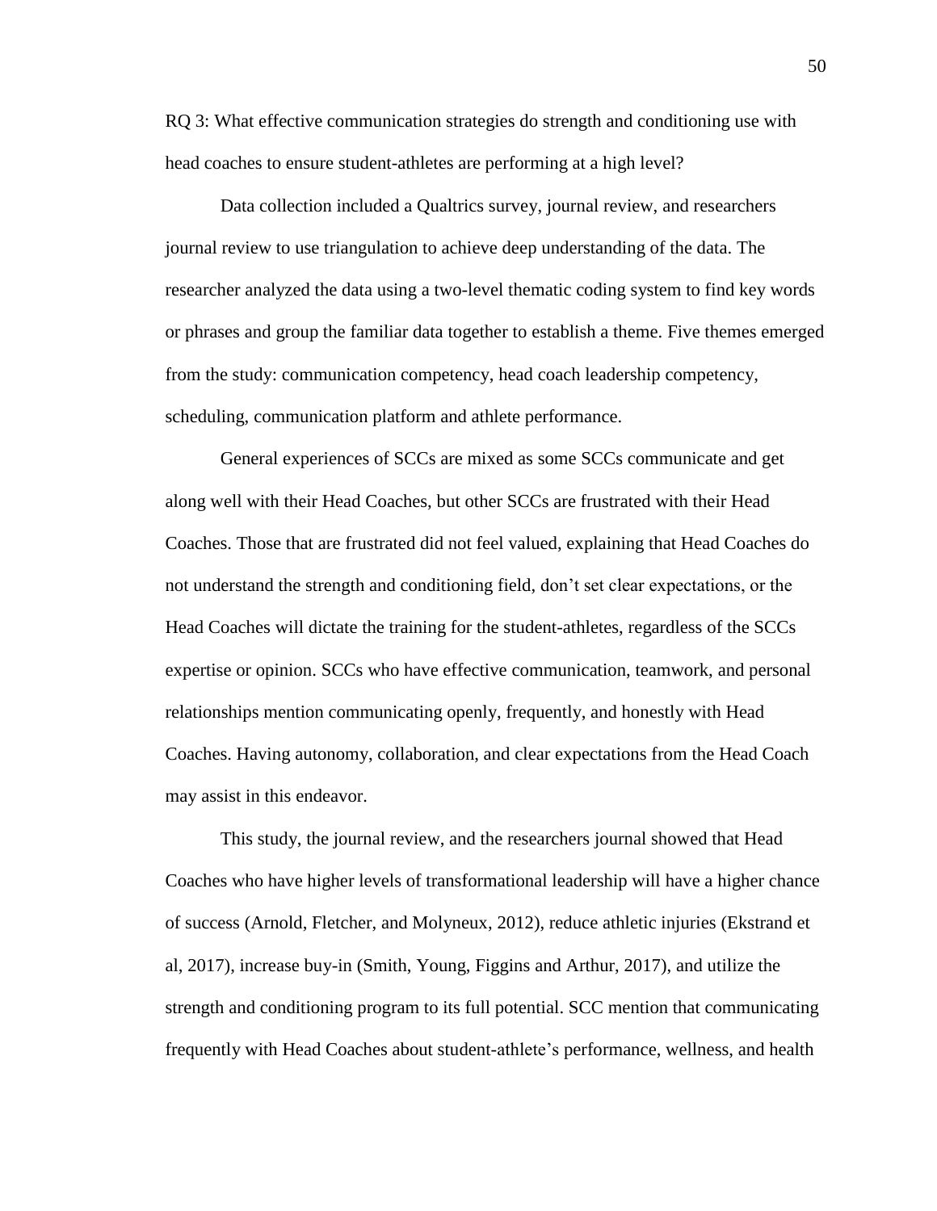RQ 3: What effective communication strategies do strength and conditioning use with head coaches to ensure student-athletes are performing at a high level?

Data collection included a Qualtrics survey, journal review, and researchers journal review to use triangulation to achieve deep understanding of the data. The researcher analyzed the data using a two-level thematic coding system to find key words or phrases and group the familiar data together to establish a theme. Five themes emerged from the study: communication competency, head coach leadership competency, scheduling, communication platform and athlete performance.

General experiences of SCCs are mixed as some SCCs communicate and get along well with their Head Coaches, but other SCCs are frustrated with their Head Coaches. Those that are frustrated did not feel valued, explaining that Head Coaches do not understand the strength and conditioning field, don't set clear expectations, or the Head Coaches will dictate the training for the student-athletes, regardless of the SCCs expertise or opinion. SCCs who have effective communication, teamwork, and personal relationships mention communicating openly, frequently, and honestly with Head Coaches. Having autonomy, collaboration, and clear expectations from the Head Coach may assist in this endeavor.

This study, the journal review, and the researchers journal showed that Head Coaches who have higher levels of transformational leadership will have a higher chance of success (Arnold, Fletcher, and Molyneux, 2012), reduce athletic injuries (Ekstrand et al, 2017), increase buy-in (Smith, Young, Figgins and Arthur, 2017), and utilize the strength and conditioning program to its full potential. SCC mention that communicating frequently with Head Coaches about student-athlete's performance, wellness, and health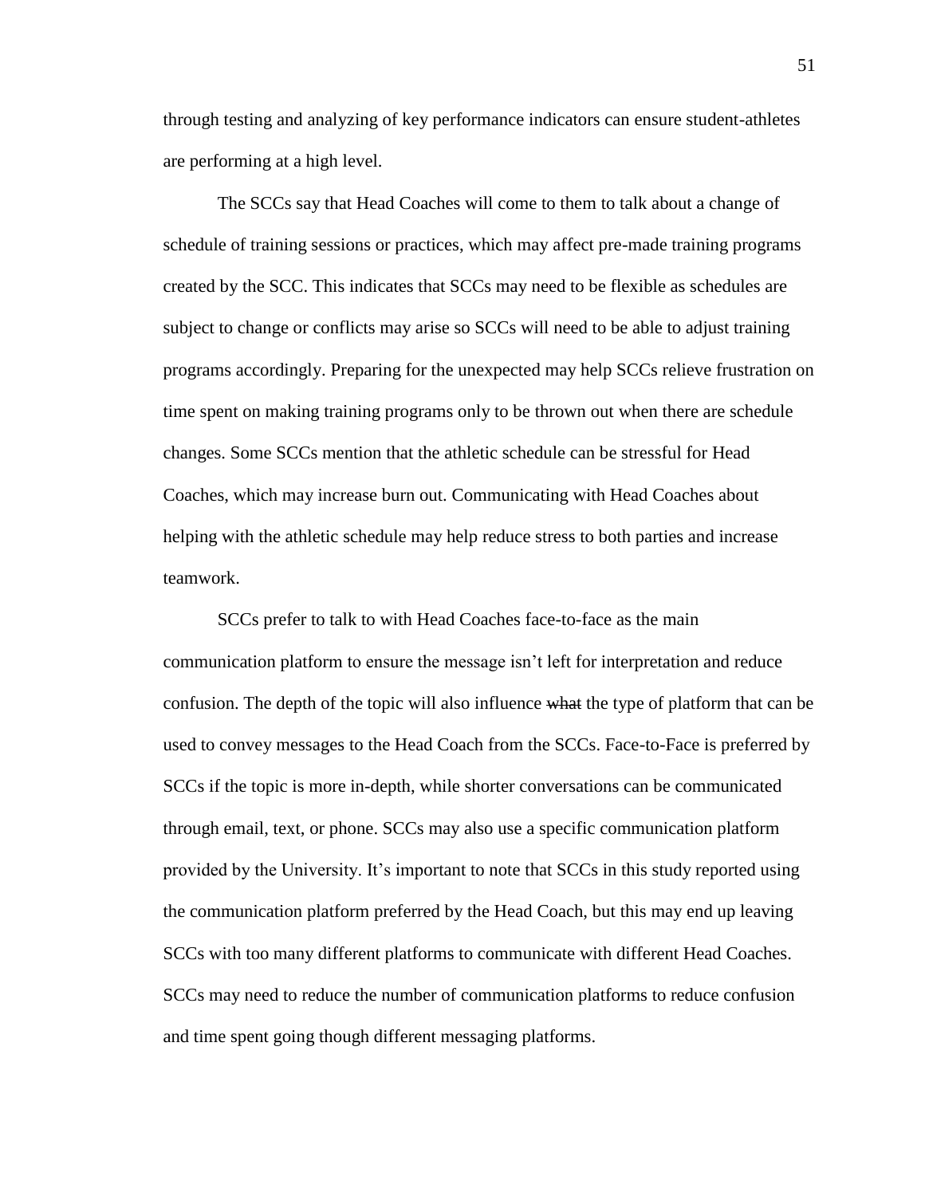through testing and analyzing of key performance indicators can ensure student-athletes are performing at a high level.

The SCCs say that Head Coaches will come to them to talk about a change of schedule of training sessions or practices, which may affect pre-made training programs created by the SCC. This indicates that SCCs may need to be flexible as schedules are subject to change or conflicts may arise so SCCs will need to be able to adjust training programs accordingly. Preparing for the unexpected may help SCCs relieve frustration on time spent on making training programs only to be thrown out when there are schedule changes. Some SCCs mention that the athletic schedule can be stressful for Head Coaches, which may increase burn out. Communicating with Head Coaches about helping with the athletic schedule may help reduce stress to both parties and increase teamwork.

SCCs prefer to talk to with Head Coaches face-to-face as the main communication platform to ensure the message isn't left for interpretation and reduce confusion. The depth of the topic will also influence ~~what~~ the type of platform that can be used to convey messages to the Head Coach from the SCCs. Face-to-Face is preferred by SCCs if the topic is more in-depth, while shorter conversations can be communicated through email, text, or phone. SCCs may also use a specific communication platform provided by the University. It's important to note that SCCs in this study reported using the communication platform preferred by the Head Coach, but this may end up leaving SCCs with too many different platforms to communicate with different Head Coaches. SCCs may need to reduce the number of communication platforms to reduce confusion and time spent going though different messaging platforms.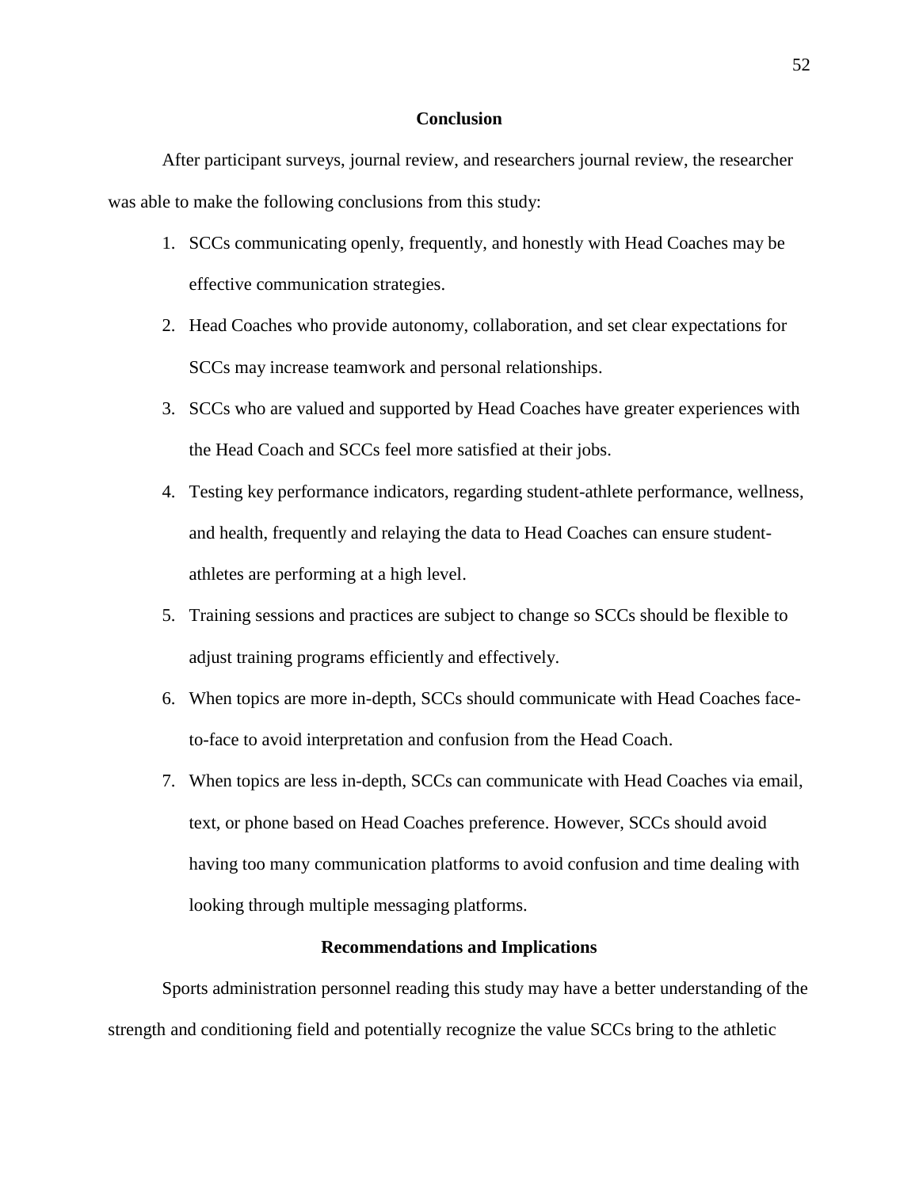## Conclusion

After participant surveys, journal review, and researchers journal review, the researcher was able to make the following conclusions from this study:

1. SCCs communicating openly, frequently, and honestly with Head Coaches may be effective communication strategies.
2. Head Coaches who provide autonomy, collaboration, and set clear expectations for SCCs may increase teamwork and personal relationships.
3. SCCs who are valued and supported by Head Coaches have greater experiences with the Head Coach and SCCs feel more satisfied at their jobs.
4. Testing key performance indicators, regarding student-athlete performance, wellness, and health, frequently and relaying the data to Head Coaches can ensure student-athletes are performing at a high level.
5. Training sessions and practices are subject to change so SCCs should be flexible to adjust training programs efficiently and effectively.
6. When topics are more in-depth, SCCs should communicate with Head Coaches face-to-face to avoid interpretation and confusion from the Head Coach.
7. When topics are less in-depth, SCCs can communicate with Head Coaches via email, text, or phone based on Head Coaches preference. However, SCCs should avoid having too many communication platforms to avoid confusion and time dealing with looking through multiple messaging platforms.

## Recommendations and Implications

Sports administration personnel reading this study may have a better understanding of the strength and conditioning field and potentially recognize the value SCCs bring to the athletic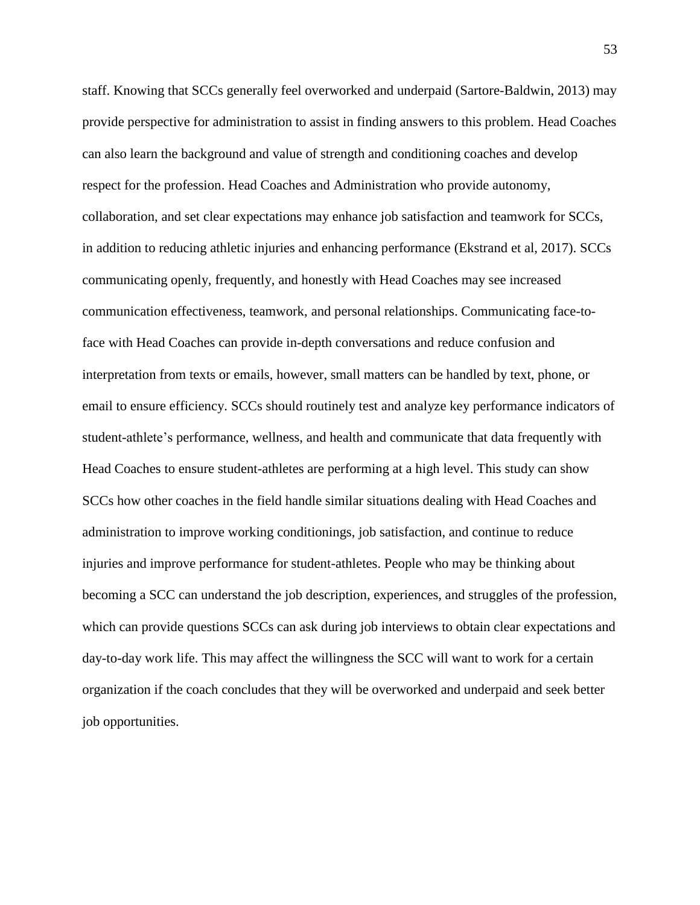staff. Knowing that SCCs generally feel overworked and underpaid (Sartore-Baldwin, 2013) may provide perspective for administration to assist in finding answers to this problem. Head Coaches can also learn the background and value of strength and conditioning coaches and develop respect for the profession. Head Coaches and Administration who provide autonomy, collaboration, and set clear expectations may enhance job satisfaction and teamwork for SCCs, in addition to reducing athletic injuries and enhancing performance (Ekstrand et al, 2017). SCCs communicating openly, frequently, and honestly with Head Coaches may see increased communication effectiveness, teamwork, and personal relationships. Communicating face-to-face with Head Coaches can provide in-depth conversations and reduce confusion and interpretation from texts or emails, however, small matters can be handled by text, phone, or email to ensure efficiency. SCCs should routinely test and analyze key performance indicators of student-athlete's performance, wellness, and health and communicate that data frequently with Head Coaches to ensure student-athletes are performing at a high level. This study can show SCCs how other coaches in the field handle similar situations dealing with Head Coaches and administration to improve working conditionings, job satisfaction, and continue to reduce injuries and improve performance for student-athletes. People who may be thinking about becoming a SCC can understand the job description, experiences, and struggles of the profession, which can provide questions SCCs can ask during job interviews to obtain clear expectations and day-to-day work life. This may affect the willingness the SCC will want to work for a certain organization if the coach concludes that they will be overworked and underpaid and seek better job opportunities.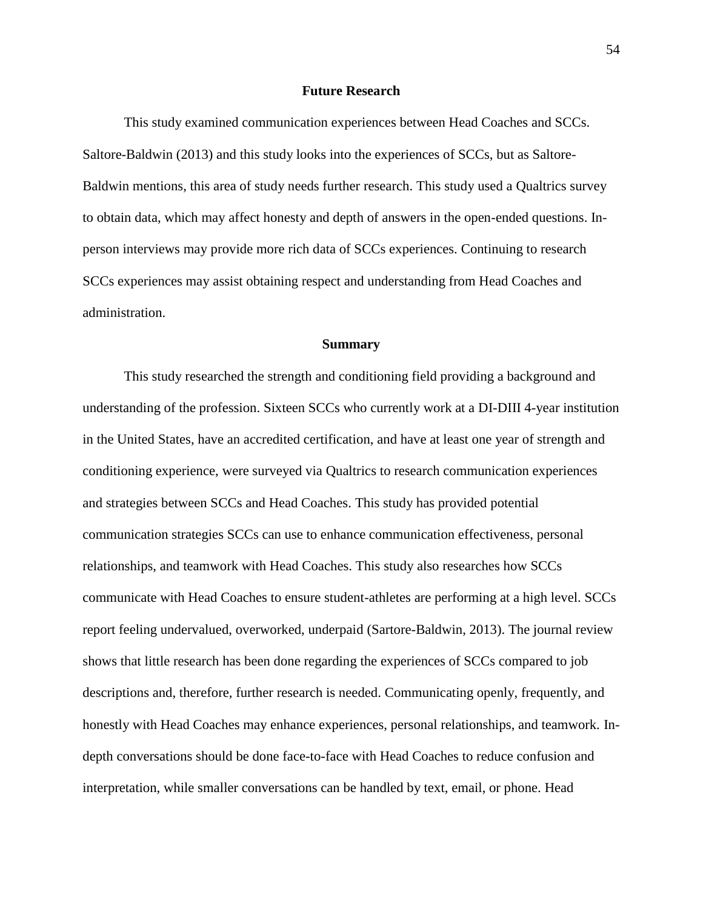## Future Research

This study examined communication experiences between Head Coaches and SCCs. Saltore-Baldwin (2013) and this study looks into the experiences of SCCs, but as Saltore-Baldwin mentions, this area of study needs further research. This study used a Qualtrics survey to obtain data, which may affect honesty and depth of answers in the open-ended questions. In-person interviews may provide more rich data of SCCs experiences. Continuing to research SCCs experiences may assist obtaining respect and understanding from Head Coaches and administration.

## Summary

This study researched the strength and conditioning field providing a background and understanding of the profession. Sixteen SCCs who currently work at a DI-DIII 4-year institution in the United States, have an accredited certification, and have at least one year of strength and conditioning experience, were surveyed via Qualtrics to research communication experiences and strategies between SCCs and Head Coaches. This study has provided potential communication strategies SCCs can use to enhance communication effectiveness, personal relationships, and teamwork with Head Coaches. This study also researches how SCCs communicate with Head Coaches to ensure student-athletes are performing at a high level. SCCs report feeling undervalued, overworked, underpaid (Sartore-Baldwin, 2013). The journal review shows that little research has been done regarding the experiences of SCCs compared to job descriptions and, therefore, further research is needed. Communicating openly, frequently, and honestly with Head Coaches may enhance experiences, personal relationships, and teamwork. In-depth conversations should be done face-to-face with Head Coaches to reduce confusion and interpretation, while smaller conversations can be handled by text, email, or phone. Head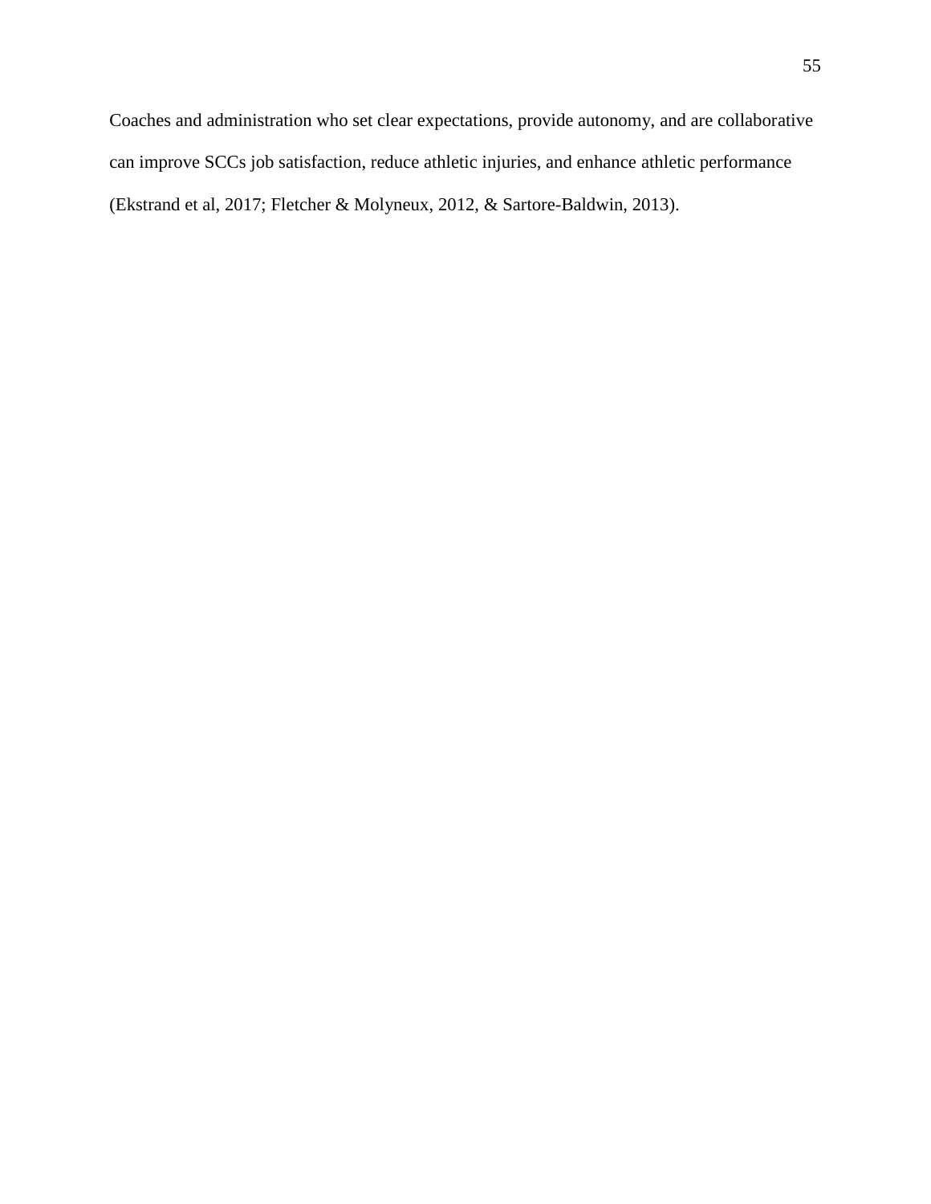Coaches and administration who set clear expectations, provide autonomy, and are collaborative can improve SCCs job satisfaction, reduce athletic injuries, and enhance athletic performance (Ekstrand et al, 2017; Fletcher & Molyneux, 2012, & Sartore-Baldwin, 2013).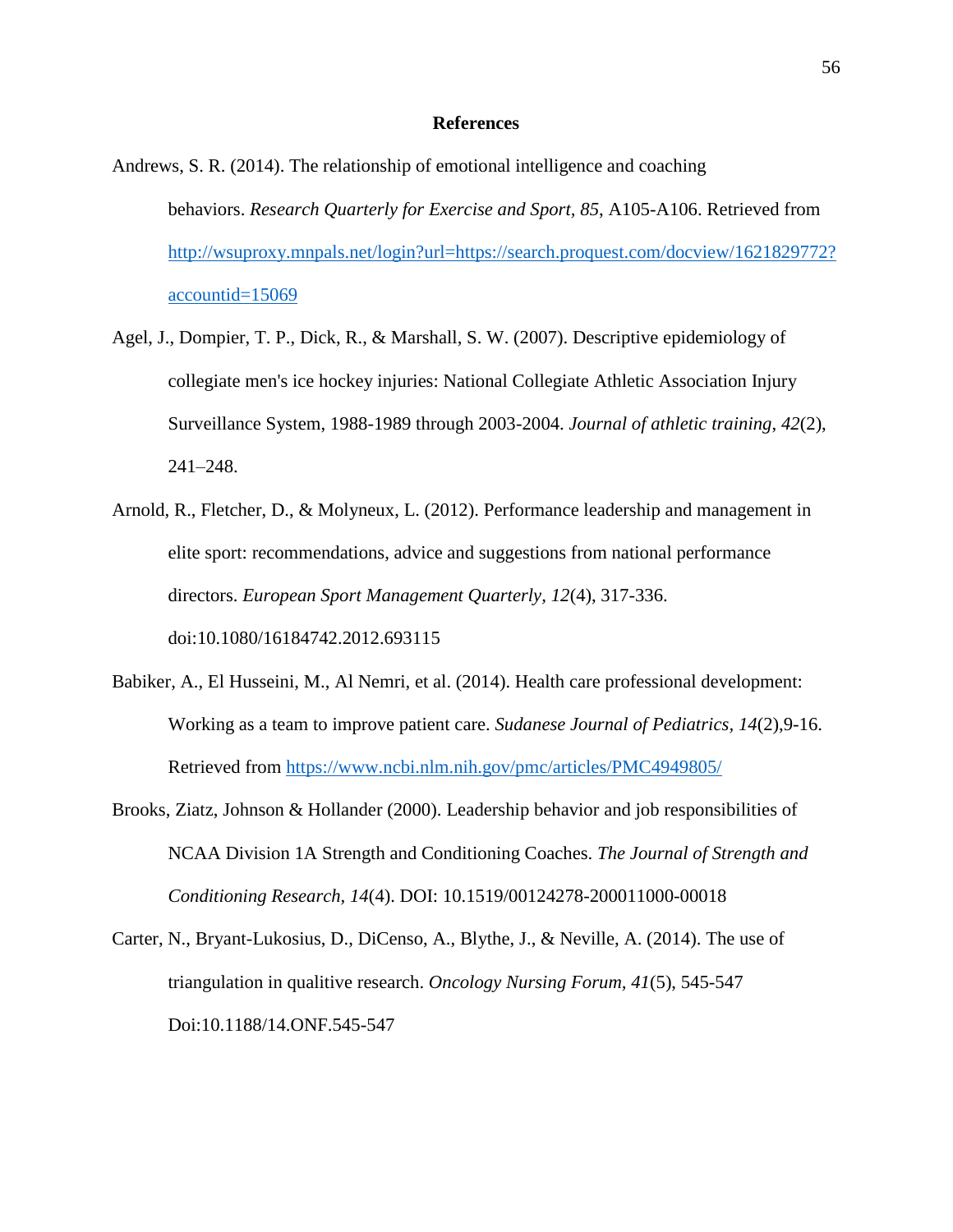# References

Andrews, S. R. (2014). The relationship of emotional intelligence and coaching behaviors. *Research Quarterly for Exercise and Sport, 85*, A105-A106. Retrieved from http://wsuproxy.mnpals.net/login?url=https://search.proquest.com/docview/1621829772?accountid=15069

Agel, J., Dompier, T. P., Dick, R., & Marshall, S. W. (2007). Descriptive epidemiology of collegiate men's ice hockey injuries: National Collegiate Athletic Association Injury Surveillance System, 1988-1989 through 2003-2004. *Journal of athletic training*, *42*(2), 241–248.

Arnold, R., Fletcher, D., & Molyneux, L. (2012). Performance leadership and management in elite sport: recommendations, advice and suggestions from national performance directors. *European Sport Management Quarterly*, *12*(4), 317-336. doi:10.1080/16184742.2012.693115

Babiker, A., El Husseini, M., Al Nemri, et al. (2014). Health care professional development: Working as a team to improve patient care. *Sudanese Journal of Pediatrics*, *14*(2),9-16. Retrieved from https://www.ncbi.nlm.nih.gov/pmc/articles/PMC4949805/

Brooks, Ziatz, Johnson & Hollander (2000). Leadership behavior and job responsibilities of NCAA Division 1A Strength and Conditioning Coaches. *The Journal of Strength and Conditioning Research*, *14*(4). DOI: 10.1519/00124278-200011000-00018

Carter, N., Bryant-Lukosius, D., DiCenso, A., Blythe, J., & Neville, A. (2014). The use of triangulation in qualitive research. *Oncology Nursing Forum*, *41*(5), 545-547 Doi:10.1188/14.ONF.545-547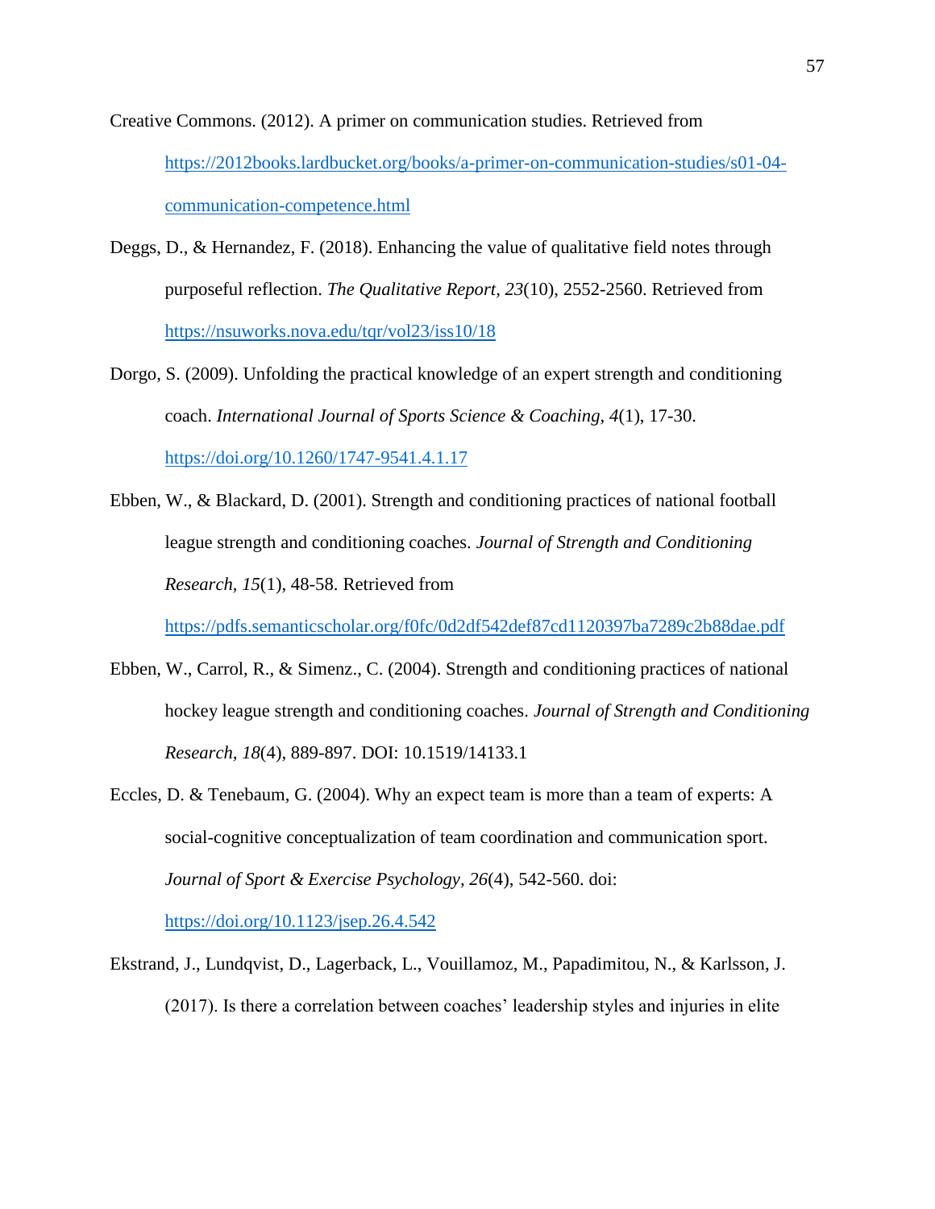Creative Commons. (2012). A primer on communication studies. Retrieved from https://2012books.lardbucket.org/books/a-primer-on-communication-studies/s01-04-communication-competence.html

Deggs, D., & Hernandez, F. (2018). Enhancing the value of qualitative field notes through purposeful reflection. *The Qualitative Report*, *23*(10), 2552-2560. Retrieved from https://nsuworks.nova.edu/tqr/vol23/iss10/18

Dorgo, S. (2009). Unfolding the practical knowledge of an expert strength and conditioning coach. *International Journal of Sports Science & Coaching*, *4*(1), 17-30. https://doi.org/10.1260/1747-9541.4.1.17

Ebben, W., & Blackard, D. (2001). Strength and conditioning practices of national football league strength and conditioning coaches. *Journal of Strength and Conditioning Research*, *15*(1), 48-58. Retrieved from https://pdfs.semanticscholar.org/f0fc/0d2df542def87cd1120397ba7289c2b88dae.pdf

Ebben, W., Carrol, R., & Simenz., C. (2004). Strength and conditioning practices of national hockey league strength and conditioning coaches. *Journal of Strength and Conditioning Research*, *18*(4), 889-897. DOI: 10.1519/14133.1

Eccles, D. & Tenebaum, G. (2004). Why an expect team is more than a team of experts: A social-cognitive conceptualization of team coordination and communication sport. *Journal of Sport & Exercise Psychology*, *26*(4), 542-560. doi: https://doi.org/10.1123/jsep.26.4.542

Ekstrand, J., Lundqvist, D., Lagerback, L., Vouillamoz, M., Papadimitou, N., & Karlsson, J. (2017). Is there a correlation between coaches' leadership styles and injuries in elite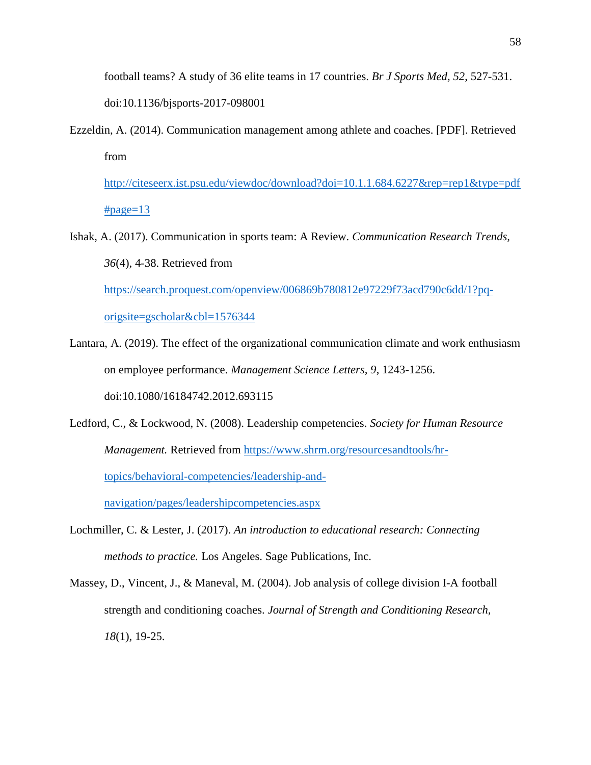football teams? A study of 36 elite teams in 17 countries. *Br J Sports Med, 52*, 527-531. doi:10.1136/bjsports-2017-098001

Ezzeldin, A. (2014). Communication management among athlete and coaches. [PDF]. Retrieved from http://citeseerx.ist.psu.edu/viewdoc/download?doi=10.1.1.684.6227&rep=rep1&type=pdf#page=13

Ishak, A. (2017). Communication in sports team: A Review. *Communication Research Trends, 36*(4), 4-38. Retrieved from https://search.proquest.com/openview/006869b780812e97229f73acd790c6dd/1?pq-origsite=gscholar&cbl=1576344

Lantara, A. (2019). The effect of the organizational communication climate and work enthusiasm on employee performance. *Management Science Letters, 9*, 1243-1256. doi:10.1080/16184742.2012.693115

Ledford, C., & Lockwood, N. (2008). Leadership competencies. *Society for Human Resource Management.* Retrieved from https://www.shrm.org/resourcesandtools/hr-topics/behavioral-competencies/leadership-and-navigation/pages/leadershipcompetencies.aspx

Lochmiller, C. & Lester, J. (2017). *An introduction to educational research: Connecting methods to practice.* Los Angeles. Sage Publications, Inc.

Massey, D., Vincent, J., & Maneval, M. (2004). Job analysis of college division I-A football strength and conditioning coaches. *Journal of Strength and Conditioning Research, 18*(1), 19-25.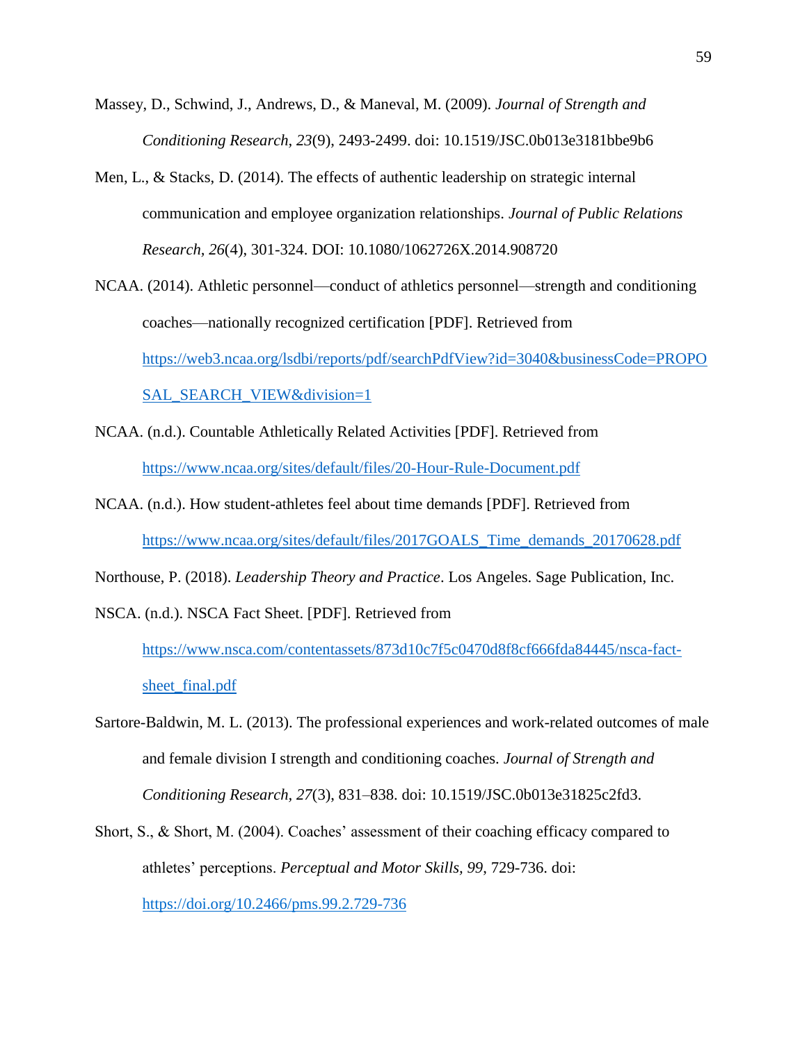Massey, D., Schwind, J., Andrews, D., & Maneval, M. (2009). *Journal of Strength and Conditioning Research*, *23*(9), 2493-2499. doi: 10.1519/JSC.0b013e3181bbe9b6

Men, L., & Stacks, D. (2014). The effects of authentic leadership on strategic internal communication and employee organization relationships. *Journal of Public Relations Research*, *26*(4), 301-324. DOI: 10.1080/1062726X.2014.908720

NCAA. (2014). Athletic personnel—conduct of athletics personnel—strength and conditioning coaches—nationally recognized certification [PDF]. Retrieved from https://web3.ncaa.org/lsdbi/reports/pdf/searchPdfView?id=3040&businessCode=PROPOSAL_SEARCH_VIEW&division=1

NCAA. (n.d.). Countable Athletically Related Activities [PDF]. Retrieved from https://www.ncaa.org/sites/default/files/20-Hour-Rule-Document.pdf

NCAA. (n.d.). How student-athletes feel about time demands [PDF]. Retrieved from https://www.ncaa.org/sites/default/files/2017GOALS_Time_demands_20170628.pdf

Northouse, P. (2018). *Leadership Theory and Practice*. Los Angeles. Sage Publication, Inc.

NSCA. (n.d.). NSCA Fact Sheet. [PDF]. Retrieved from https://www.nsca.com/contentassets/873d10c7f5c0470d8f8cf666fda84445/nsca-fact-sheet_final.pdf

Sartore-Baldwin, M. L. (2013). The professional experiences and work-related outcomes of male and female division I strength and conditioning coaches. *Journal of Strength and Conditioning Research*, *27*(3), 831–838. doi: 10.1519/JSC.0b013e31825c2fd3.

Short, S., & Short, M. (2004). Coaches' assessment of their coaching efficacy compared to athletes' perceptions. *Perceptual and Motor Skills, 99*, 729-736. doi: https://doi.org/10.2466/pms.99.2.729-736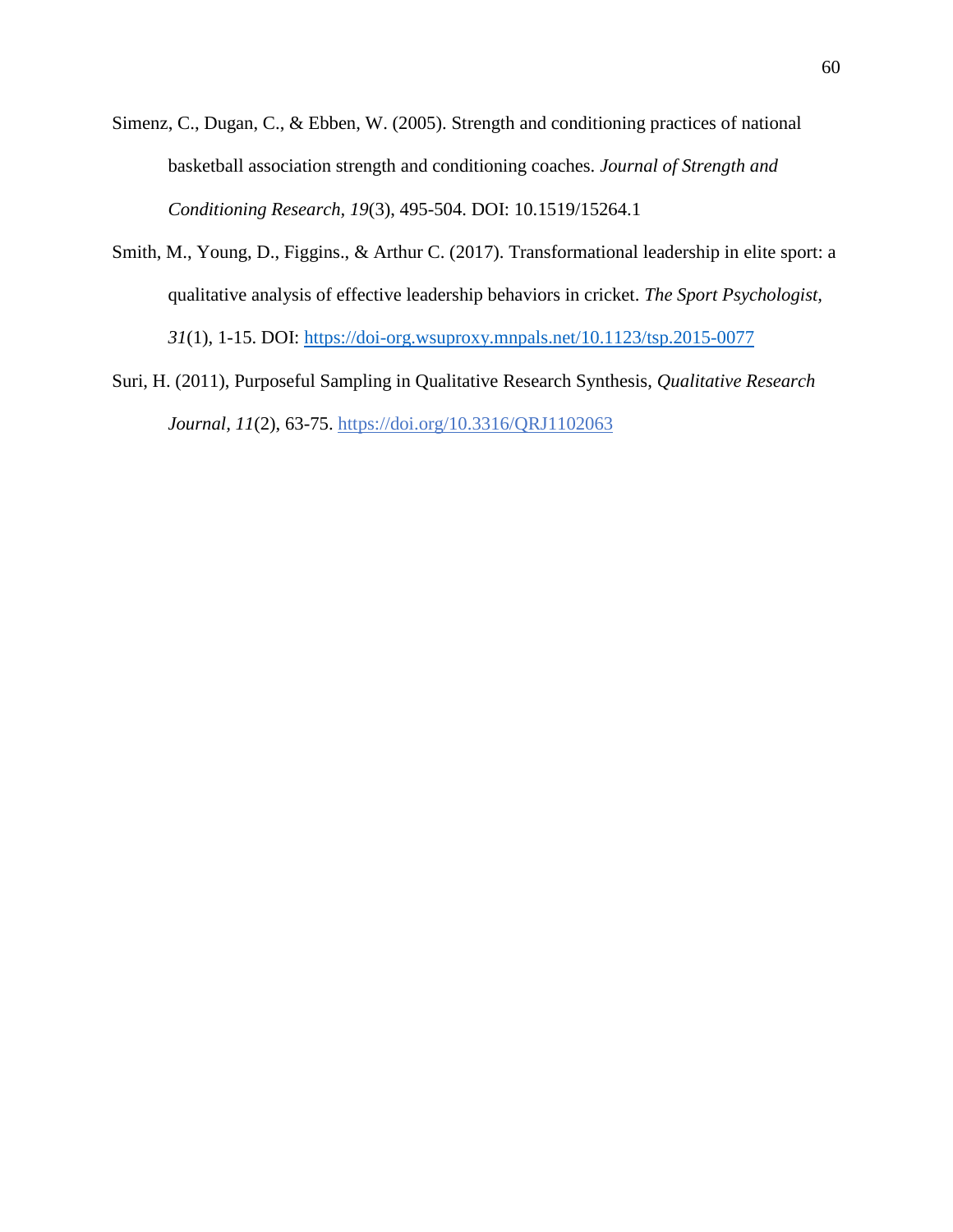Simenz, C., Dugan, C., & Ebben, W. (2005). Strength and conditioning practices of national basketball association strength and conditioning coaches. *Journal of Strength and Conditioning Research*, *19*(3), 495-504. DOI: 10.1519/15264.1

Smith, M., Young, D., Figgins., & Arthur C. (2017). Transformational leadership in elite sport: a qualitative analysis of effective leadership behaviors in cricket. *The Sport Psychologist*, *31*(1), 1-15. DOI: https://doi-org.wsuproxy.mnpals.net/10.1123/tsp.2015-0077

Suri, H. (2011), Purposeful Sampling in Qualitative Research Synthesis, *Qualitative Research Journal*, *11*(2), 63-75. https://doi.org/10.3316/QRJ1102063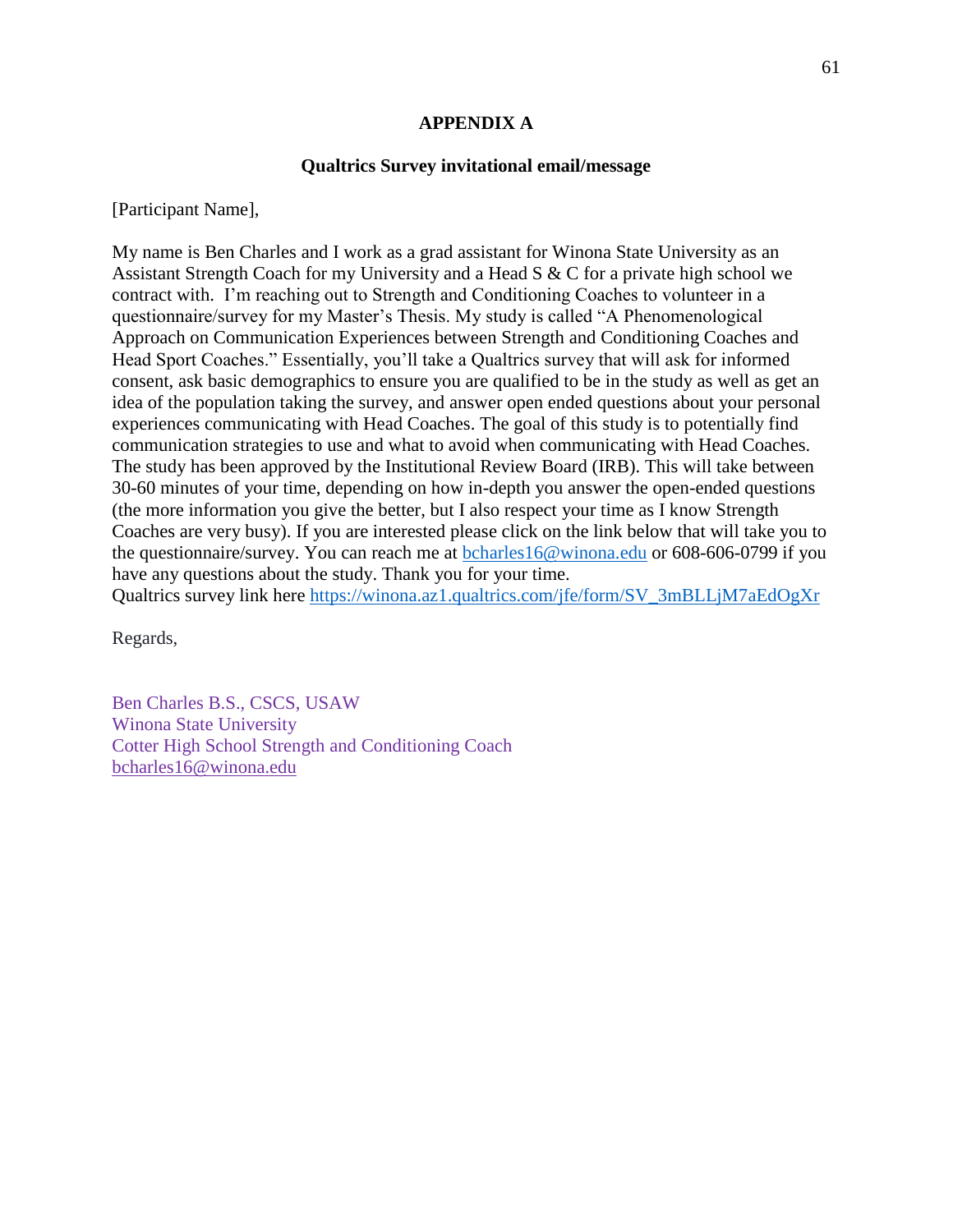# APPENDIX A

## Qualtrics Survey invitational email/message

[Participant Name],

My name is Ben Charles and I work as a grad assistant for Winona State University as an Assistant Strength Coach for my University and a Head S & C for a private high school we contract with.  I'm reaching out to Strength and Conditioning Coaches to volunteer in a questionnaire/survey for my Master's Thesis. My study is called "A Phenomenological Approach on Communication Experiences between Strength and Conditioning Coaches and Head Sport Coaches." Essentially, you'll take a Qualtrics survey that will ask for informed consent, ask basic demographics to ensure you are qualified to be in the study as well as get an idea of the population taking the survey, and answer open ended questions about your personal experiences communicating with Head Coaches. The goal of this study is to potentially find communication strategies to use and what to avoid when communicating with Head Coaches. The study has been approved by the Institutional Review Board (IRB). This will take between 30-60 minutes of your time, depending on how in-depth you answer the open-ended questions (the more information you give the better, but I also respect your time as I know Strength Coaches are very busy). If you are interested please click on the link below that will take you to the questionnaire/survey. You can reach me at bcharles16@winona.edu or 608-606-0799 if you have any questions about the study. Thank you for your time.
Qualtrics survey link here https://winona.az1.qualtrics.com/jfe/form/SV_3mBLLjM7aEdOgXr

Regards,

Ben Charles B.S., CSCS, USAW
Winona State University
Cotter High School Strength and Conditioning Coach
bcharles16@winona.edu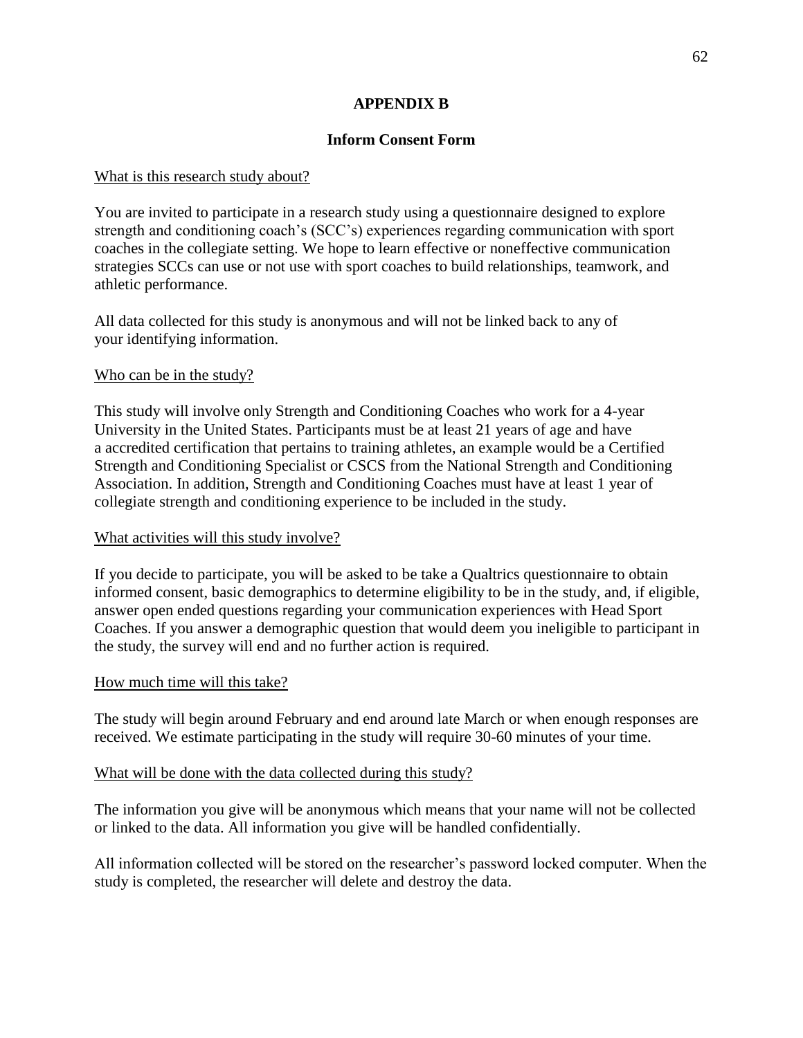# APPENDIX B

## Inform Consent Form

What is this research study about?

You are invited to participate in a research study using a questionnaire designed to explore strength and conditioning coach's (SCC's) experiences regarding communication with sport coaches in the collegiate setting. We hope to learn effective or noneffective communication strategies SCCs can use or not use with sport coaches to build relationships, teamwork, and athletic performance.

All data collected for this study is anonymous and will not be linked back to any of your identifying information.

Who can be in the study?

This study will involve only Strength and Conditioning Coaches who work for a 4-year University in the United States. Participants must be at least 21 years of age and have a accredited certification that pertains to training athletes, an example would be a Certified Strength and Conditioning Specialist or CSCS from the National Strength and Conditioning Association. In addition, Strength and Conditioning Coaches must have at least 1 year of collegiate strength and conditioning experience to be included in the study.

What activities will this study involve?

If you decide to participate, you will be asked to be take a Qualtrics questionnaire to obtain informed consent, basic demographics to determine eligibility to be in the study, and, if eligible, answer open ended questions regarding your communication experiences with Head Sport Coaches. If you answer a demographic question that would deem you ineligible to participant in the study, the survey will end and no further action is required.

How much time will this take?

The study will begin around February and end around late March or when enough responses are received. We estimate participating in the study will require 30-60 minutes of your time.

What will be done with the data collected during this study?

The information you give will be anonymous which means that your name will not be collected or linked to the data. All information you give will be handled confidentially.

All information collected will be stored on the researcher's password locked computer. When the study is completed, the researcher will delete and destroy the data.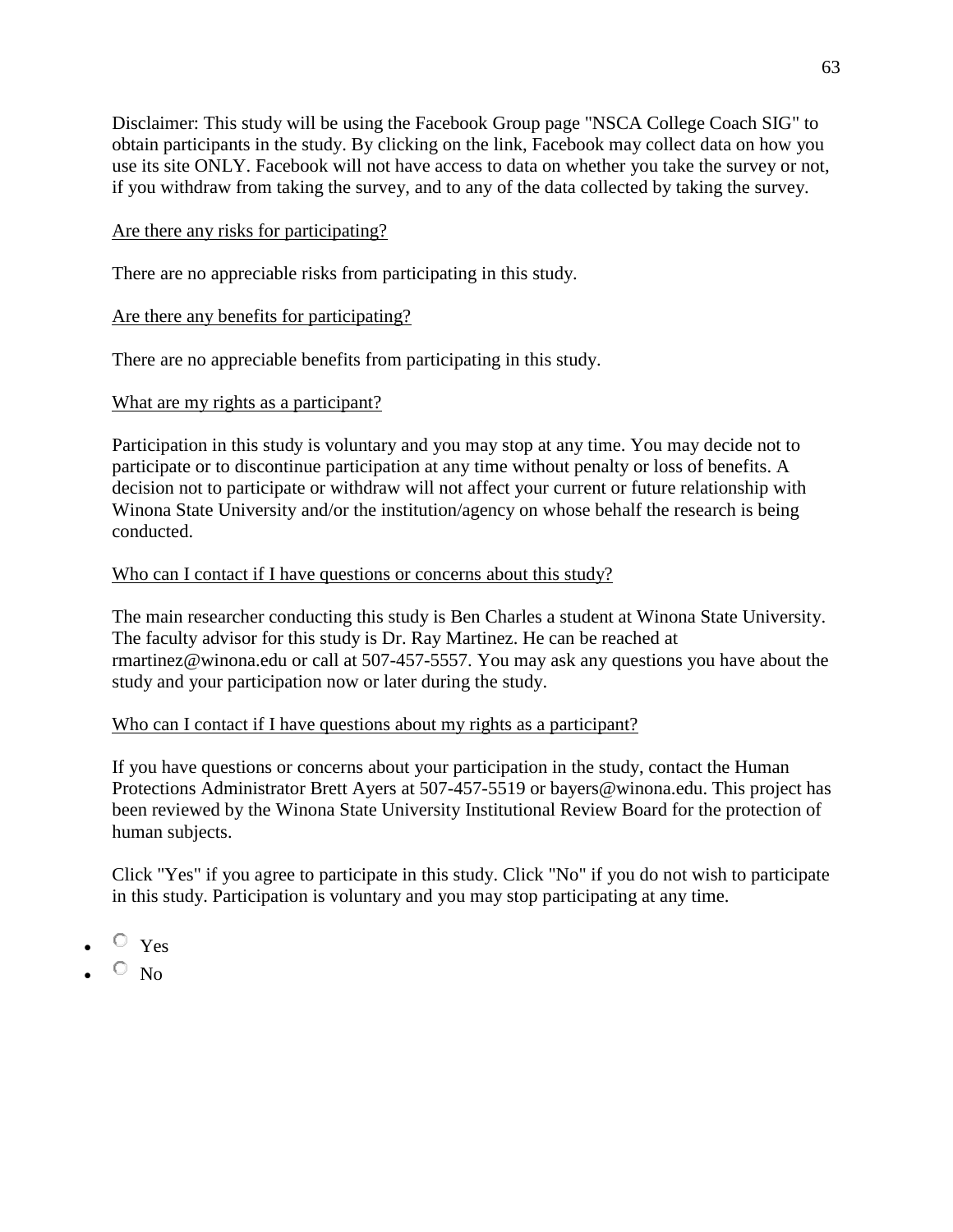Disclaimer: This study will be using the Facebook Group page "NSCA College Coach SIG" to obtain participants in the study. By clicking on the link, Facebook may collect data on how you use its site ONLY. Facebook will not have access to data on whether you take the survey or not, if you withdraw from taking the survey, and to any of the data collected by taking the survey.

<u>Are there any risks for participating?</u>

There are no appreciable risks from participating in this study.

<u>Are there any benefits for participating?</u>

There are no appreciable benefits from participating in this study.

<u>What are my rights as a participant?</u>

Participation in this study is voluntary and you may stop at any time. You may decide not to participate or to discontinue participation at any time without penalty or loss of benefits. A decision not to participate or withdraw will not affect your current or future relationship with Winona State University and/or the institution/agency on whose behalf the research is being conducted.

<u>Who can I contact if I have questions or concerns about this study?</u>

The main researcher conducting this study is Ben Charles a student at Winona State University. The faculty advisor for this study is Dr. Ray Martinez. He can be reached at rmartinez@winona.edu or call at 507-457-5557. You may ask any questions you have about the study and your participation now or later during the study.

<u>Who can I contact if I have questions about my rights as a participant?</u>

If you have questions or concerns about your participation in the study, contact the Human Protections Administrator Brett Ayers at 507-457-5519 or bayers@winona.edu. This project has been reviewed by the Winona State University Institutional Review Board for the protection of human subjects.

Click "Yes" if you agree to participate in this study. Click "No" if you do not wish to participate in this study. Participation is voluntary and you may stop participating at any time.

- ○ Yes
- ○ No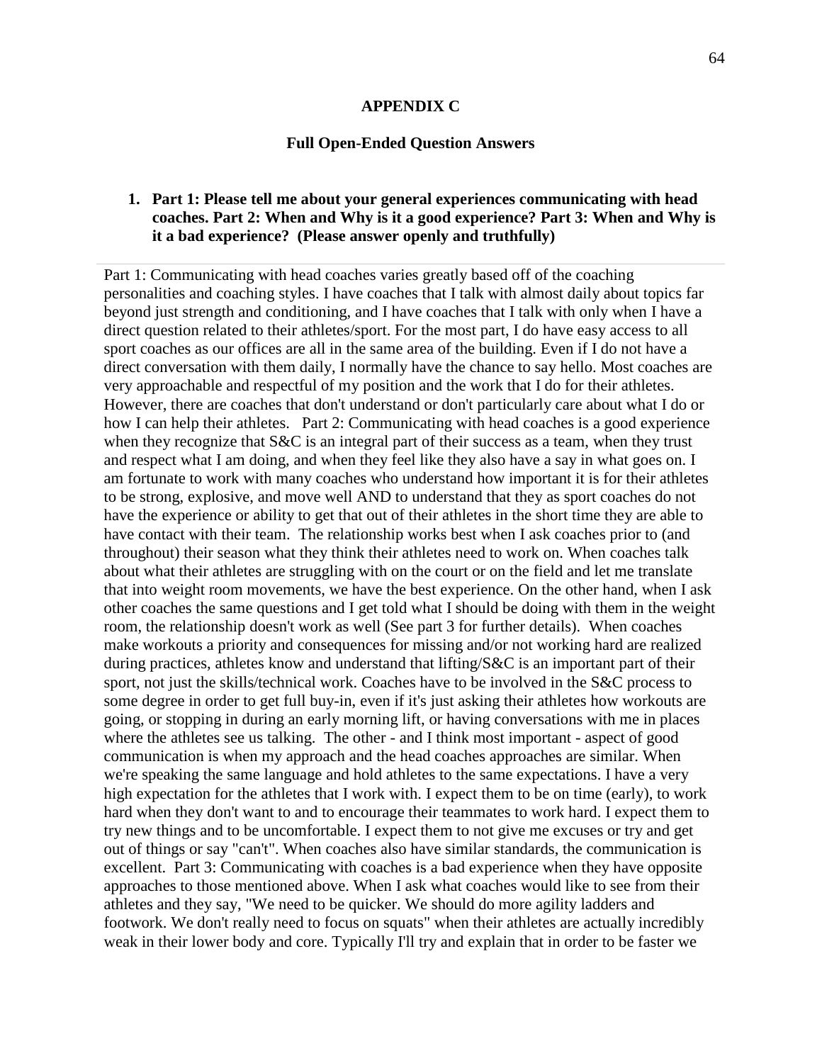**APPENDIX C**

**Full Open-Ended Question Answers**

1. **Part 1: Please tell me about your general experiences communicating with head coaches. Part 2: When and Why is it a good experience? Part 3: When and Why is it a bad experience? (Please answer openly and truthfully)**

Part 1: Communicating with head coaches varies greatly based off of the coaching personalities and coaching styles. I have coaches that I talk with almost daily about topics far beyond just strength and conditioning, and I have coaches that I talk with only when I have a direct question related to their athletes/sport. For the most part, I do have easy access to all sport coaches as our offices are all in the same area of the building. Even if I do not have a direct conversation with them daily, I normally have the chance to say hello. Most coaches are very approachable and respectful of my position and the work that I do for their athletes. However, there are coaches that don't understand or don't particularly care about what I do or how I can help their athletes. Part 2: Communicating with head coaches is a good experience when they recognize that S&C is an integral part of their success as a team, when they trust and respect what I am doing, and when they feel like they also have a say in what goes on. I am fortunate to work with many coaches who understand how important it is for their athletes to be strong, explosive, and move well AND to understand that they as sport coaches do not have the experience or ability to get that out of their athletes in the short time they are able to have contact with their team. The relationship works best when I ask coaches prior to (and throughout) their season what they think their athletes need to work on. When coaches talk about what their athletes are struggling with on the court or on the field and let me translate that into weight room movements, we have the best experience. On the other hand, when I ask other coaches the same questions and I get told what I should be doing with them in the weight room, the relationship doesn't work as well (See part 3 for further details). When coaches make workouts a priority and consequences for missing and/or not working hard are realized during practices, athletes know and understand that lifting/S&C is an important part of their sport, not just the skills/technical work. Coaches have to be involved in the S&C process to some degree in order to get full buy-in, even if it's just asking their athletes how workouts are going, or stopping in during an early morning lift, or having conversations with me in places where the athletes see us talking. The other - and I think most important - aspect of good communication is when my approach and the head coaches approaches are similar. When we're speaking the same language and hold athletes to the same expectations. I have a very high expectation for the athletes that I work with. I expect them to be on time (early), to work hard when they don't want to and to encourage their teammates to work hard. I expect them to try new things and to be uncomfortable. I expect them to not give me excuses or try and get out of things or say "can't". When coaches also have similar standards, the communication is excellent. Part 3: Communicating with coaches is a bad experience when they have opposite approaches to those mentioned above. When I ask what coaches would like to see from their athletes and they say, "We need to be quicker. We should do more agility ladders and footwork. We don't really need to focus on squats" when their athletes are actually incredibly weak in their lower body and core. Typically I'll try and explain that in order to be faster we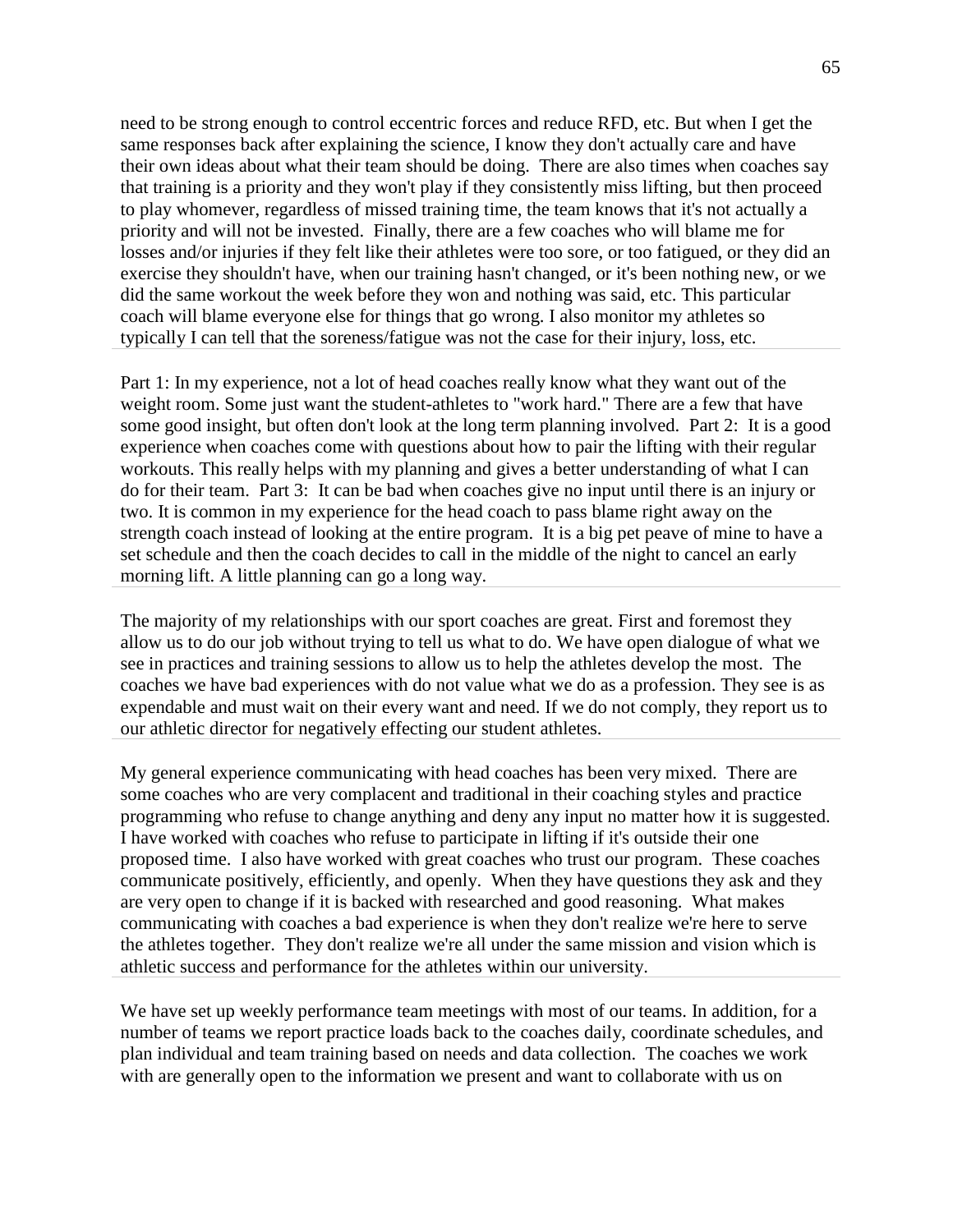need to be strong enough to control eccentric forces and reduce RFD, etc. But when I get the same responses back after explaining the science, I know they don't actually care and have their own ideas about what their team should be doing. There are also times when coaches say that training is a priority and they won't play if they consistently miss lifting, but then proceed to play whomever, regardless of missed training time, the team knows that it's not actually a priority and will not be invested. Finally, there are a few coaches who will blame me for losses and/or injuries if they felt like their athletes were too sore, or too fatigued, or they did an exercise they shouldn't have, when our training hasn't changed, or it's been nothing new, or we did the same workout the week before they won and nothing was said, etc. This particular coach will blame everyone else for things that go wrong. I also monitor my athletes so typically I can tell that the soreness/fatigue was not the case for their injury, loss, etc.

Part 1: In my experience, not a lot of head coaches really know what they want out of the weight room. Some just want the student-athletes to "work hard." There are a few that have some good insight, but often don't look at the long term planning involved. Part 2: It is a good experience when coaches come with questions about how to pair the lifting with their regular workouts. This really helps with my planning and gives a better understanding of what I can do for their team. Part 3: It can be bad when coaches give no input until there is an injury or two. It is common in my experience for the head coach to pass blame right away on the strength coach instead of looking at the entire program. It is a big pet peeve of mine to have a set schedule and then the coach decides to call in the middle of the night to cancel an early morning lift. A little planning can go a long way.

The majority of my relationships with our sport coaches are great. First and foremost they allow us to do our job without trying to tell us what to do. We have open dialogue of what we see in practices and training sessions to allow us to help the athletes develop the most. The coaches we have bad experiences with do not value what we do as a profession. They see is as expendable and must wait on their every want and need. If we do not comply, they report us to our athletic director for negatively effecting our student athletes.

My general experience communicating with head coaches has been very mixed. There are some coaches who are very complacent and traditional in their coaching styles and practice programming who refuse to change anything and deny any input no matter how it is suggested. I have worked with coaches who refuse to participate in lifting if it's outside their one proposed time. I also have worked with great coaches who trust our program. These coaches communicate positively, efficiently, and openly. When they have questions they ask and they are very open to change if it is backed with researched and good reasoning. What makes communicating with coaches a bad experience is when they don't realize we're here to serve the athletes together. They don't realize we're all under the same mission and vision which is athletic success and performance for the athletes within our university.

We have set up weekly performance team meetings with most of our teams. In addition, for a number of teams we report practice loads back to the coaches daily, coordinate schedules, and plan individual and team training based on needs and data collection. The coaches we work with are generally open to the information we present and want to collaborate with us on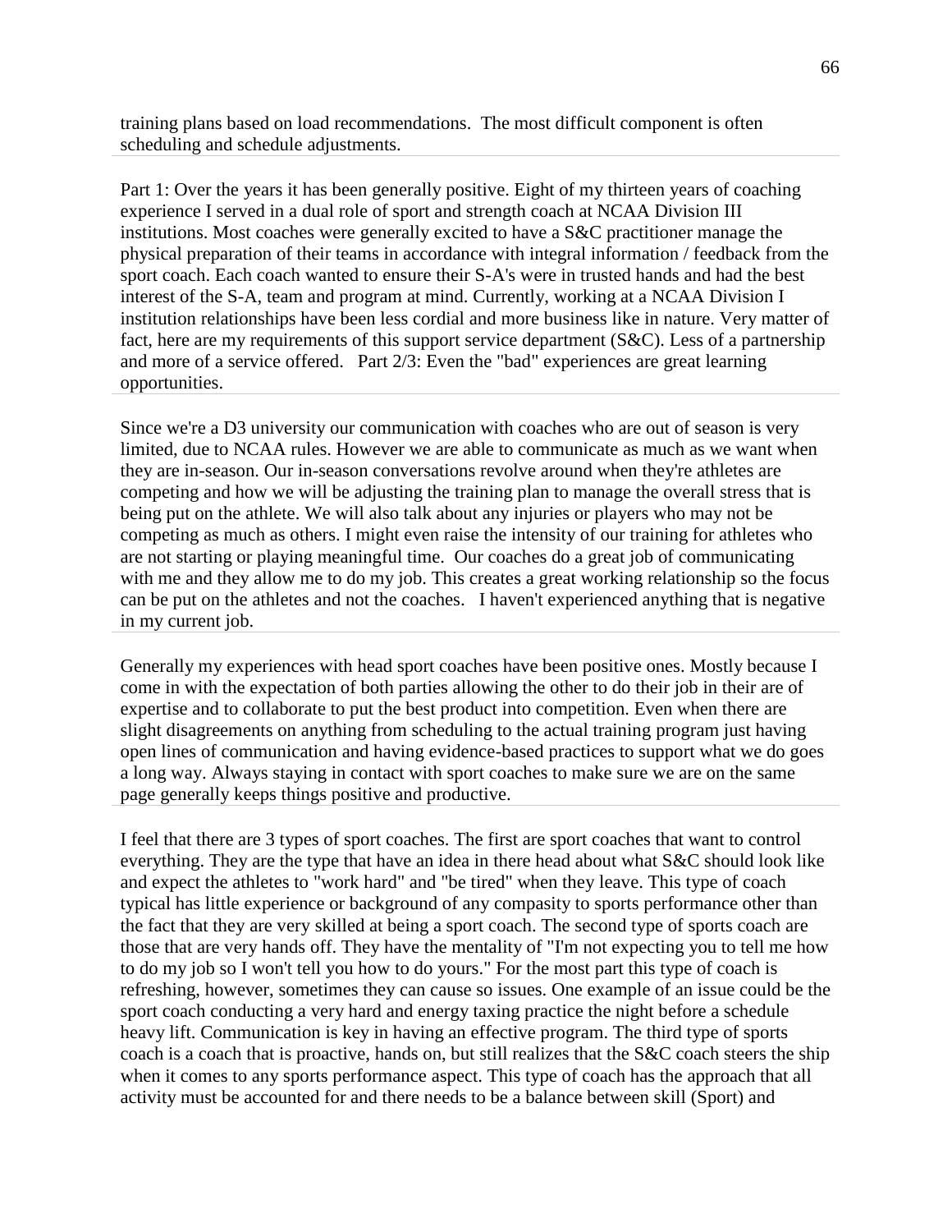training plans based on load recommendations. The most difficult component is often scheduling and schedule adjustments.

Part 1: Over the years it has been generally positive. Eight of my thirteen years of coaching experience I served in a dual role of sport and strength coach at NCAA Division III institutions. Most coaches were generally excited to have a S&C practitioner manage the physical preparation of their teams in accordance with integral information / feedback from the sport coach. Each coach wanted to ensure their S-A's were in trusted hands and had the best interest of the S-A, team and program at mind. Currently, working at a NCAA Division I institution relationships have been less cordial and more business like in nature. Very matter of fact, here are my requirements of this support service department (S&C). Less of a partnership and more of a service offered.  Part 2/3: Even the "bad" experiences are great learning opportunities.

Since we're a D3 university our communication with coaches who are out of season is very limited, due to NCAA rules. However we are able to communicate as much as we want when they are in-season. Our in-season conversations revolve around when they're athletes are competing and how we will be adjusting the training plan to manage the overall stress that is being put on the athlete. We will also talk about any injuries or players who may not be competing as much as others. I might even raise the intensity of our training for athletes who are not starting or playing meaningful time. Our coaches do a great job of communicating with me and they allow me to do my job. This creates a great working relationship so the focus can be put on the athletes and not the coaches.  I haven't experienced anything that is negative in my current job.

Generally my experiences with head sport coaches have been positive ones. Mostly because I come in with the expectation of both parties allowing the other to do their job in their are of expertise and to collaborate to put the best product into competition. Even when there are slight disagreements on anything from scheduling to the actual training program just having open lines of communication and having evidence-based practices to support what we do goes a long way. Always staying in contact with sport coaches to make sure we are on the same page generally keeps things positive and productive.

I feel that there are 3 types of sport coaches. The first are sport coaches that want to control everything. They are the type that have an idea in there head about what S&C should look like and expect the athletes to "work hard" and "be tired" when they leave. This type of coach typical has little experience or background of any compasity to sports performance other than the fact that they are very skilled at being a sport coach. The second type of sports coach are those that are very hands off. They have the mentality of "I'm not expecting you to tell me how to do my job so I won't tell you how to do yours." For the most part this type of coach is refreshing, however, sometimes they can cause so issues. One example of an issue could be the sport coach conducting a very hard and energy taxing practice the night before a schedule heavy lift. Communication is key in having an effective program. The third type of sports coach is a coach that is proactive, hands on, but still realizes that the S&C coach steers the ship when it comes to any sports performance aspect. This type of coach has the approach that all activity must be accounted for and there needs to be a balance between skill (Sport) and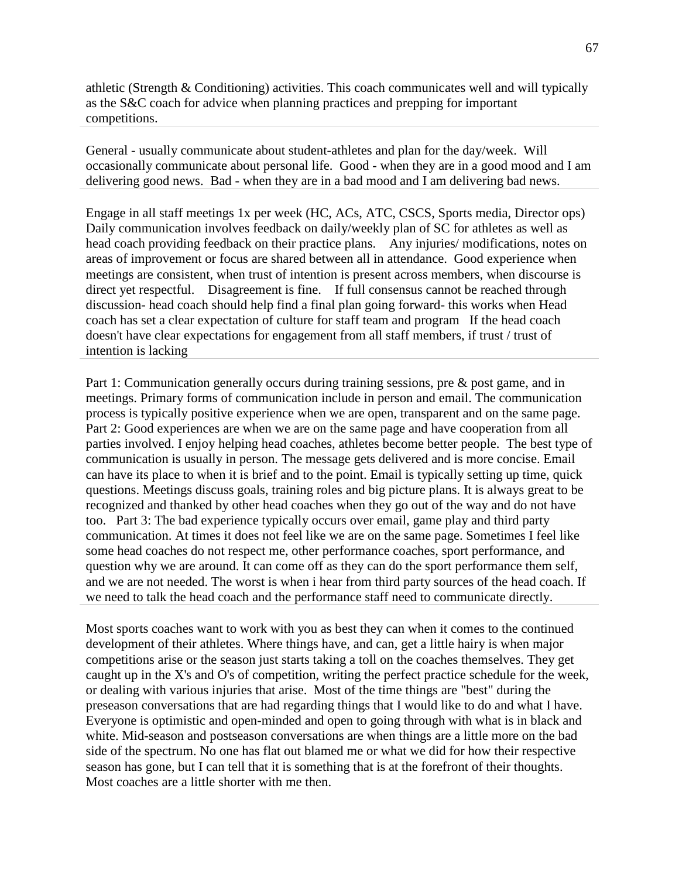athletic (Strength & Conditioning) activities. This coach communicates well and will typically as the S&C coach for advice when planning practices and prepping for important competitions.

General - usually communicate about student-athletes and plan for the day/week. Will occasionally communicate about personal life. Good - when they are in a good mood and I am delivering good news. Bad - when they are in a bad mood and I am delivering bad news.

Engage in all staff meetings 1x per week (HC, ACs, ATC, CSCS, Sports media, Director ops) Daily communication involves feedback on daily/weekly plan of SC for athletes as well as head coach providing feedback on their practice plans. Any injuries/ modifications, notes on areas of improvement or focus are shared between all in attendance. Good experience when meetings are consistent, when trust of intention is present across members, when discourse is direct yet respectful. Disagreement is fine. If full consensus cannot be reached through discussion- head coach should help find a final plan going forward- this works when Head coach has set a clear expectation of culture for staff team and program If the head coach doesn't have clear expectations for engagement from all staff members, if trust / trust of intention is lacking

Part 1: Communication generally occurs during training sessions, pre & post game, and in meetings. Primary forms of communication include in person and email. The communication process is typically positive experience when we are open, transparent and on the same page. Part 2: Good experiences are when we are on the same page and have cooperation from all parties involved. I enjoy helping head coaches, athletes become better people. The best type of communication is usually in person. The message gets delivered and is more concise. Email can have its place to when it is brief and to the point. Email is typically setting up time, quick questions. Meetings discuss goals, training roles and big picture plans. It is always great to be recognized and thanked by other head coaches when they go out of the way and do not have too. Part 3: The bad experience typically occurs over email, game play and third party communication. At times it does not feel like we are on the same page. Sometimes I feel like some head coaches do not respect me, other performance coaches, sport performance, and question why we are around. It can come off as they can do the sport performance them self, and we are not needed. The worst is when i hear from third party sources of the head coach. If we need to talk the head coach and the performance staff need to communicate directly.

Most sports coaches want to work with you as best they can when it comes to the continued development of their athletes. Where things have, and can, get a little hairy is when major competitions arise or the season just starts taking a toll on the coaches themselves. They get caught up in the X's and O's of competition, writing the perfect practice schedule for the week, or dealing with various injuries that arise. Most of the time things are "best" during the preseason conversations that are had regarding things that I would like to do and what I have. Everyone is optimistic and open-minded and open to going through with what is in black and white. Mid-season and postseason conversations are when things are a little more on the bad side of the spectrum. No one has flat out blamed me or what we did for how their respective season has gone, but I can tell that it is something that is at the forefront of their thoughts. Most coaches are a little shorter with me then.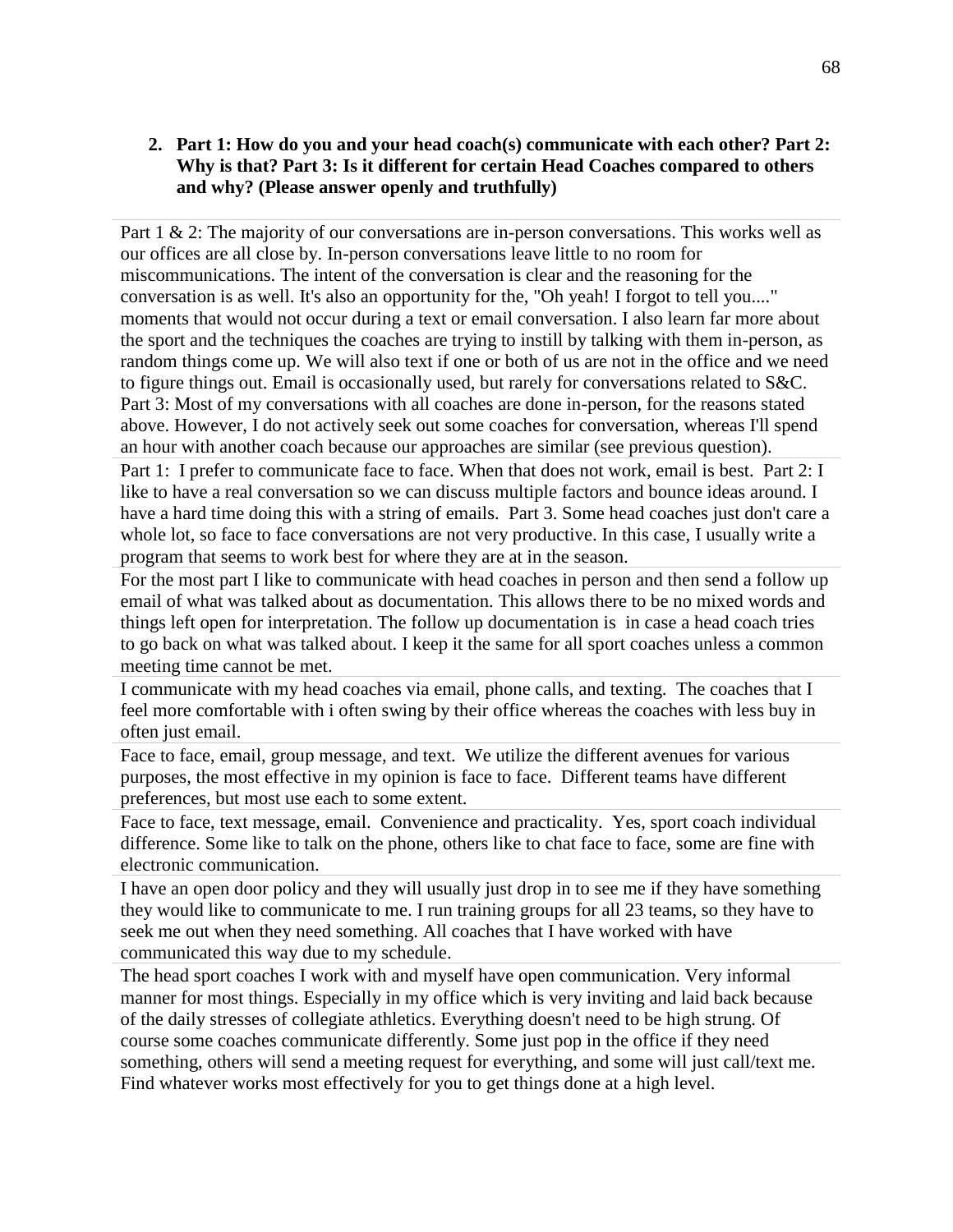**2. Part 1: How do you and your head coach(s) communicate with each other? Part 2: Why is that? Part 3: Is it different for certain Head Coaches compared to others and why? (Please answer openly and truthfully)**

Part 1 & 2: The majority of our conversations are in-person conversations. This works well as our offices are all close by. In-person conversations leave little to no room for miscommunications. The intent of the conversation is clear and the reasoning for the conversation is as well. It's also an opportunity for the, "Oh yeah! I forgot to tell you...." moments that would not occur during a text or email conversation. I also learn far more about the sport and the techniques the coaches are trying to instill by talking with them in-person, as random things come up. We will also text if one or both of us are not in the office and we need to figure things out. Email is occasionally used, but rarely for conversations related to S&C. Part 3: Most of my conversations with all coaches are done in-person, for the reasons stated above. However, I do not actively seek out some coaches for conversation, whereas I'll spend an hour with another coach because our approaches are similar (see previous question).

Part 1: I prefer to communicate face to face. When that does not work, email is best. Part 2: I like to have a real conversation so we can discuss multiple factors and bounce ideas around. I have a hard time doing this with a string of emails. Part 3. Some head coaches just don't care a whole lot, so face to face conversations are not very productive. In this case, I usually write a program that seems to work best for where they are at in the season.

For the most part I like to communicate with head coaches in person and then send a follow up email of what was talked about as documentation. This allows there to be no mixed words and things left open for interpretation. The follow up documentation is in case a head coach tries to go back on what was talked about. I keep it the same for all sport coaches unless a common meeting time cannot be met.

I communicate with my head coaches via email, phone calls, and texting. The coaches that I feel more comfortable with i often swing by their office whereas the coaches with less buy in often just email.

Face to face, email, group message, and text. We utilize the different avenues for various purposes, the most effective in my opinion is face to face. Different teams have different preferences, but most use each to some extent.

Face to face, text message, email. Convenience and practicality. Yes, sport coach individual difference. Some like to talk on the phone, others like to chat face to face, some are fine with electronic communication.

I have an open door policy and they will usually just drop in to see me if they have something they would like to communicate to me. I run training groups for all 23 teams, so they have to seek me out when they need something. All coaches that I have worked with have communicated this way due to my schedule.

The head sport coaches I work with and myself have open communication. Very informal manner for most things. Especially in my office which is very inviting and laid back because of the daily stresses of collegiate athletics. Everything doesn't need to be high strung. Of course some coaches communicate differently. Some just pop in the office if they need something, others will send a meeting request for everything, and some will just call/text me. Find whatever works most effectively for you to get things done at a high level.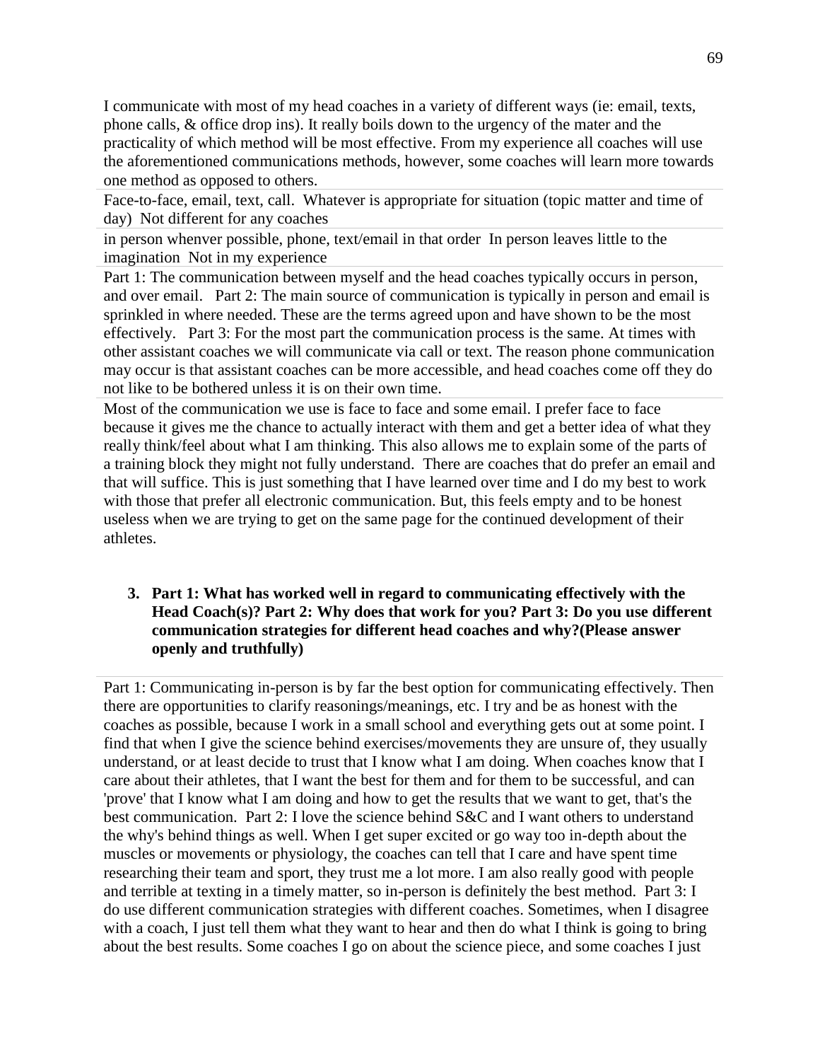I communicate with most of my head coaches in a variety of different ways (ie: email, texts, phone calls, & office drop ins). It really boils down to the urgency of the mater and the practicality of which method will be most effective. From my experience all coaches will use the aforementioned communications methods, however, some coaches will learn more towards one method as opposed to others.

Face-to-face, email, text, call. Whatever is appropriate for situation (topic matter and time of day) Not different for any coaches

in person whenver possible, phone, text/email in that order In person leaves little to the imagination Not in my experience

Part 1: The communication between myself and the head coaches typically occurs in person, and over email. Part 2: The main source of communication is typically in person and email is sprinkled in where needed. These are the terms agreed upon and have shown to be the most effectively. Part 3: For the most part the communication process is the same. At times with other assistant coaches we will communicate via call or text. The reason phone communication may occur is that assistant coaches can be more accessible, and head coaches come off they do not like to be bothered unless it is on their own time.

Most of the communication we use is face to face and some email. I prefer face to face because it gives me the chance to actually interact with them and get a better idea of what they really think/feel about what I am thinking. This also allows me to explain some of the parts of a training block they might not fully understand. There are coaches that do prefer an email and that will suffice. This is just something that I have learned over time and I do my best to work with those that prefer all electronic communication. But, this feels empty and to be honest useless when we are trying to get on the same page for the continued development of their athletes.

3. **Part 1: What has worked well in regard to communicating effectively with the Head Coach(s)? Part 2: Why does that work for you? Part 3: Do you use different communication strategies for different head coaches and why?(Please answer openly and truthfully)**

Part 1: Communicating in-person is by far the best option for communicating effectively. Then there are opportunities to clarify reasonings/meanings, etc. I try and be as honest with the coaches as possible, because I work in a small school and everything gets out at some point. I find that when I give the science behind exercises/movements they are unsure of, they usually understand, or at least decide to trust that I know what I am doing. When coaches know that I care about their athletes, that I want the best for them and for them to be successful, and can 'prove' that I know what I am doing and how to get the results that we want to get, that's the best communication. Part 2: I love the science behind S&C and I want others to understand the why's behind things as well. When I get super excited or go way too in-depth about the muscles or movements or physiology, the coaches can tell that I care and have spent time researching their team and sport, they trust me a lot more. I am also really good with people and terrible at texting in a timely matter, so in-person is definitely the best method. Part 3: I do use different communication strategies with different coaches. Sometimes, when I disagree with a coach, I just tell them what they want to hear and then do what I think is going to bring about the best results. Some coaches I go on about the science piece, and some coaches I just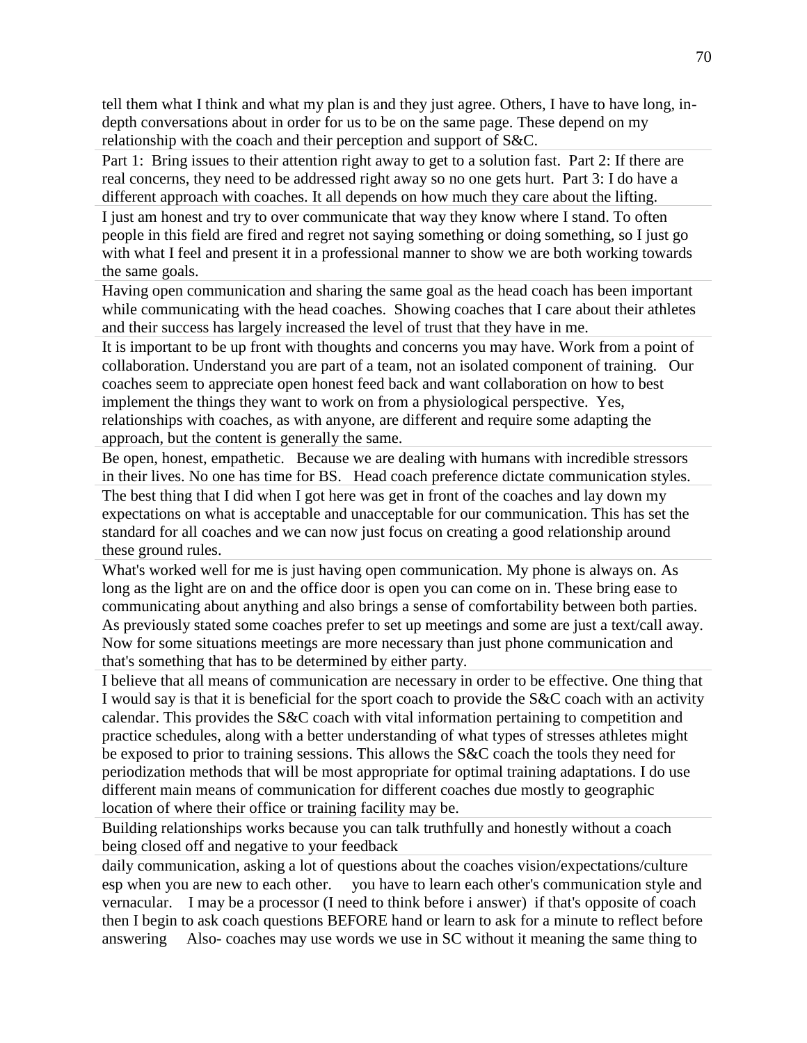tell them what I think and what my plan is and they just agree. Others, I have to have long, in-depth conversations about in order for us to be on the same page. These depend on my relationship with the coach and their perception and support of S&C.

Part 1: Bring issues to their attention right away to get to a solution fast. Part 2: If there are real concerns, they need to be addressed right away so no one gets hurt. Part 3: I do have a different approach with coaches. It all depends on how much they care about the lifting.

I just am honest and try to over communicate that way they know where I stand. To often people in this field are fired and regret not saying something or doing something, so I just go with what I feel and present it in a professional manner to show we are both working towards the same goals.

Having open communication and sharing the same goal as the head coach has been important while communicating with the head coaches. Showing coaches that I care about their athletes and their success has largely increased the level of trust that they have in me.

It is important to be up front with thoughts and concerns you may have. Work from a point of collaboration. Understand you are part of a team, not an isolated component of training. Our coaches seem to appreciate open honest feed back and want collaboration on how to best implement the things they want to work on from a physiological perspective. Yes, relationships with coaches, as with anyone, are different and require some adapting the approach, but the content is generally the same.

Be open, honest, empathetic. Because we are dealing with humans with incredible stressors in their lives. No one has time for BS. Head coach preference dictate communication styles.

The best thing that I did when I got here was get in front of the coaches and lay down my expectations on what is acceptable and unacceptable for our communication. This has set the standard for all coaches and we can now just focus on creating a good relationship around these ground rules.

What's worked well for me is just having open communication. My phone is always on. As long as the light are on and the office door is open you can come on in. These bring ease to communicating about anything and also brings a sense of comfortability between both parties. As previously stated some coaches prefer to set up meetings and some are just a text/call away. Now for some situations meetings are more necessary than just phone communication and that's something that has to be determined by either party.

I believe that all means of communication are necessary in order to be effective. One thing that I would say is that it is beneficial for the sport coach to provide the S&C coach with an activity calendar. This provides the S&C coach with vital information pertaining to competition and practice schedules, along with a better understanding of what types of stresses athletes might be exposed to prior to training sessions. This allows the S&C coach the tools they need for periodization methods that will be most appropriate for optimal training adaptations. I do use different main means of communication for different coaches due mostly to geographic location of where their office or training facility may be.

Building relationships works because you can talk truthfully and honestly without a coach being closed off and negative to your feedback

daily communication, asking a lot of questions about the coaches vision/expectations/culture esp when you are new to each other. you have to learn each other's communication style and vernacular. I may be a processor (I need to think before i answer) if that's opposite of coach then I begin to ask coach questions BEFORE hand or learn to ask for a minute to reflect before answering Also- coaches may use words we use in SC without it meaning the same thing to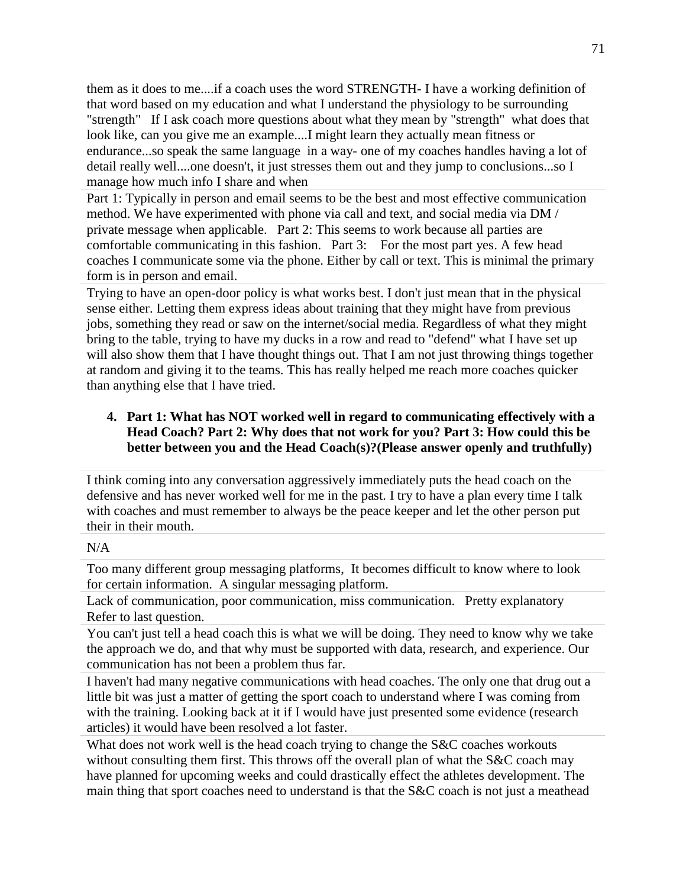them as it does to me....if a coach uses the word STRENGTH- I have a working definition of that word based on my education and what I understand the physiology to be surrounding "strength" If I ask coach more questions about what they mean by "strength" what does that look like, can you give me an example....I might learn they actually mean fitness or endurance...so speak the same language in a way- one of my coaches handles having a lot of detail really well....one doesn't, it just stresses them out and they jump to conclusions...so I manage how much info I share and when

Part 1: Typically in person and email seems to be the best and most effective communication method. We have experimented with phone via call and text, and social media via DM / private message when applicable. Part 2: This seems to work because all parties are comfortable communicating in this fashion. Part 3: For the most part yes. A few head coaches I communicate some via the phone. Either by call or text. This is minimal the primary form is in person and email.

Trying to have an open-door policy is what works best. I don't just mean that in the physical sense either. Letting them express ideas about training that they might have from previous jobs, something they read or saw on the internet/social media. Regardless of what they might bring to the table, trying to have my ducks in a row and read to "defend" what I have set up will also show them that I have thought things out. That I am not just throwing things together at random and giving it to the teams. This has really helped me reach more coaches quicker than anything else that I have tried.

4. **Part 1: What has NOT worked well in regard to communicating effectively with a Head Coach? Part 2: Why does that not work for you? Part 3: How could this be better between you and the Head Coach(s)?(Please answer openly and truthfully)**

I think coming into any conversation aggressively immediately puts the head coach on the defensive and has never worked well for me in the past. I try to have a plan every time I talk with coaches and must remember to always be the peace keeper and let the other person put their in their mouth.

N/A

Too many different group messaging platforms, It becomes difficult to know where to look for certain information. A singular messaging platform.

Lack of communication, poor communication, miss communication. Pretty explanatory Refer to last question.

You can't just tell a head coach this is what we will be doing. They need to know why we take the approach we do, and that why must be supported with data, research, and experience. Our communication has not been a problem thus far.

I haven't had many negative communications with head coaches. The only one that drug out a little bit was just a matter of getting the sport coach to understand where I was coming from with the training. Looking back at it if I would have just presented some evidence (research articles) it would have been resolved a lot faster.

What does not work well is the head coach trying to change the S&C coaches workouts without consulting them first. This throws off the overall plan of what the S&C coach may have planned for upcoming weeks and could drastically effect the athletes development. The main thing that sport coaches need to understand is that the S&C coach is not just a meathead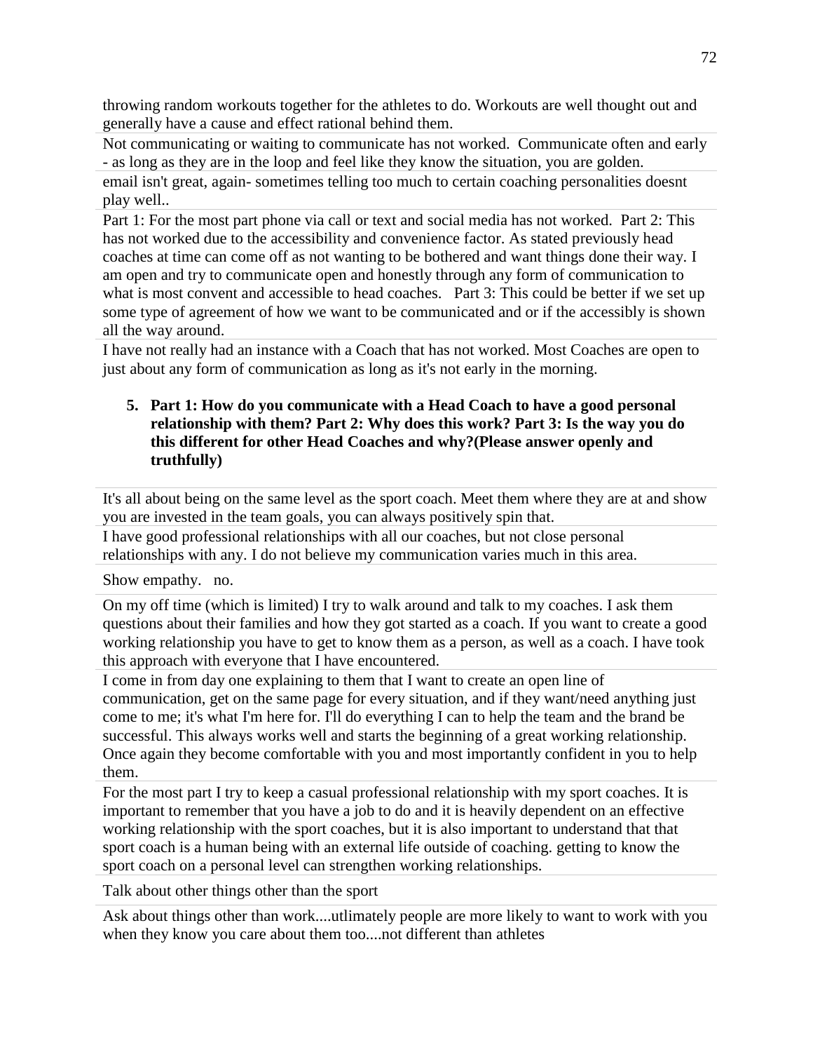throwing random workouts together for the athletes to do. Workouts are well thought out and generally have a cause and effect rational behind them.

Not communicating or waiting to communicate has not worked. Communicate often and early - as long as they are in the loop and feel like they know the situation, you are golden.

email isn't great, again- sometimes telling too much to certain coaching personalities doesnt play well..

Part 1: For the most part phone via call or text and social media has not worked. Part 2: This has not worked due to the accessibility and convenience factor. As stated previously head coaches at time can come off as not wanting to be bothered and want things done their way. I am open and try to communicate open and honestly through any form of communication to what is most convent and accessible to head coaches. Part 3: This could be better if we set up some type of agreement of how we want to be communicated and or if the accessibly is shown all the way around.

I have not really had an instance with a Coach that has not worked. Most Coaches are open to just about any form of communication as long as it's not early in the morning.

5. **Part 1: How do you communicate with a Head Coach to have a good personal relationship with them? Part 2: Why does this work? Part 3: Is the way you do this different for other Head Coaches and why?(Please answer openly and truthfully)**

It's all about being on the same level as the sport coach. Meet them where they are at and show you are invested in the team goals, you can always positively spin that.

I have good professional relationships with all our coaches, but not close personal relationships with any. I do not believe my communication varies much in this area.

Show empathy. no.

On my off time (which is limited) I try to walk around and talk to my coaches. I ask them questions about their families and how they got started as a coach. If you want to create a good working relationship you have to get to know them as a person, as well as a coach. I have took this approach with everyone that I have encountered.

I come in from day one explaining to them that I want to create an open line of communication, get on the same page for every situation, and if they want/need anything just come to me; it's what I'm here for. I'll do everything I can to help the team and the brand be successful. This always works well and starts the beginning of a great working relationship. Once again they become comfortable with you and most importantly confident in you to help them.

For the most part I try to keep a casual professional relationship with my sport coaches. It is important to remember that you have a job to do and it is heavily dependent on an effective working relationship with the sport coaches, but it is also important to understand that that sport coach is a human being with an external life outside of coaching. getting to know the sport coach on a personal level can strengthen working relationships.

Talk about other things other than the sport

Ask about things other than work....utlimately people are more likely to want to work with you when they know you care about them too....not different than athletes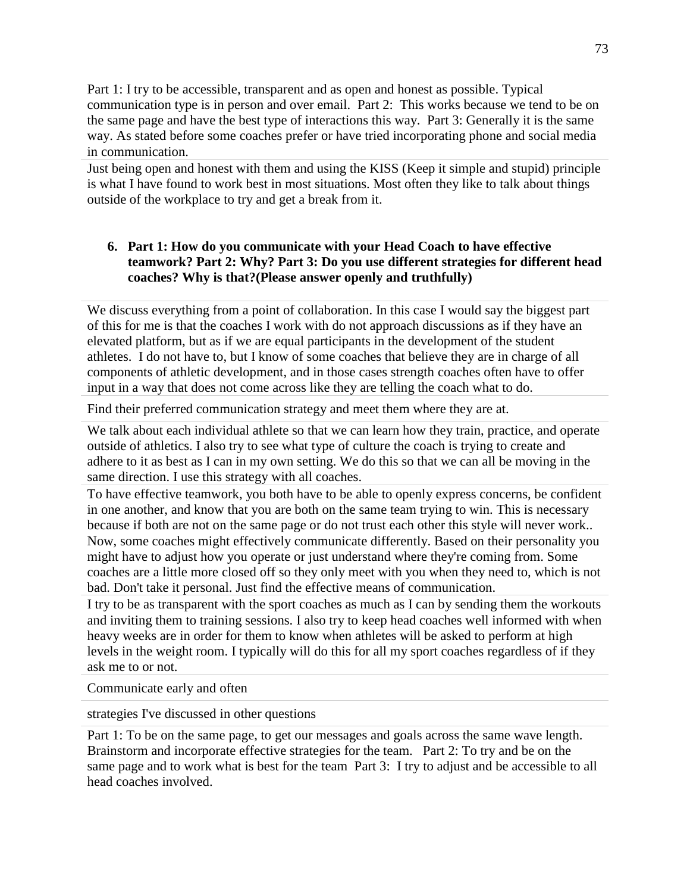Part 1: I try to be accessible, transparent and as open and honest as possible. Typical communication type is in person and over email. Part 2: This works because we tend to be on the same page and have the best type of interactions this way. Part 3: Generally it is the same way. As stated before some coaches prefer or have tried incorporating phone and social media in communication.

Just being open and honest with them and using the KISS (Keep it simple and stupid) principle is what I have found to work best in most situations. Most often they like to talk about things outside of the workplace to try and get a break from it.

6. **Part 1: How do you communicate with your Head Coach to have effective teamwork? Part 2: Why? Part 3: Do you use different strategies for different head coaches? Why is that?(Please answer openly and truthfully)**

We discuss everything from a point of collaboration. In this case I would say the biggest part of this for me is that the coaches I work with do not approach discussions as if they have an elevated platform, but as if we are equal participants in the development of the student athletes. I do not have to, but I know of some coaches that believe they are in charge of all components of athletic development, and in those cases strength coaches often have to offer input in a way that does not come across like they are telling the coach what to do.

Find their preferred communication strategy and meet them where they are at.

We talk about each individual athlete so that we can learn how they train, practice, and operate outside of athletics. I also try to see what type of culture the coach is trying to create and adhere to it as best as I can in my own setting. We do this so that we can all be moving in the same direction. I use this strategy with all coaches.

To have effective teamwork, you both have to be able to openly express concerns, be confident in one another, and know that you are both on the same team trying to win. This is necessary because if both are not on the same page or do not trust each other this style will never work.. Now, some coaches might effectively communicate differently. Based on their personality you might have to adjust how you operate or just understand where they're coming from. Some coaches are a little more closed off so they only meet with you when they need to, which is not bad. Don't take it personal. Just find the effective means of communication.

I try to be as transparent with the sport coaches as much as I can by sending them the workouts and inviting them to training sessions. I also try to keep head coaches well informed with when heavy weeks are in order for them to know when athletes will be asked to perform at high levels in the weight room. I typically will do this for all my sport coaches regardless of if they ask me to or not.

Communicate early and often

strategies I've discussed in other questions

Part 1: To be on the same page, to get our messages and goals across the same wave length. Brainstorm and incorporate effective strategies for the team. Part 2: To try and be on the same page and to work what is best for the team Part 3: I try to adjust and be accessible to all head coaches involved.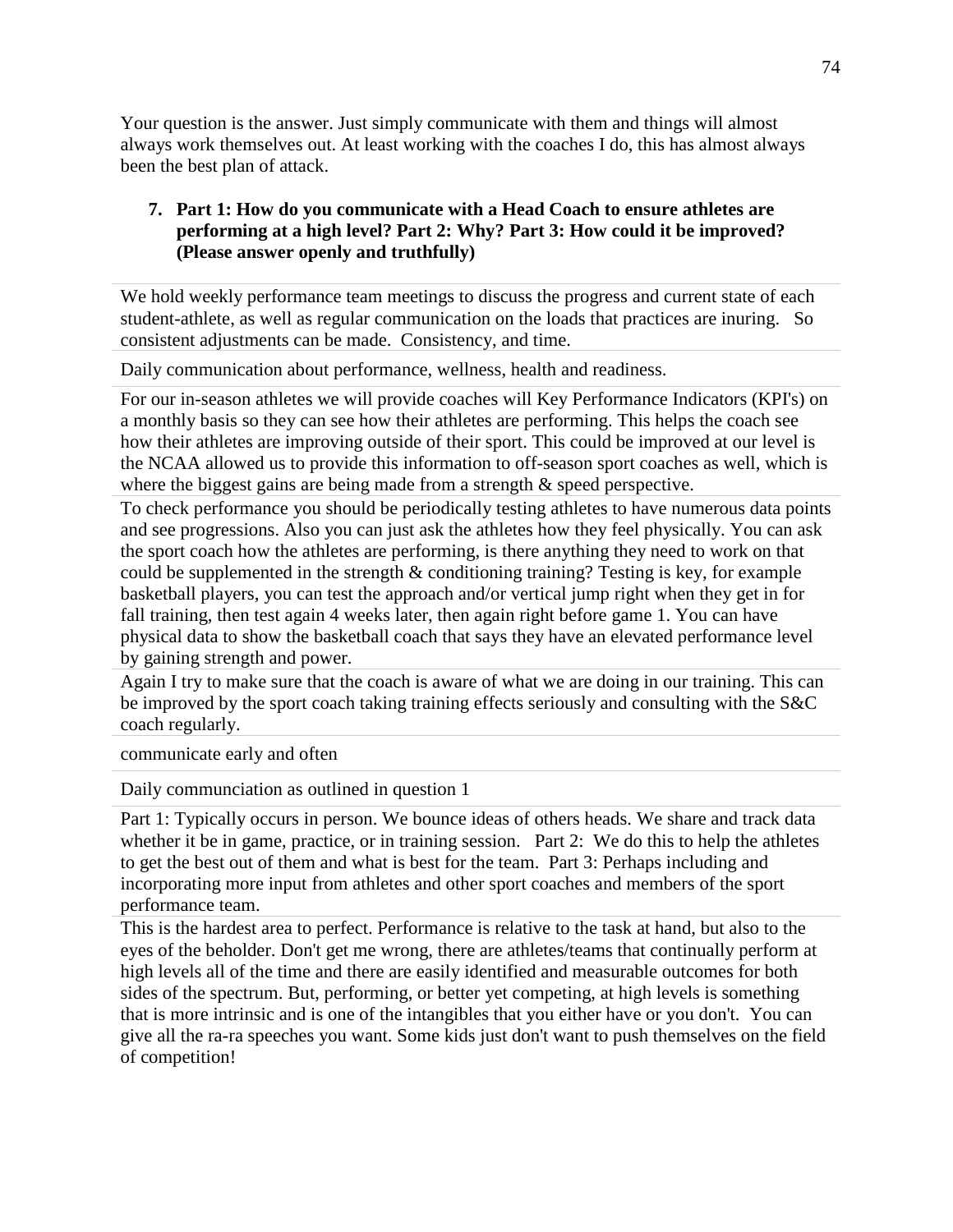Your question is the answer. Just simply communicate with them and things will almost always work themselves out. At least working with the coaches I do, this has almost always been the best plan of attack.

7. **Part 1: How do you communicate with a Head Coach to ensure athletes are performing at a high level? Part 2: Why? Part 3: How could it be improved? (Please answer openly and truthfully)**

We hold weekly performance team meetings to discuss the progress and current state of each student-athlete, as well as regular communication on the loads that practices are inuring. So consistent adjustments can be made. Consistency, and time.

Daily communication about performance, wellness, health and readiness.

For our in-season athletes we will provide coaches will Key Performance Indicators (KPI's) on a monthly basis so they can see how their athletes are performing. This helps the coach see how their athletes are improving outside of their sport. This could be improved at our level is the NCAA allowed us to provide this information to off-season sport coaches as well, which is where the biggest gains are being made from a strength & speed perspective.

To check performance you should be periodically testing athletes to have numerous data points and see progressions. Also you can just ask the athletes how they feel physically. You can ask the sport coach how the athletes are performing, is there anything they need to work on that could be supplemented in the strength & conditioning training? Testing is key, for example basketball players, you can test the approach and/or vertical jump right when they get in for fall training, then test again 4 weeks later, then again right before game 1. You can have physical data to show the basketball coach that says they have an elevated performance level by gaining strength and power.

Again I try to make sure that the coach is aware of what we are doing in our training. This can be improved by the sport coach taking training effects seriously and consulting with the S&C coach regularly.

communicate early and often

Daily communciation as outlined in question 1

Part 1: Typically occurs in person. We bounce ideas of others heads. We share and track data whether it be in game, practice, or in training session. Part 2: We do this to help the athletes to get the best out of them and what is best for the team. Part 3: Perhaps including and incorporating more input from athletes and other sport coaches and members of the sport performance team.

This is the hardest area to perfect. Performance is relative to the task at hand, but also to the eyes of the beholder. Don't get me wrong, there are athletes/teams that continually perform at high levels all of the time and there are easily identified and measurable outcomes for both sides of the spectrum. But, performing, or better yet competing, at high levels is something that is more intrinsic and is one of the intangibles that you either have or you don't. You can give all the ra-ra speeches you want. Some kids just don't want to push themselves on the field of competition!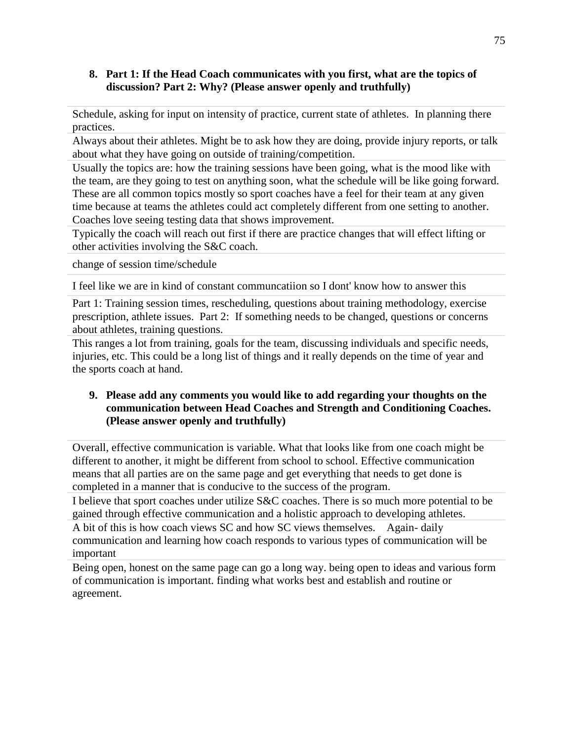8. **Part 1: If the Head Coach communicates with you first, what are the topics of discussion? Part 2: Why? (Please answer openly and truthfully)**

| |
|---|
| Schedule, asking for input on intensity of practice, current state of athletes. In planning there practices. |
| Always about their athletes. Might be to ask how they are doing, provide injury reports, or talk about what they have going on outside of training/competition. |
| Usually the topics are: how the training sessions have been going, what is the mood like with the team, are they going to test on anything soon, what the schedule will be like going forward. These are all common topics mostly so sport coaches have a feel for their team at any given time because at teams the athletes could act completely different from one setting to another. Coaches love seeing testing data that shows improvement. |
| Typically the coach will reach out first if there are practice changes that will effect lifting or other activities involving the S&C coach. |
| change of session time/schedule |
| I feel like we are in kind of constant communcatiion so I dont' know how to answer this |
| Part 1: Training session times, rescheduling, questions about training methodology, exercise prescription, athlete issues. Part 2: If something needs to be changed, questions or concerns about athletes, training questions. |
| This ranges a lot from training, goals for the team, discussing individuals and specific needs, injuries, etc. This could be a long list of things and it really depends on the time of year and the sports coach at hand. |

9. **Please add any comments you would like to add regarding your thoughts on the communication between Head Coaches and Strength and Conditioning Coaches. (Please answer openly and truthfully)**

| |
|---|
| Overall, effective communication is variable. What that looks like from one coach might be different to another, it might be different from school to school. Effective communication means that all parties are on the same page and get everything that needs to get done is completed in a manner that is conducive to the success of the program. |
| I believe that sport coaches under utilize S&C coaches. There is so much more potential to be gained through effective communication and a holistic approach to developing athletes. |
| A bit of this is how coach views SC and how SC views themselves. Again- daily communication and learning how coach responds to various types of communication will be important |
| Being open, honest on the same page can go a long way. being open to ideas and various form of communication is important. finding what works best and establish and routine or agreement. |